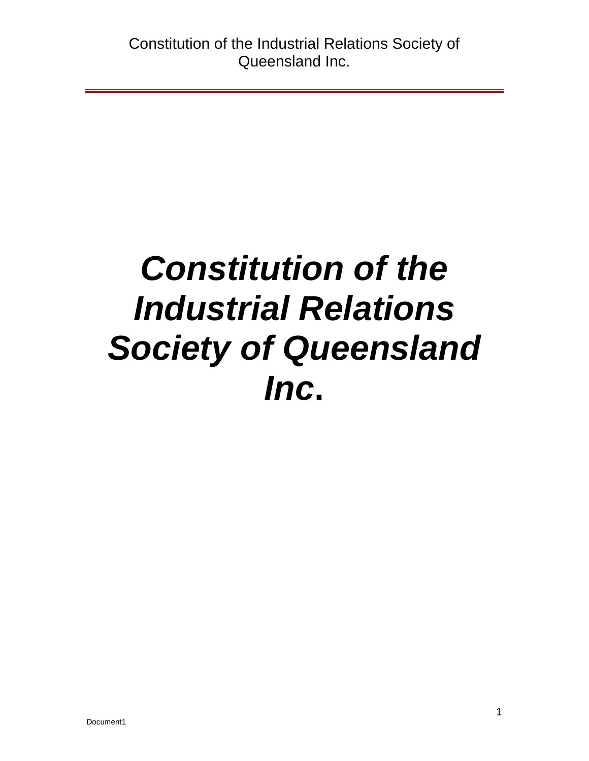# *Constitution of the Industrial Relations Society of Queensland Inc.*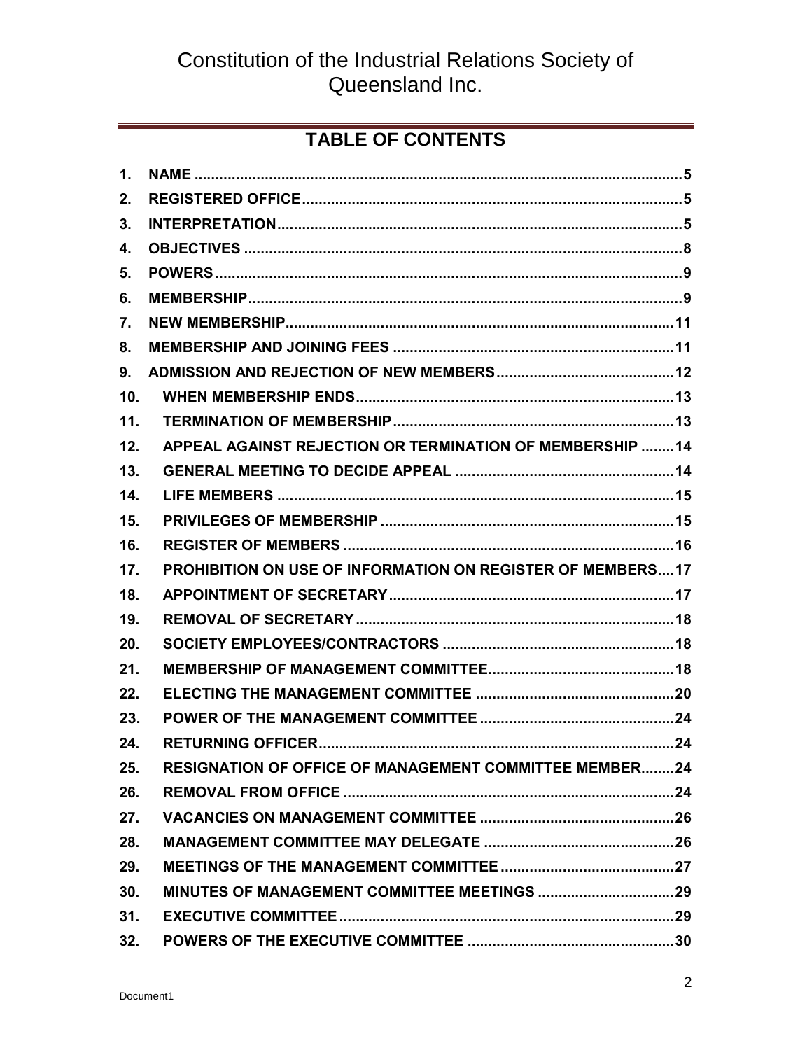# Constitution of the Industrial Relations Society of Queensland Inc.

## TABLE OF CONTENTS

1. NAME ....................................................................................................................5
2. REGISTERED OFFICE..........................................................................................5
3. INTERPRETATION................................................................................................5
4. OBJECTIVES ........................................................................................................8
5. POWERS................................................................................................................9
6. MEMBERSHIP.......................................................................................................9
7. NEW MEMBERSHIP............................................................................................11
8. MEMBERSHIP AND JOINING FEES ...................................................................11
9. ADMISSION AND REJECTION OF NEW MEMBERS..........................................12
10. WHEN MEMBERSHIP ENDS............................................................................13
11. TERMINATION OF MEMBERSHIP..................................................................13
12. APPEAL AGAINST REJECTION OR TERMINATION OF MEMBERSHIP ........14
13. GENERAL MEETING TO DECIDE APPEAL ....................................................14
14. LIFE MEMBERS ...............................................................................................15
15. PRIVILEGES OF MEMBERSHIP .....................................................................15
16. REGISTER OF MEMBERS ...............................................................................16
17. PROHIBITION ON USE OF INFORMATION ON REGISTER OF MEMBERS....17
18. APPOINTMENT OF SECRETARY....................................................................17
19. REMOVAL OF SECRETARY............................................................................18
20. SOCIETY EMPLOYEES/CONTRACTORS .......................................................18
21. MEMBERSHIP OF MANAGEMENT COMMITTEE............................................18
22. ELECTING THE MANAGEMENT COMMITTEE ...............................................20
23. POWER OF THE MANAGEMENT COMMITTEE ..............................................24
24. RETURNING OFFICER....................................................................................24
25. RESIGNATION OF OFFICE OF MANAGEMENT COMMITTEE MEMBER........24
26. REMOVAL FROM OFFICE ...............................................................................24
27. VACANCIES ON MANAGEMENT COMMITTEE ...............................................26
28. MANAGEMENT COMMITTEE MAY DELEGATE .............................................26
29. MEETINGS OF THE MANAGEMENT COMMITTEE..........................................27
30. MINUTES OF MANAGEMENT COMMITTEE MEETINGS .................................29
31. EXECUTIVE COMMITTEE................................................................................29
32. POWERS OF THE EXECUTIVE COMMITTEE .................................................30

Document1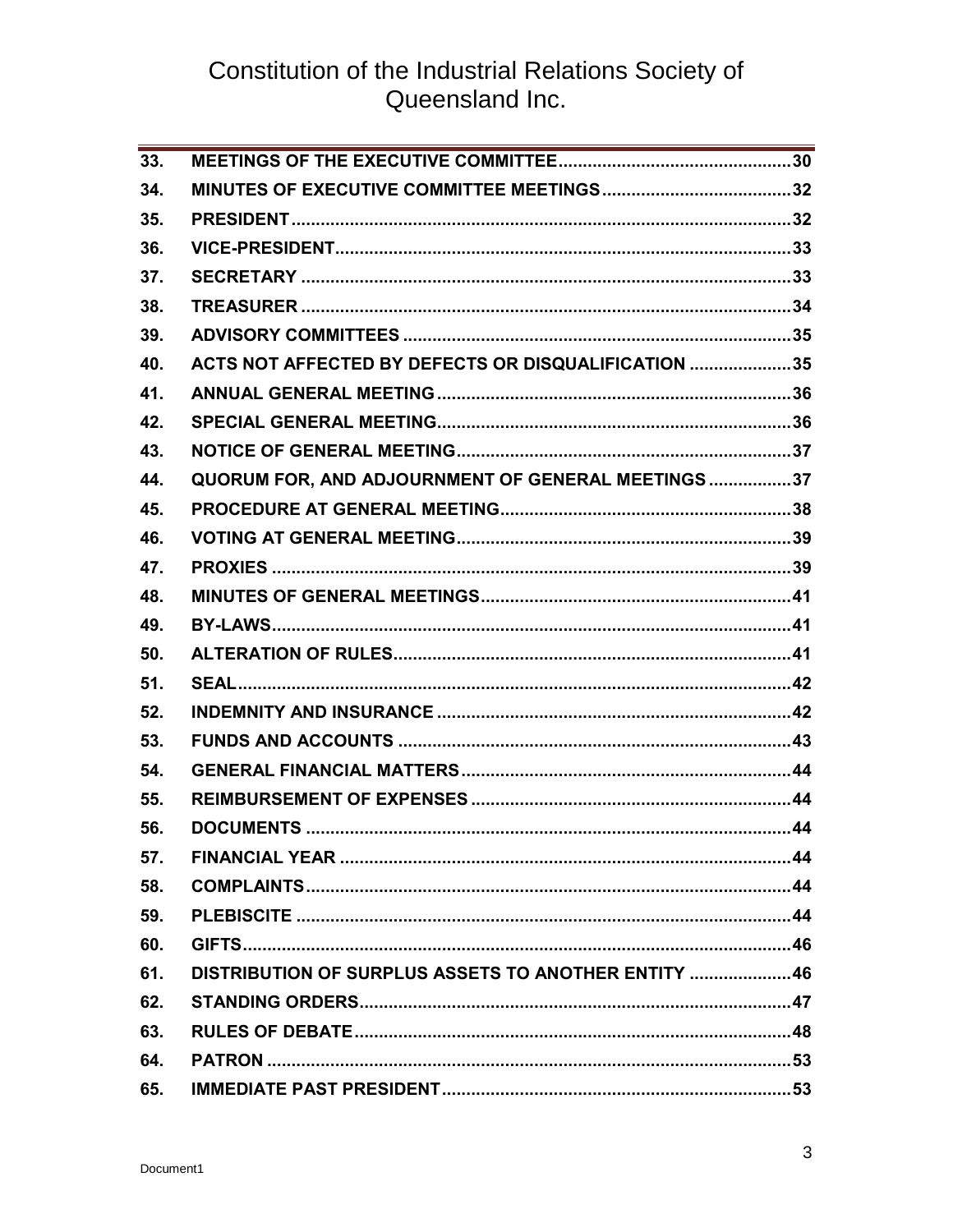# Constitution of the Industrial Relations Society of Queensland Inc.

| | | |
|---|---|---|
| 33. | MEETINGS OF THE EXECUTIVE COMMITTEE | 30 |
| 34. | MINUTES OF EXECUTIVE COMMITTEE MEETINGS | 32 |
| 35. | PRESIDENT | 32 |
| 36. | VICE-PRESIDENT | 33 |
| 37. | SECRETARY | 33 |
| 38. | TREASURER | 34 |
| 39. | ADVISORY COMMITTEES | 35 |
| 40. | ACTS NOT AFFECTED BY DEFECTS OR DISQUALIFICATION | 35 |
| 41. | ANNUAL GENERAL MEETING | 36 |
| 42. | SPECIAL GENERAL MEETING | 36 |
| 43. | NOTICE OF GENERAL MEETING | 37 |
| 44. | QUORUM FOR, AND ADJOURNMENT OF GENERAL MEETINGS | 37 |
| 45. | PROCEDURE AT GENERAL MEETING | 38 |
| 46. | VOTING AT GENERAL MEETING | 39 |
| 47. | PROXIES | 39 |
| 48. | MINUTES OF GENERAL MEETINGS | 41 |
| 49. | BY-LAWS | 41 |
| 50. | ALTERATION OF RULES | 41 |
| 51. | SEAL | 42 |
| 52. | INDEMNITY AND INSURANCE | 42 |
| 53. | FUNDS AND ACCOUNTS | 43 |
| 54. | GENERAL FINANCIAL MATTERS | 44 |
| 55. | REIMBURSEMENT OF EXPENSES | 44 |
| 56. | DOCUMENTS | 44 |
| 57. | FINANCIAL YEAR | 44 |
| 58. | COMPLAINTS | 44 |
| 59. | PLEBISCITE | 44 |
| 60. | GIFTS | 46 |
| 61. | DISTRIBUTION OF SURPLUS ASSETS TO ANOTHER ENTITY | 46 |
| 62. | STANDING ORDERS | 47 |
| 63. | RULES OF DEBATE | 48 |
| 64. | PATRON | 53 |
| 65. | IMMEDIATE PAST PRESIDENT | 53 |

Document1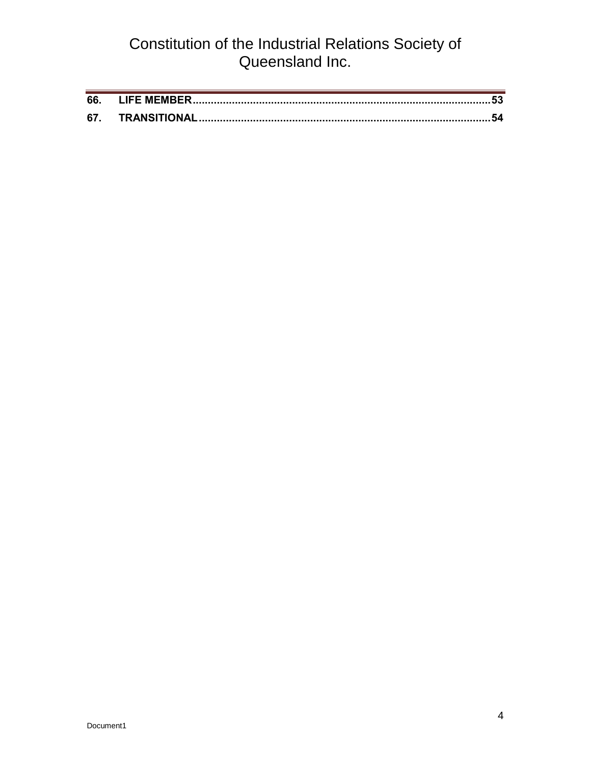**66. LIFE MEMBER** .......................................................................................... **53**

**67. TRANSITIONAL** ........................................................................................ **54**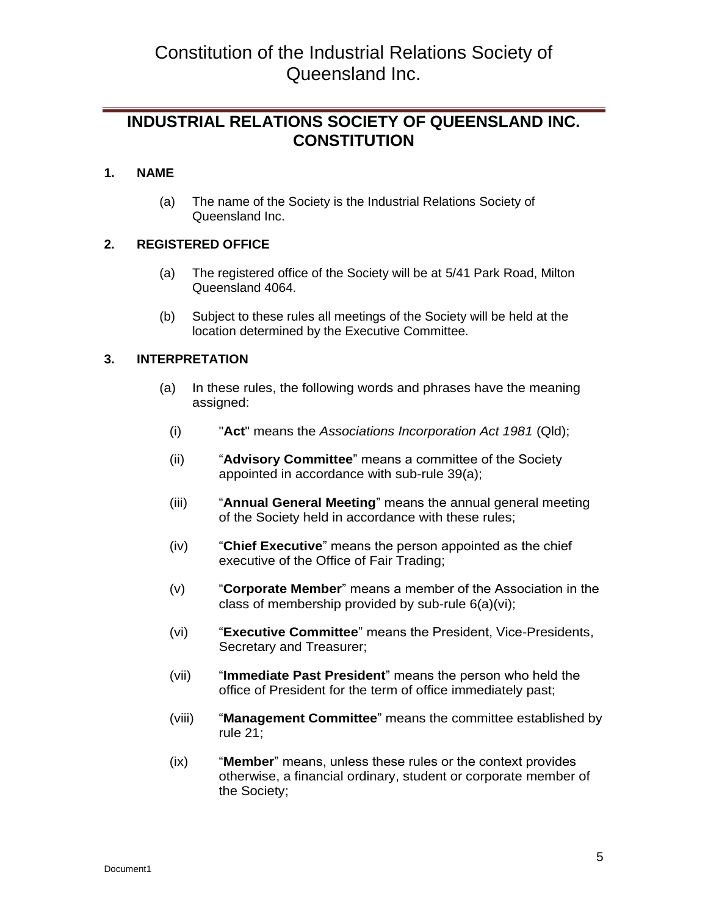# Constitution of the Industrial Relations Society of Queensland Inc.

## INDUSTRIAL RELATIONS SOCIETY OF QUEENSLAND INC. CONSTITUTION

### 1. NAME

(a) The name of the Society is the Industrial Relations Society of Queensland Inc.

### 2. REGISTERED OFFICE

(a) The registered office of the Society will be at 5/41 Park Road, Milton Queensland 4064.

(b) Subject to these rules all meetings of the Society will be held at the location determined by the Executive Committee.

### 3. INTERPRETATION

(a) In these rules, the following words and phrases have the meaning assigned:

(i) "**Act**" means the *Associations Incorporation Act 1981* (Qld);

(ii) "**Advisory Committee**" means a committee of the Society appointed in accordance with sub-rule 39(a);

(iii) "**Annual General Meeting**" means the annual general meeting of the Society held in accordance with these rules;

(iv) "**Chief Executive**" means the person appointed as the chief executive of the Office of Fair Trading;

(v) "**Corporate Member**" means a member of the Association in the class of membership provided by sub-rule 6(a)(vi);

(vi) "**Executive Committee**" means the President, Vice-Presidents, Secretary and Treasurer;

(vii) "**Immediate Past President**" means the person who held the office of President for the term of office immediately past;

(viii) "**Management Committee**" means the committee established by rule 21;

(ix) "**Member**" means, unless these rules or the context provides otherwise, a financial ordinary, student or corporate member of the Society;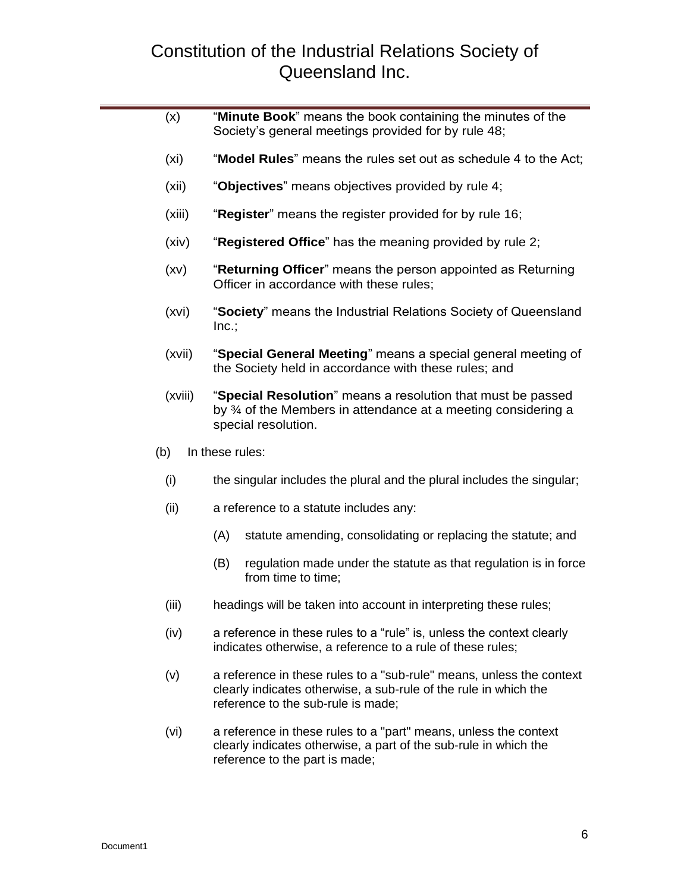(x) "**Minute Book**" means the book containing the minutes of the Society's general meetings provided for by rule 48;

(xi) "**Model Rules**" means the rules set out as schedule 4 to the Act;

(xii) "**Objectives**" means objectives provided by rule 4;

(xiii) "**Register**" means the register provided for by rule 16;

(xiv) "**Registered Office**" has the meaning provided by rule 2;

(xv) "**Returning Officer**" means the person appointed as Returning Officer in accordance with these rules;

(xvi) "**Society**" means the Industrial Relations Society of Queensland Inc.;

(xvii) "**Special General Meeting**" means a special general meeting of the Society held in accordance with these rules; and

(xviii) "**Special Resolution**" means a resolution that must be passed by ¾ of the Members in attendance at a meeting considering a special resolution.

(b) In these rules:

(i) the singular includes the plural and the plural includes the singular;

(ii) a reference to a statute includes any:

(A) statute amending, consolidating or replacing the statute; and

(B) regulation made under the statute as that regulation is in force from time to time;

(iii) headings will be taken into account in interpreting these rules;

(iv) a reference in these rules to a "rule" is, unless the context clearly indicates otherwise, a reference to a rule of these rules;

(v) a reference in these rules to a "sub-rule" means, unless the context clearly indicates otherwise, a sub-rule of the rule in which the reference to the sub-rule is made;

(vi) a reference in these rules to a "part" means, unless the context clearly indicates otherwise, a part of the sub-rule in which the reference to the part is made;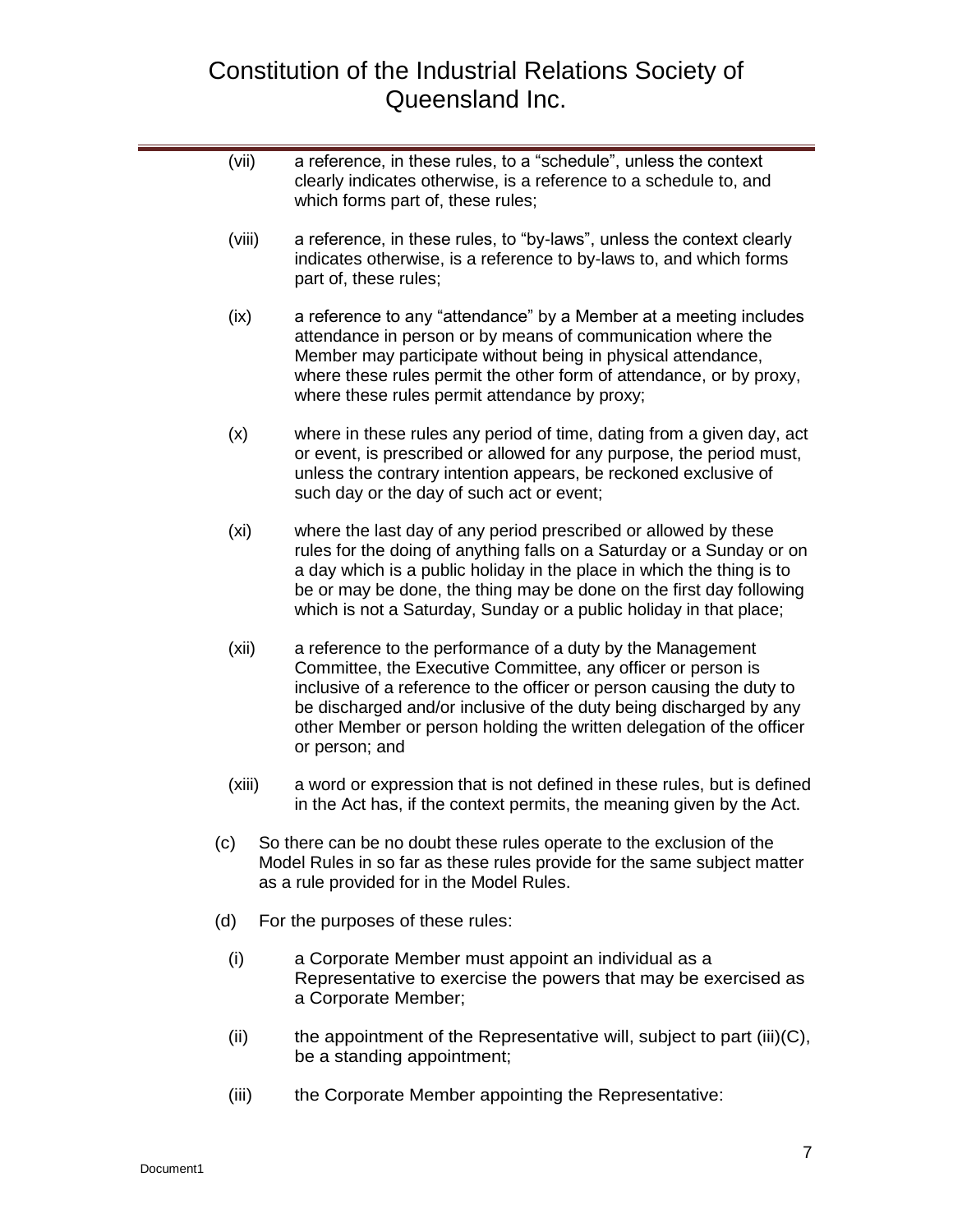(vii) a reference, in these rules, to a "schedule", unless the context clearly indicates otherwise, is a reference to a schedule to, and which forms part of, these rules;

(viii) a reference, in these rules, to "by-laws", unless the context clearly indicates otherwise, is a reference to by-laws to, and which forms part of, these rules;

(ix) a reference to any "attendance" by a Member at a meeting includes attendance in person or by means of communication where the Member may participate without being in physical attendance, where these rules permit the other form of attendance, or by proxy, where these rules permit attendance by proxy;

(x) where in these rules any period of time, dating from a given day, act or event, is prescribed or allowed for any purpose, the period must, unless the contrary intention appears, be reckoned exclusive of such day or the day of such act or event;

(xi) where the last day of any period prescribed or allowed by these rules for the doing of anything falls on a Saturday or a Sunday or on a day which is a public holiday in the place in which the thing is to be or may be done, the thing may be done on the first day following which is not a Saturday, Sunday or a public holiday in that place;

(xii) a reference to the performance of a duty by the Management Committee, the Executive Committee, any officer or person is inclusive of a reference to the officer or person causing the duty to be discharged and/or inclusive of the duty being discharged by any other Member or person holding the written delegation of the officer or person; and

(xiii) a word or expression that is not defined in these rules, but is defined in the Act has, if the context permits, the meaning given by the Act.

(c) So there can be no doubt these rules operate to the exclusion of the Model Rules in so far as these rules provide for the same subject matter as a rule provided for in the Model Rules.

(d) For the purposes of these rules:

(i) a Corporate Member must appoint an individual as a Representative to exercise the powers that may be exercised as a Corporate Member;

(ii) the appointment of the Representative will, subject to part (iii)(C), be a standing appointment;

(iii) the Corporate Member appointing the Representative: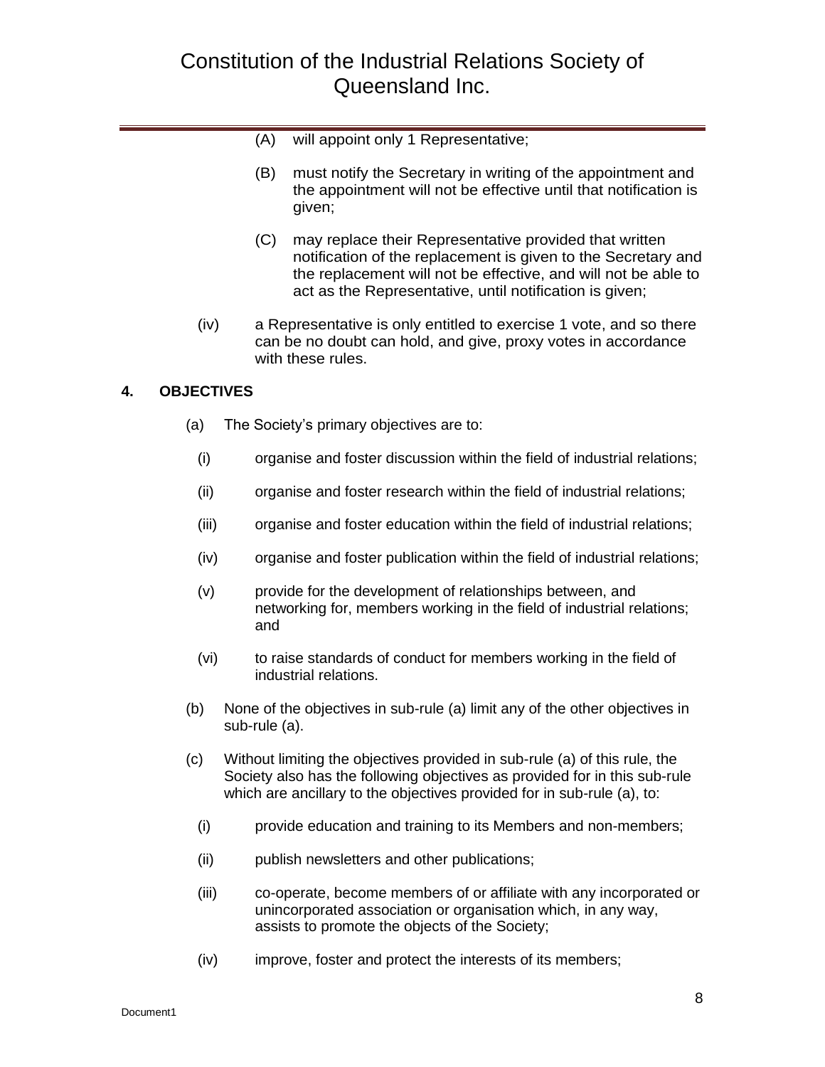(A) will appoint only 1 Representative;

(B) must notify the Secretary in writing of the appointment and the appointment will not be effective until that notification is given;

(C) may replace their Representative provided that written notification of the replacement is given to the Secretary and the replacement will not be effective, and will not be able to act as the Representative, until notification is given;

(iv) a Representative is only entitled to exercise 1 vote, and so there can be no doubt can hold, and give, proxy votes in accordance with these rules.

## 4. OBJECTIVES

(a) The Society's primary objectives are to:

(i) organise and foster discussion within the field of industrial relations;

(ii) organise and foster research within the field of industrial relations;

(iii) organise and foster education within the field of industrial relations;

(iv) organise and foster publication within the field of industrial relations;

(v) provide for the development of relationships between, and networking for, members working in the field of industrial relations; and

(vi) to raise standards of conduct for members working in the field of industrial relations.

(b) None of the objectives in sub-rule (a) limit any of the other objectives in sub-rule (a).

(c) Without limiting the objectives provided in sub-rule (a) of this rule, the Society also has the following objectives as provided for in this sub-rule which are ancillary to the objectives provided for in sub-rule (a), to:

(i) provide education and training to its Members and non-members;

(ii) publish newsletters and other publications;

(iii) co-operate, become members of or affiliate with any incorporated or unincorporated association or organisation which, in any way, assists to promote the objects of the Society;

(iv) improve, foster and protect the interests of its members;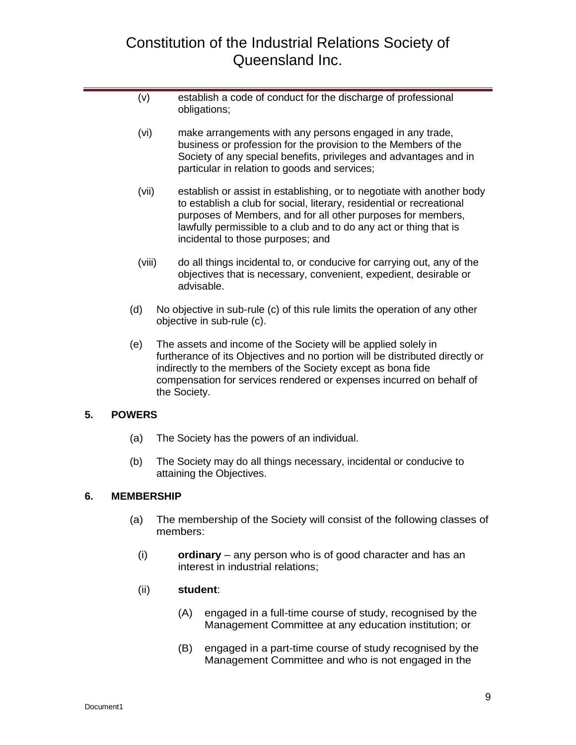(v) establish a code of conduct for the discharge of professional obligations;

(vi) make arrangements with any persons engaged in any trade, business or profession for the provision to the Members of the Society of any special benefits, privileges and advantages and in particular in relation to goods and services;

(vii) establish or assist in establishing, or to negotiate with another body to establish a club for social, literary, residential or recreational purposes of Members, and for all other purposes for members, lawfully permissible to a club and to do any act or thing that is incidental to those purposes; and

(viii) do all things incidental to, or conducive for carrying out, any of the objectives that is necessary, convenient, expedient, desirable or advisable.

(d) No objective in sub-rule (c) of this rule limits the operation of any other objective in sub-rule (c).

(e) The assets and income of the Society will be applied solely in furtherance of its Objectives and no portion will be distributed directly or indirectly to the members of the Society except as bona fide compensation for services rendered or expenses incurred on behalf of the Society.

## 5. POWERS

(a) The Society has the powers of an individual.

(b) The Society may do all things necessary, incidental or conducive to attaining the Objectives.

## 6. MEMBERSHIP

(a) The membership of the Society will consist of the following classes of members:

(i) **ordinary** – any person who is of good character and has an interest in industrial relations;

(ii) **student**:

(A) engaged in a full-time course of study, recognised by the Management Committee at any education institution; or

(B) engaged in a part-time course of study recognised by the Management Committee and who is not engaged in the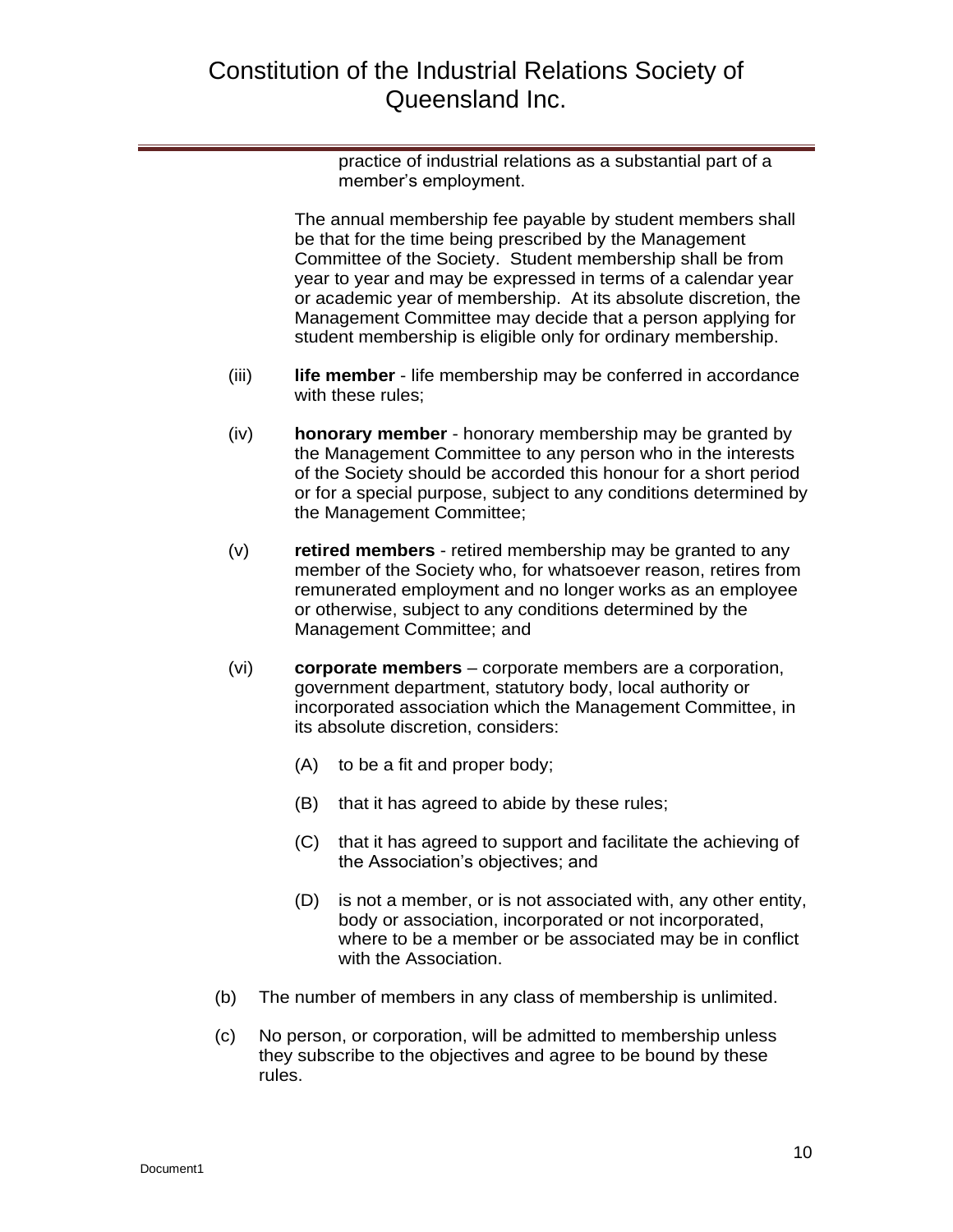practice of industrial relations as a substantial part of a member's employment.

The annual membership fee payable by student members shall be that for the time being prescribed by the Management Committee of the Society. Student membership shall be from year to year and may be expressed in terms of a calendar year or academic year of membership. At its absolute discretion, the Management Committee may decide that a person applying for student membership is eligible only for ordinary membership.

(iii) **life member** - life membership may be conferred in accordance with these rules;

(iv) **honorary member** - honorary membership may be granted by the Management Committee to any person who in the interests of the Society should be accorded this honour for a short period or for a special purpose, subject to any conditions determined by the Management Committee;

(v) **retired members** - retired membership may be granted to any member of the Society who, for whatsoever reason, retires from remunerated employment and no longer works as an employee or otherwise, subject to any conditions determined by the Management Committee; and

(vi) **corporate members** – corporate members are a corporation, government department, statutory body, local authority or incorporated association which the Management Committee, in its absolute discretion, considers:

(A) to be a fit and proper body;

(B) that it has agreed to abide by these rules;

(C) that it has agreed to support and facilitate the achieving of the Association's objectives; and

(D) is not a member, or is not associated with, any other entity, body or association, incorporated or not incorporated, where to be a member or be associated may be in conflict with the Association.

(b) The number of members in any class of membership is unlimited.

(c) No person, or corporation, will be admitted to membership unless they subscribe to the objectives and agree to be bound by these rules.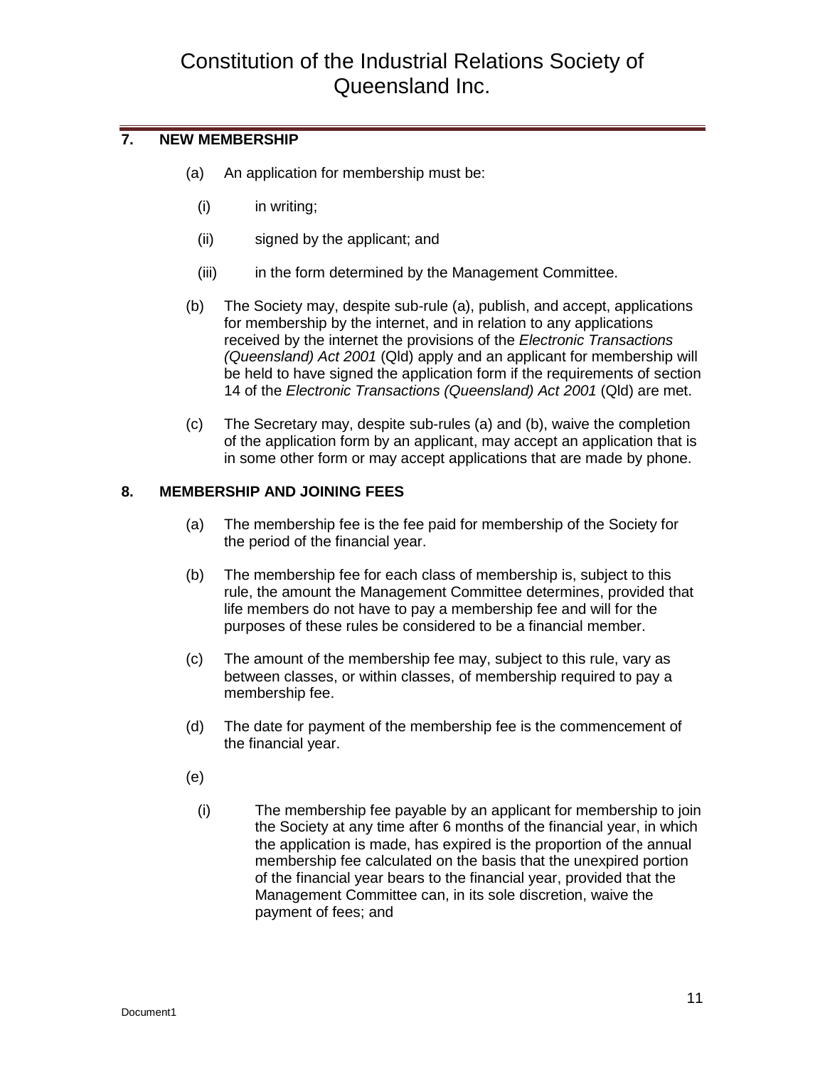## 7. NEW MEMBERSHIP

(a) An application for membership must be:

(i) in writing;

(ii) signed by the applicant; and

(iii) in the form determined by the Management Committee.

(b) The Society may, despite sub-rule (a), publish, and accept, applications for membership by the internet, and in relation to any applications received by the internet the provisions of the *Electronic Transactions (Queensland) Act 2001* (Qld) apply and an applicant for membership will be held to have signed the application form if the requirements of section 14 of the *Electronic Transactions (Queensland) Act 2001* (Qld) are met.

(c) The Secretary may, despite sub-rules (a) and (b), waive the completion of the application form by an applicant, may accept an application that is in some other form or may accept applications that are made by phone.

## 8. MEMBERSHIP AND JOINING FEES

(a) The membership fee is the fee paid for membership of the Society for the period of the financial year.

(b) The membership fee for each class of membership is, subject to this rule, the amount the Management Committee determines, provided that life members do not have to pay a membership fee and will for the purposes of these rules be considered to be a financial member.

(c) The amount of the membership fee may, subject to this rule, vary as between classes, or within classes, of membership required to pay a membership fee.

(d) The date for payment of the membership fee is the commencement of the financial year.

(e)

(i) The membership fee payable by an applicant for membership to join the Society at any time after 6 months of the financial year, in which the application is made, has expired is the proportion of the annual membership fee calculated on the basis that the unexpired portion of the financial year bears to the financial year, provided that the Management Committee can, in its sole discretion, waive the payment of fees; and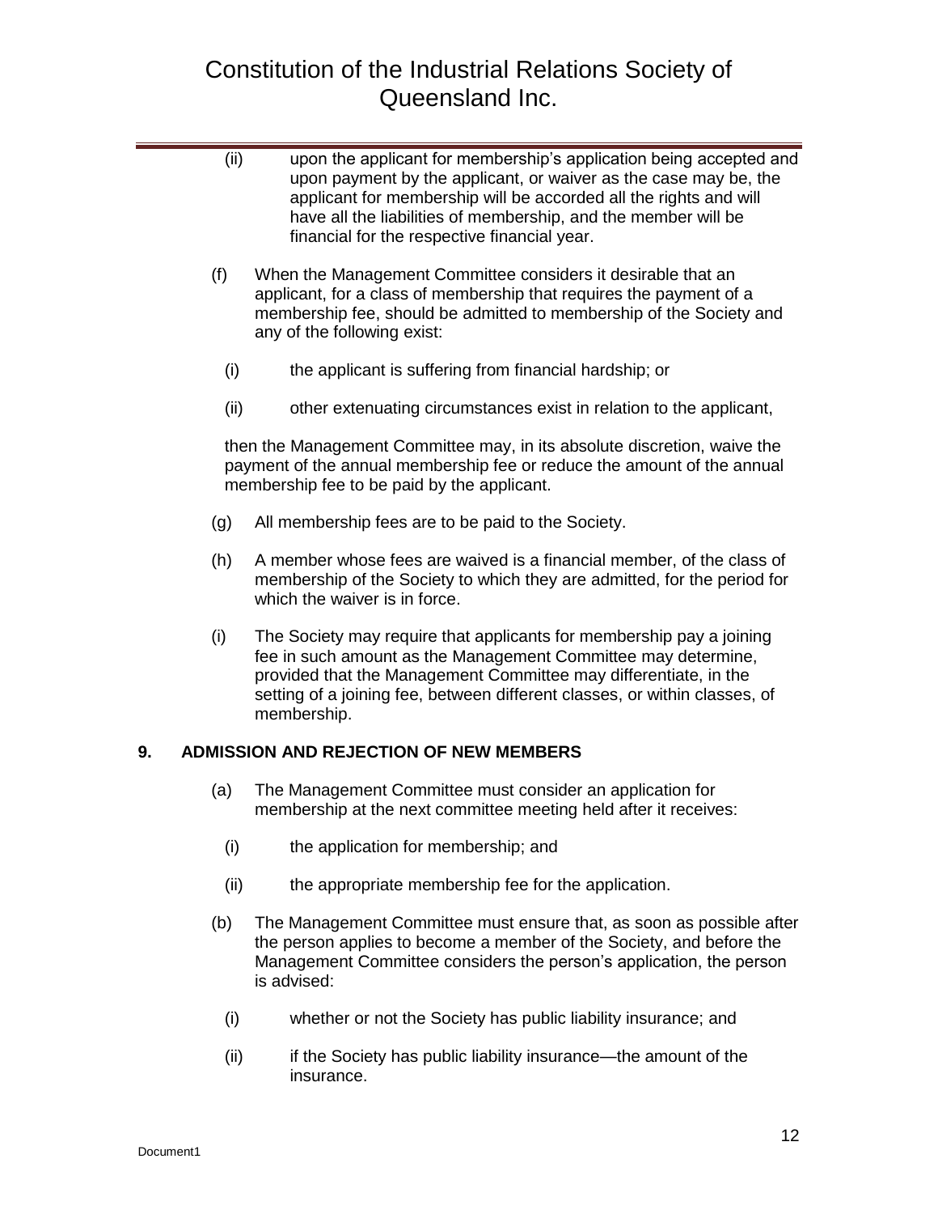(ii) upon the applicant for membership's application being accepted and upon payment by the applicant, or waiver as the case may be, the applicant for membership will be accorded all the rights and will have all the liabilities of membership, and the member will be financial for the respective financial year.

(f) When the Management Committee considers it desirable that an applicant, for a class of membership that requires the payment of a membership fee, should be admitted to membership of the Society and any of the following exist:

(i) the applicant is suffering from financial hardship; or

(ii) other extenuating circumstances exist in relation to the applicant,

then the Management Committee may, in its absolute discretion, waive the payment of the annual membership fee or reduce the amount of the annual membership fee to be paid by the applicant.

(g) All membership fees are to be paid to the Society.

(h) A member whose fees are waived is a financial member, of the class of membership of the Society to which they are admitted, for the period for which the waiver is in force.

(i) The Society may require that applicants for membership pay a joining fee in such amount as the Management Committee may determine, provided that the Management Committee may differentiate, in the setting of a joining fee, between different classes, or within classes, of membership.

## 9. ADMISSION AND REJECTION OF NEW MEMBERS

(a) The Management Committee must consider an application for membership at the next committee meeting held after it receives:

(i) the application for membership; and

(ii) the appropriate membership fee for the application.

(b) The Management Committee must ensure that, as soon as possible after the person applies to become a member of the Society, and before the Management Committee considers the person's application, the person is advised:

(i) whether or not the Society has public liability insurance; and

(ii) if the Society has public liability insurance—the amount of the insurance.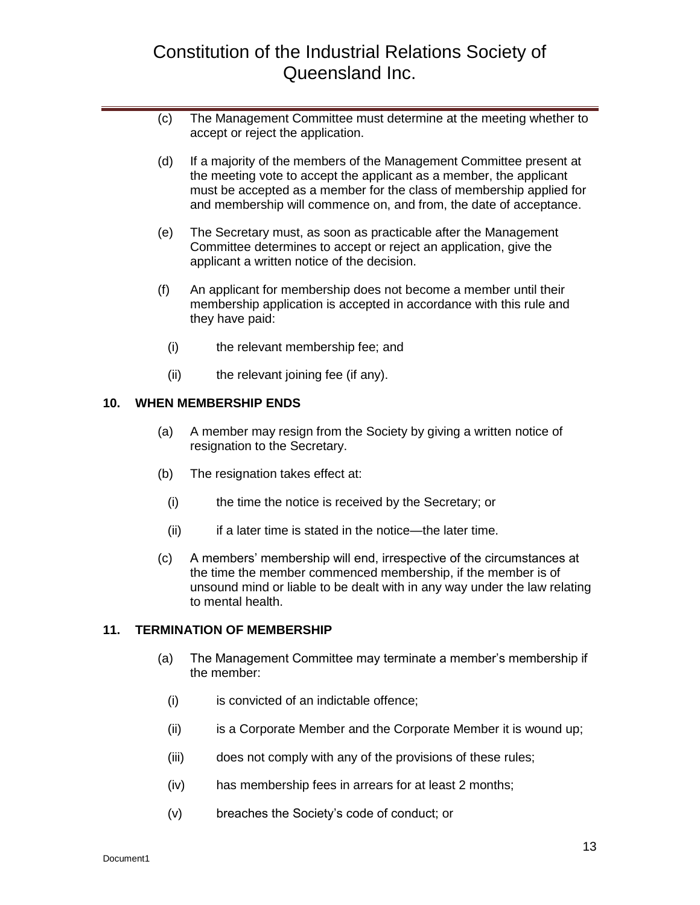(c) The Management Committee must determine at the meeting whether to accept or reject the application.

(d) If a majority of the members of the Management Committee present at the meeting vote to accept the applicant as a member, the applicant must be accepted as a member for the class of membership applied for and membership will commence on, and from, the date of acceptance.

(e) The Secretary must, as soon as practicable after the Management Committee determines to accept or reject an application, give the applicant a written notice of the decision.

(f) An applicant for membership does not become a member until their membership application is accepted in accordance with this rule and they have paid:

(i) the relevant membership fee; and

(ii) the relevant joining fee (if any).

## 10. WHEN MEMBERSHIP ENDS

(a) A member may resign from the Society by giving a written notice of resignation to the Secretary.

(b) The resignation takes effect at:

(i) the time the notice is received by the Secretary; or

(ii) if a later time is stated in the notice—the later time.

(c) A members' membership will end, irrespective of the circumstances at the time the member commenced membership, if the member is of unsound mind or liable to be dealt with in any way under the law relating to mental health.

## 11. TERMINATION OF MEMBERSHIP

(a) The Management Committee may terminate a member's membership if the member:

(i) is convicted of an indictable offence;

(ii) is a Corporate Member and the Corporate Member it is wound up;

(iii) does not comply with any of the provisions of these rules;

(iv) has membership fees in arrears for at least 2 months;

(v) breaches the Society's code of conduct; or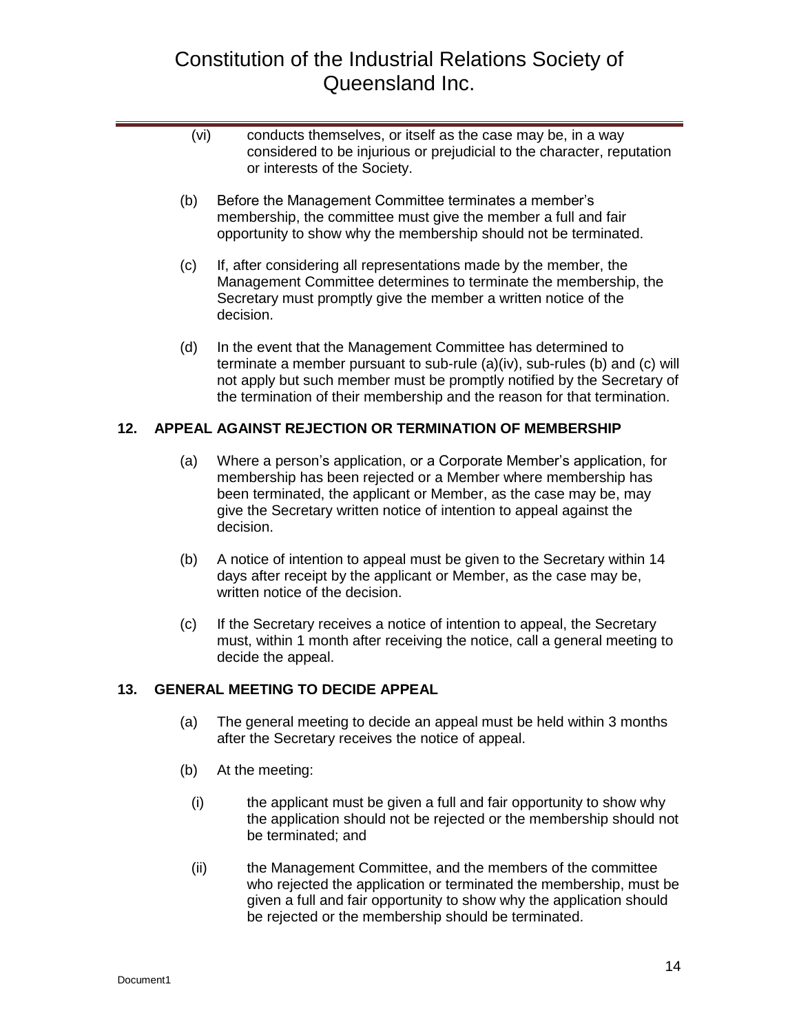(vi) conducts themselves, or itself as the case may be, in a way considered to be injurious or prejudicial to the character, reputation or interests of the Society.

(b) Before the Management Committee terminates a member's membership, the committee must give the member a full and fair opportunity to show why the membership should not be terminated.

(c) If, after considering all representations made by the member, the Management Committee determines to terminate the membership, the Secretary must promptly give the member a written notice of the decision.

(d) In the event that the Management Committee has determined to terminate a member pursuant to sub-rule (a)(iv), sub-rules (b) and (c) will not apply but such member must be promptly notified by the Secretary of the termination of their membership and the reason for that termination.

## 12. APPEAL AGAINST REJECTION OR TERMINATION OF MEMBERSHIP

(a) Where a person's application, or a Corporate Member's application, for membership has been rejected or a Member where membership has been terminated, the applicant or Member, as the case may be, may give the Secretary written notice of intention to appeal against the decision.

(b) A notice of intention to appeal must be given to the Secretary within 14 days after receipt by the applicant or Member, as the case may be, written notice of the decision.

(c) If the Secretary receives a notice of intention to appeal, the Secretary must, within 1 month after receiving the notice, call a general meeting to decide the appeal.

## 13. GENERAL MEETING TO DECIDE APPEAL

(a) The general meeting to decide an appeal must be held within 3 months after the Secretary receives the notice of appeal.

(b) At the meeting:

(i) the applicant must be given a full and fair opportunity to show why the application should not be rejected or the membership should not be terminated; and

(ii) the Management Committee, and the members of the committee who rejected the application or terminated the membership, must be given a full and fair opportunity to show why the application should be rejected or the membership should be terminated.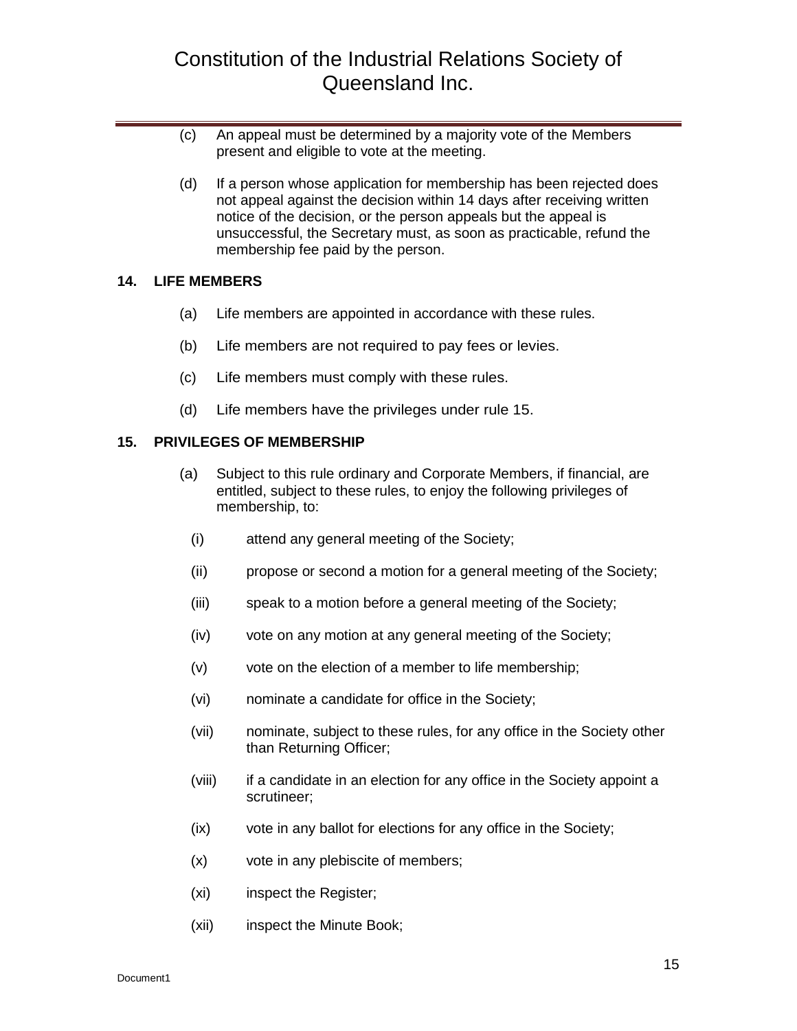(c) An appeal must be determined by a majority vote of the Members present and eligible to vote at the meeting.

(d) If a person whose application for membership has been rejected does not appeal against the decision within 14 days after receiving written notice of the decision, or the person appeals but the appeal is unsuccessful, the Secretary must, as soon as practicable, refund the membership fee paid by the person.

## 14. LIFE MEMBERS

(a) Life members are appointed in accordance with these rules.

(b) Life members are not required to pay fees or levies.

(c) Life members must comply with these rules.

(d) Life members have the privileges under rule 15.

## 15. PRIVILEGES OF MEMBERSHIP

(a) Subject to this rule ordinary and Corporate Members, if financial, are entitled, subject to these rules, to enjoy the following privileges of membership, to:

(i) attend any general meeting of the Society;

(ii) propose or second a motion for a general meeting of the Society;

(iii) speak to a motion before a general meeting of the Society;

(iv) vote on any motion at any general meeting of the Society;

(v) vote on the election of a member to life membership;

(vi) nominate a candidate for office in the Society;

(vii) nominate, subject to these rules, for any office in the Society other than Returning Officer;

(viii) if a candidate in an election for any office in the Society appoint a scrutineer;

(ix) vote in any ballot for elections for any office in the Society;

(x) vote in any plebiscite of members;

(xi) inspect the Register;

(xii) inspect the Minute Book;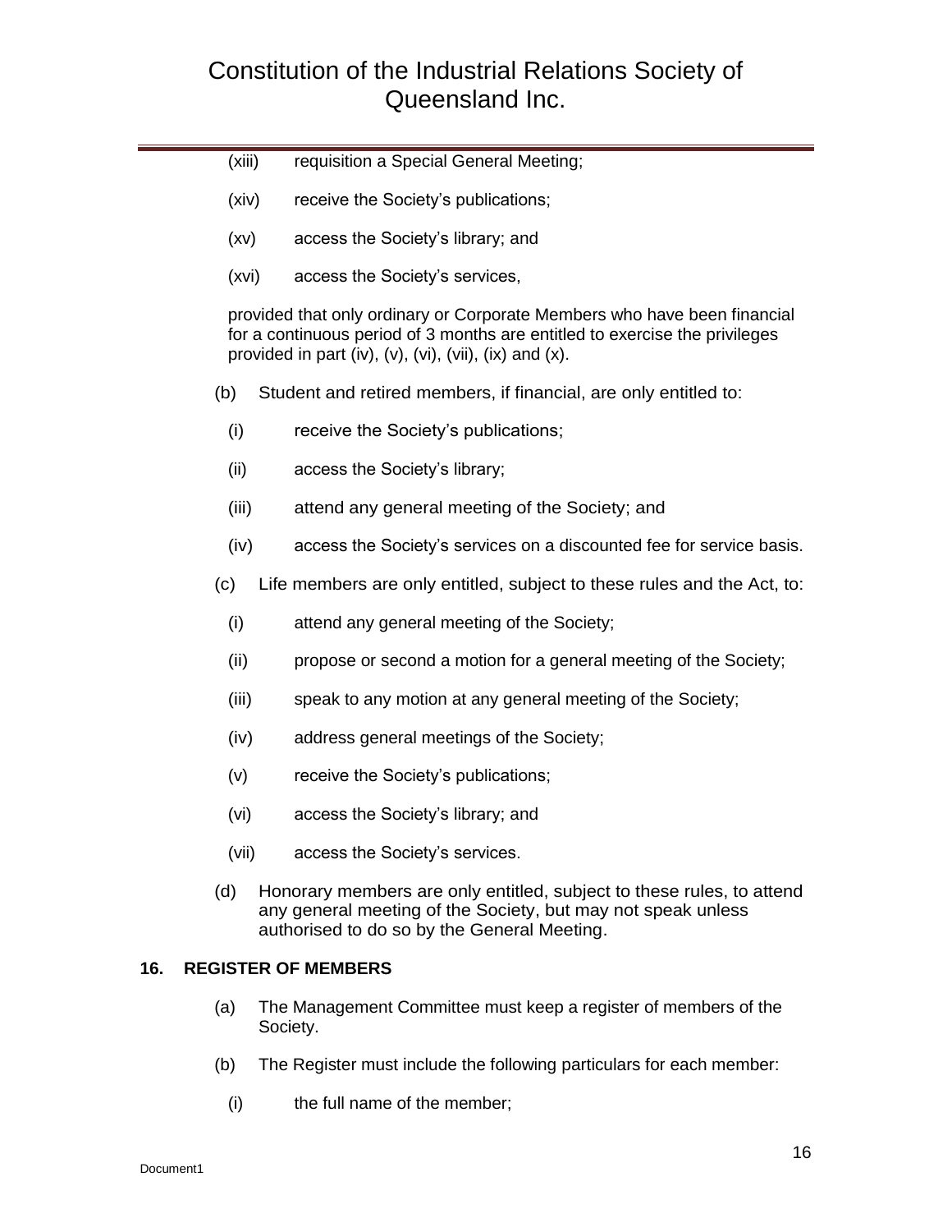(xiii) requisition a Special General Meeting;

(xiv) receive the Society's publications;

(xv) access the Society's library; and

(xvi) access the Society's services,

provided that only ordinary or Corporate Members who have been financial for a continuous period of 3 months are entitled to exercise the privileges provided in part (iv), (v), (vi), (vii), (ix) and (x).

(b) Student and retired members, if financial, are only entitled to:

(i) receive the Society's publications;

(ii) access the Society's library;

(iii) attend any general meeting of the Society; and

(iv) access the Society's services on a discounted fee for service basis.

(c) Life members are only entitled, subject to these rules and the Act, to:

(i) attend any general meeting of the Society;

(ii) propose or second a motion for a general meeting of the Society;

(iii) speak to any motion at any general meeting of the Society;

(iv) address general meetings of the Society;

(v) receive the Society's publications;

(vi) access the Society's library; and

(vii) access the Society's services.

(d) Honorary members are only entitled, subject to these rules, to attend any general meeting of the Society, but may not speak unless authorised to do so by the General Meeting.

**16. REGISTER OF MEMBERS**

(a) The Management Committee must keep a register of members of the Society.

(b) The Register must include the following particulars for each member:

(i) the full name of the member;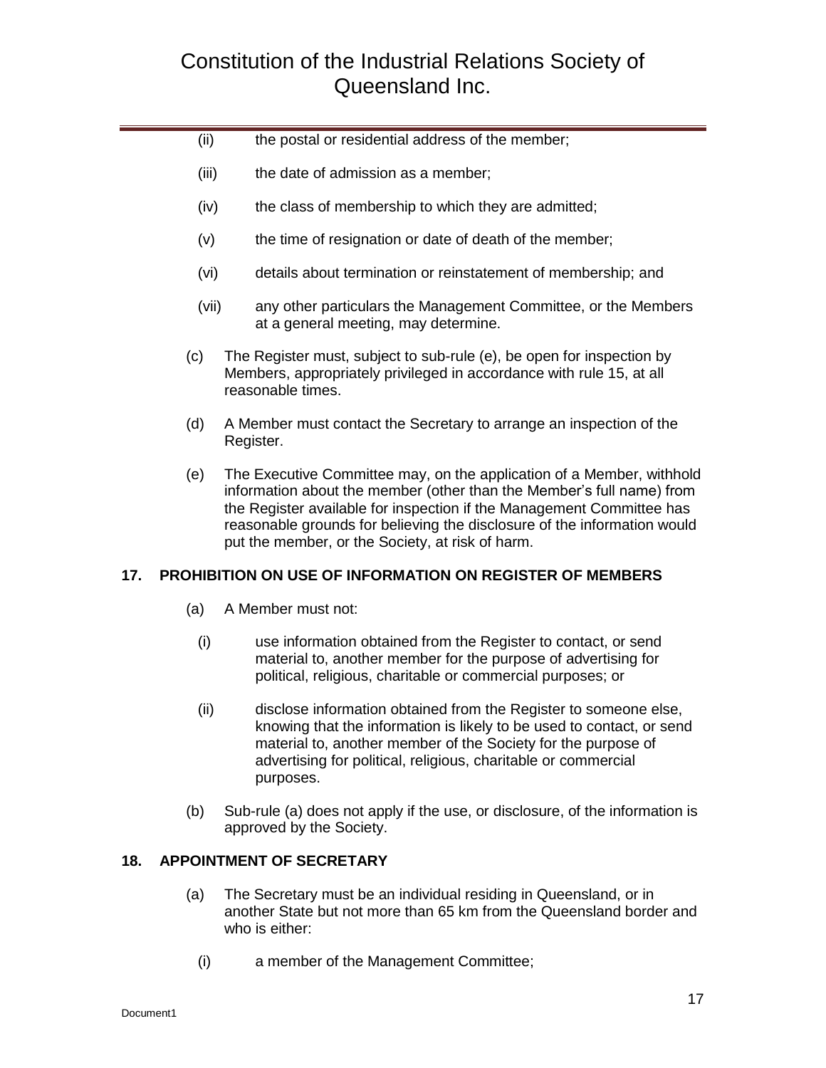(ii) the postal or residential address of the member;

(iii) the date of admission as a member;

(iv) the class of membership to which they are admitted;

(v) the time of resignation or date of death of the member;

(vi) details about termination or reinstatement of membership; and

(vii) any other particulars the Management Committee, or the Members at a general meeting, may determine.

(c) The Register must, subject to sub-rule (e), be open for inspection by Members, appropriately privileged in accordance with rule 15, at all reasonable times.

(d) A Member must contact the Secretary to arrange an inspection of the Register.

(e) The Executive Committee may, on the application of a Member, withhold information about the member (other than the Member's full name) from the Register available for inspection if the Management Committee has reasonable grounds for believing the disclosure of the information would put the member, or the Society, at risk of harm.

## 17. PROHIBITION ON USE OF INFORMATION ON REGISTER OF MEMBERS

(a) A Member must not:

(i) use information obtained from the Register to contact, or send material to, another member for the purpose of advertising for political, religious, charitable or commercial purposes; or

(ii) disclose information obtained from the Register to someone else, knowing that the information is likely to be used to contact, or send material to, another member of the Society for the purpose of advertising for political, religious, charitable or commercial purposes.

(b) Sub-rule (a) does not apply if the use, or disclosure, of the information is approved by the Society.

## 18. APPOINTMENT OF SECRETARY

(a) The Secretary must be an individual residing in Queensland, or in another State but not more than 65 km from the Queensland border and who is either:

(i) a member of the Management Committee;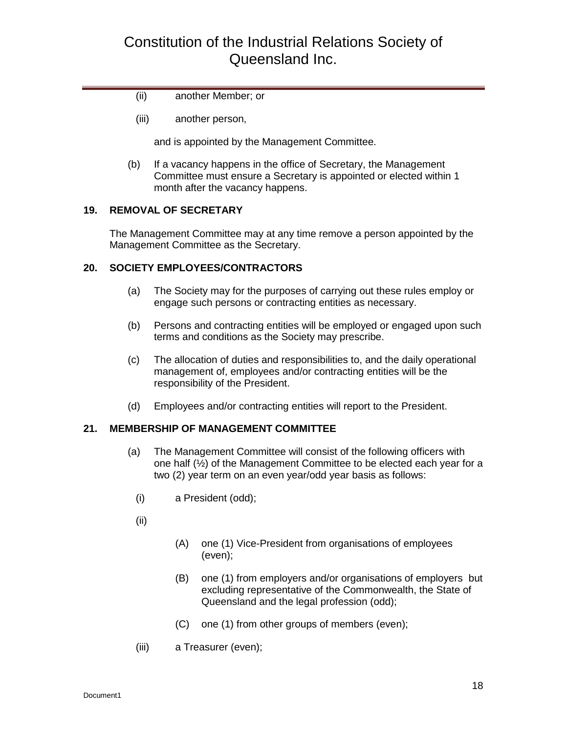(ii) another Member; or

(iii) another person,

and is appointed by the Management Committee.

(b) If a vacancy happens in the office of Secretary, the Management Committee must ensure a Secretary is appointed or elected within 1 month after the vacancy happens.

**19. REMOVAL OF SECRETARY**

The Management Committee may at any time remove a person appointed by the Management Committee as the Secretary.

**20. SOCIETY EMPLOYEES/CONTRACTORS**

(a) The Society may for the purposes of carrying out these rules employ or engage such persons or contracting entities as necessary.

(b) Persons and contracting entities will be employed or engaged upon such terms and conditions as the Society may prescribe.

(c) The allocation of duties and responsibilities to, and the daily operational management of, employees and/or contracting entities will be the responsibility of the President.

(d) Employees and/or contracting entities will report to the President.

**21. MEMBERSHIP OF MANAGEMENT COMMITTEE**

(a) The Management Committee will consist of the following officers with one half (½) of the Management Committee to be elected each year for a two (2) year term on an even year/odd year basis as follows:

(i) a President (odd);

(ii)

(A) one (1) Vice-President from organisations of employees (even);

(B) one (1) from employers and/or organisations of employers but excluding representative of the Commonwealth, the State of Queensland and the legal profession (odd);

(C) one (1) from other groups of members (even);

(iii) a Treasurer (even);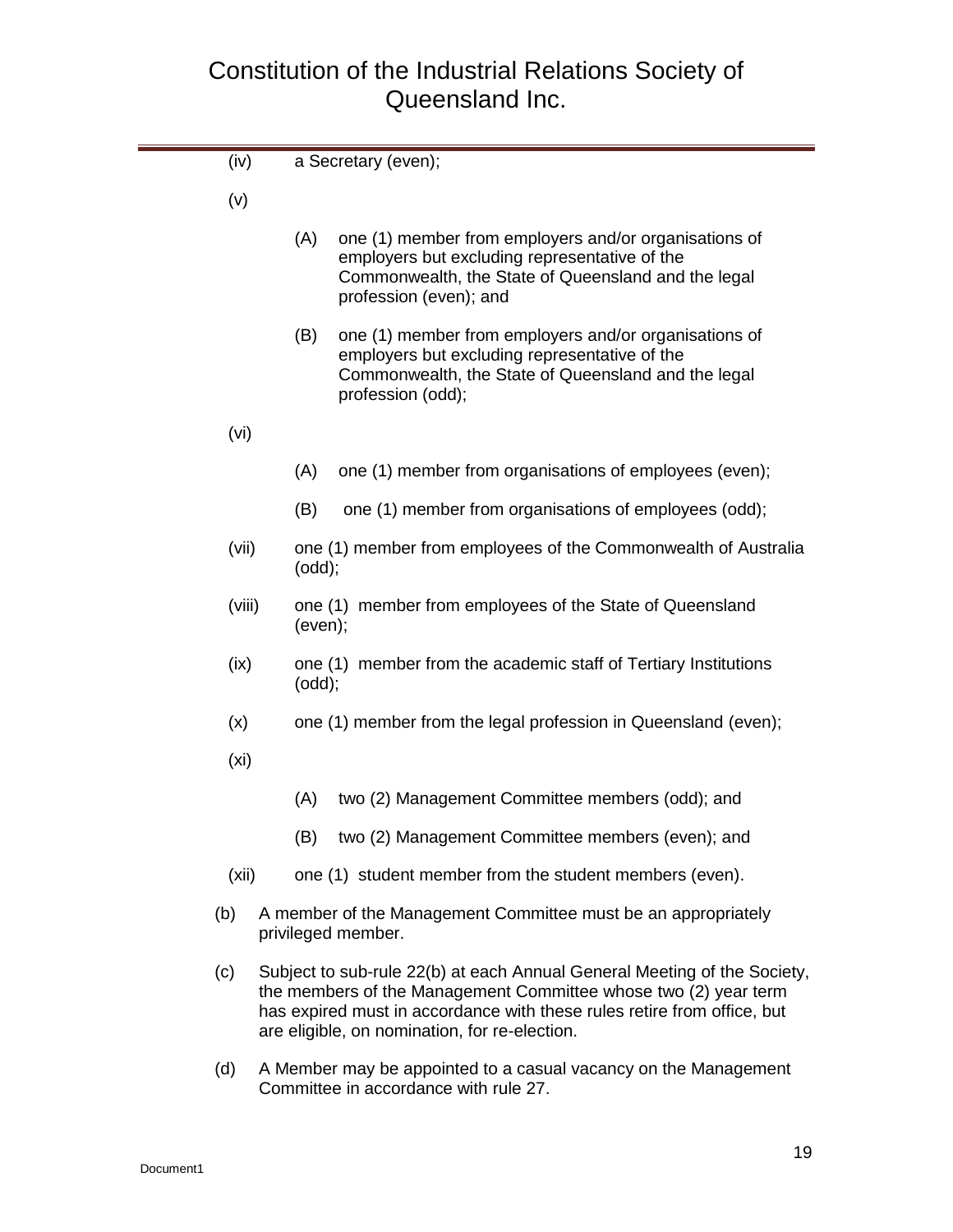(iv) a Secretary (even);

(v)

- (A) one (1) member from employers and/or organisations of employers but excluding representative of the Commonwealth, the State of Queensland and the legal profession (even); and

- (B) one (1) member from employers and/or organisations of employers but excluding representative of the Commonwealth, the State of Queensland and the legal profession (odd);

(vi)

- (A) one (1) member from organisations of employees (even);

- (B) one (1) member from organisations of employees (odd);

(vii) one (1) member from employees of the Commonwealth of Australia (odd);

(viii) one (1) member from employees of the State of Queensland (even);

(ix) one (1) member from the academic staff of Tertiary Institutions (odd);

(x) one (1) member from the legal profession in Queensland (even);

(xi)

- (A) two (2) Management Committee members (odd); and

- (B) two (2) Management Committee members (even); and

(xii) one (1) student member from the student members (even).

(b) A member of the Management Committee must be an appropriately privileged member.

(c) Subject to sub-rule 22(b) at each Annual General Meeting of the Society, the members of the Management Committee whose two (2) year term has expired must in accordance with these rules retire from office, but are eligible, on nomination, for re-election.

(d) A Member may be appointed to a casual vacancy on the Management Committee in accordance with rule 27.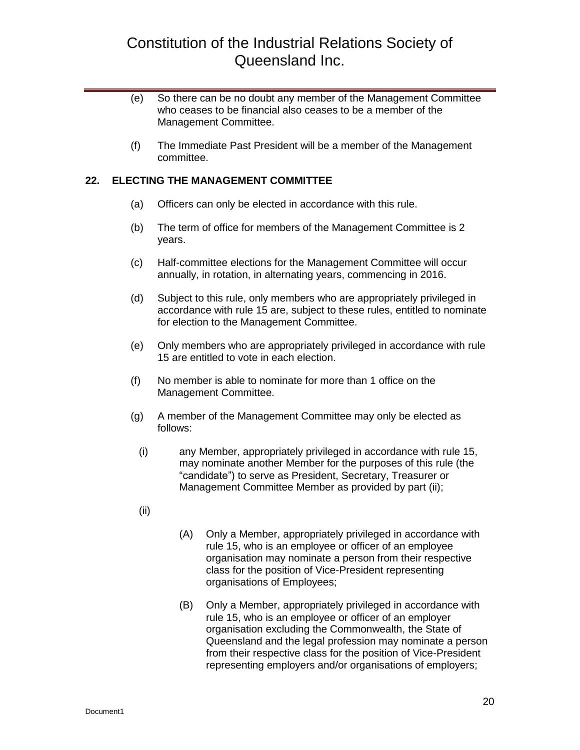(e) So there can be no doubt any member of the Management Committee who ceases to be financial also ceases to be a member of the Management Committee.

(f) The Immediate Past President will be a member of the Management committee.

## 22. ELECTING THE MANAGEMENT COMMITTEE

(a) Officers can only be elected in accordance with this rule.

(b) The term of office for members of the Management Committee is 2 years.

(c) Half-committee elections for the Management Committee will occur annually, in rotation, in alternating years, commencing in 2016.

(d) Subject to this rule, only members who are appropriately privileged in accordance with rule 15 are, subject to these rules, entitled to nominate for election to the Management Committee.

(e) Only members who are appropriately privileged in accordance with rule 15 are entitled to vote in each election.

(f) No member is able to nominate for more than 1 office on the Management Committee.

(g) A member of the Management Committee may only be elected as follows:

(i) any Member, appropriately privileged in accordance with rule 15, may nominate another Member for the purposes of this rule (the "candidate") to serve as President, Secretary, Treasurer or Management Committee Member as provided by part (ii);

(ii)

(A) Only a Member, appropriately privileged in accordance with rule 15, who is an employee or officer of an employee organisation may nominate a person from their respective class for the position of Vice-President representing organisations of Employees;

(B) Only a Member, appropriately privileged in accordance with rule 15, who is an employee or officer of an employer organisation excluding the Commonwealth, the State of Queensland and the legal profession may nominate a person from their respective class for the position of Vice-President representing employers and/or organisations of employers;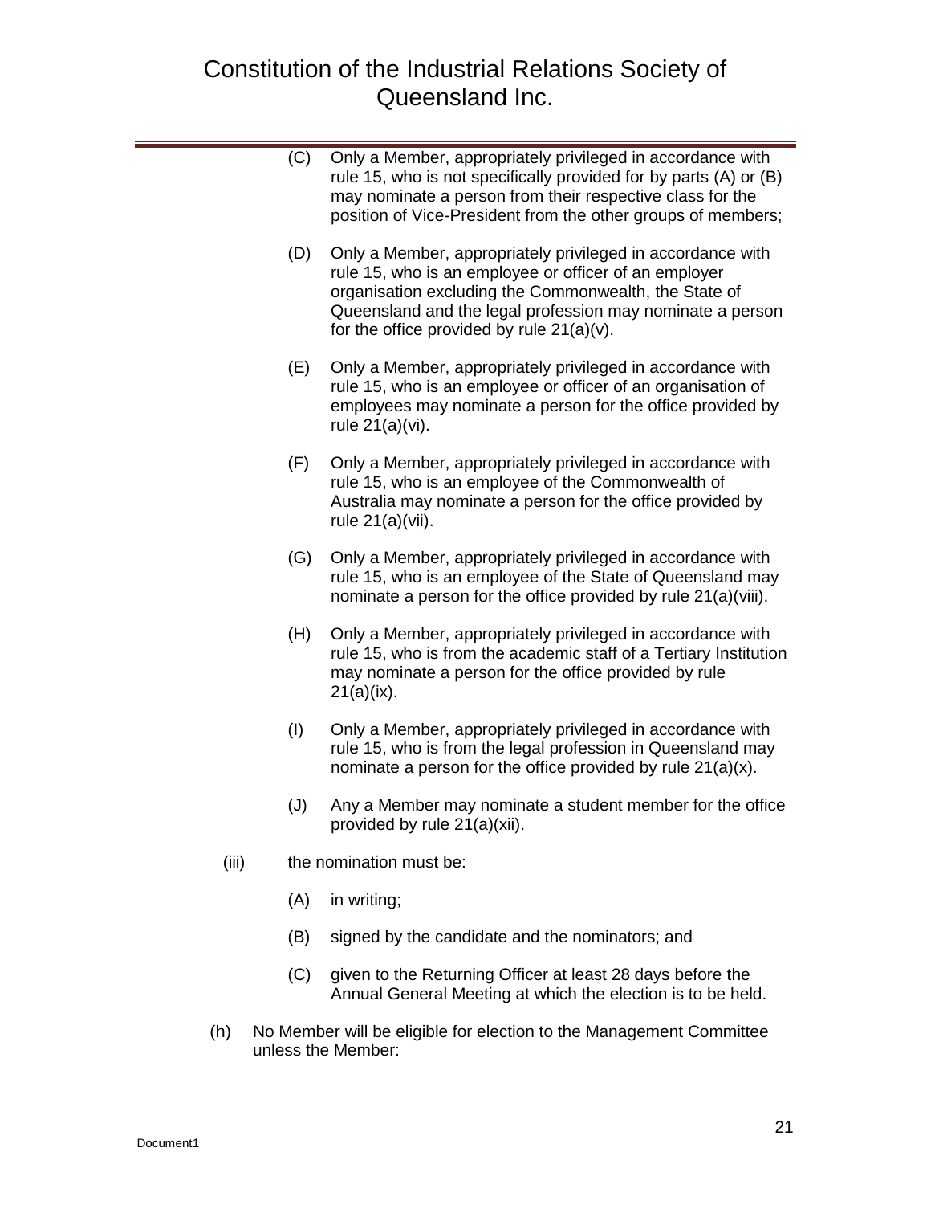(C) Only a Member, appropriately privileged in accordance with rule 15, who is not specifically provided for by parts (A) or (B) may nominate a person from their respective class for the position of Vice-President from the other groups of members;

(D) Only a Member, appropriately privileged in accordance with rule 15, who is an employee or officer of an employer organisation excluding the Commonwealth, the State of Queensland and the legal profession may nominate a person for the office provided by rule 21(a)(v).

(E) Only a Member, appropriately privileged in accordance with rule 15, who is an employee or officer of an organisation of employees may nominate a person for the office provided by rule 21(a)(vi).

(F) Only a Member, appropriately privileged in accordance with rule 15, who is an employee of the Commonwealth of Australia may nominate a person for the office provided by rule 21(a)(vii).

(G) Only a Member, appropriately privileged in accordance with rule 15, who is an employee of the State of Queensland may nominate a person for the office provided by rule 21(a)(viii).

(H) Only a Member, appropriately privileged in accordance with rule 15, who is from the academic staff of a Tertiary Institution may nominate a person for the office provided by rule 21(a)(ix).

(I) Only a Member, appropriately privileged in accordance with rule 15, who is from the legal profession in Queensland may nominate a person for the office provided by rule 21(a)(x).

(J) Any a Member may nominate a student member for the office provided by rule 21(a)(xii).

(iii) the nomination must be:

(A) in writing;

(B) signed by the candidate and the nominators; and

(C) given to the Returning Officer at least 28 days before the Annual General Meeting at which the election is to be held.

(h) No Member will be eligible for election to the Management Committee unless the Member: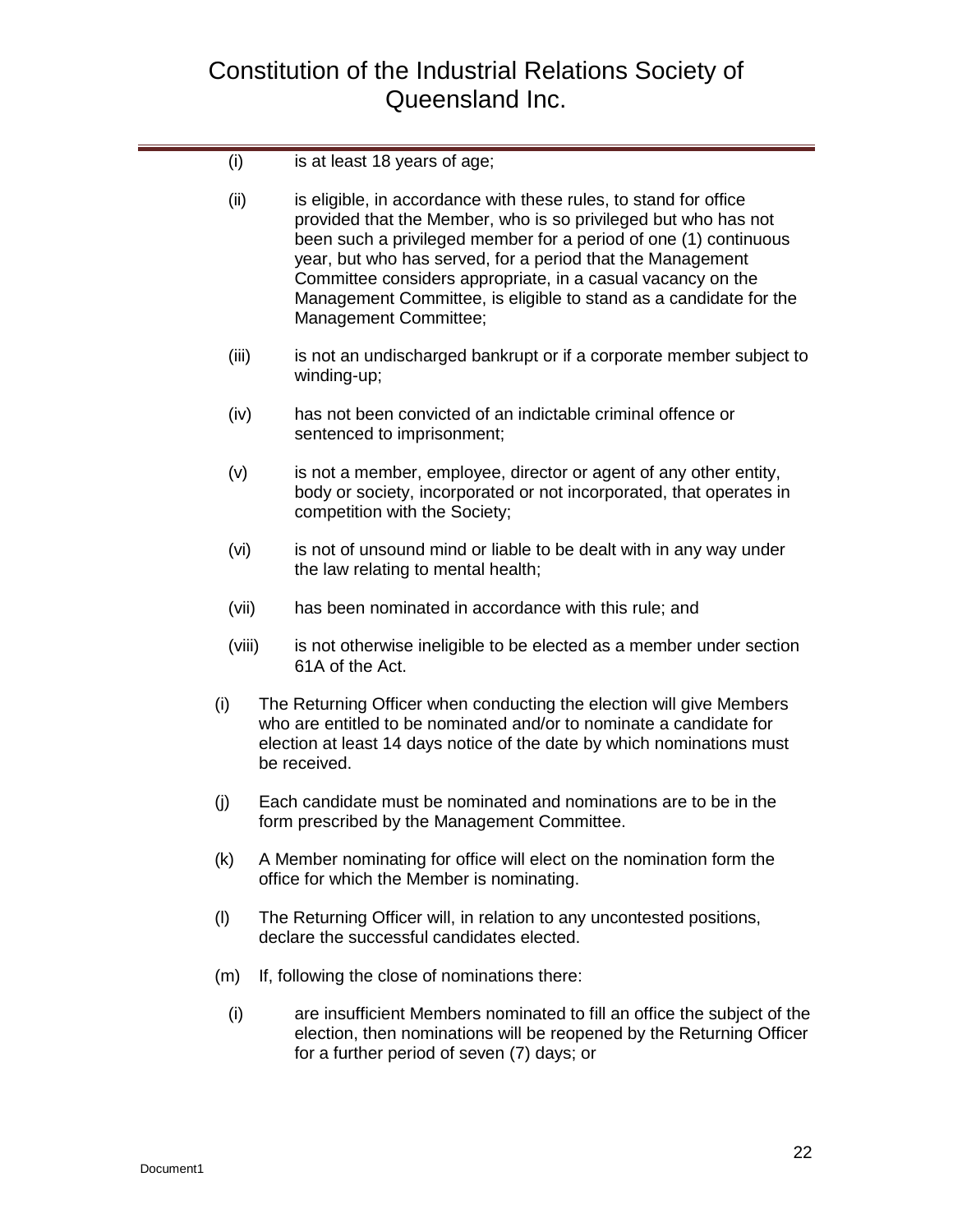(i) is at least 18 years of age;

(ii) is eligible, in accordance with these rules, to stand for office provided that the Member, who is so privileged but who has not been such a privileged member for a period of one (1) continuous year, but who has served, for a period that the Management Committee considers appropriate, in a casual vacancy on the Management Committee, is eligible to stand as a candidate for the Management Committee;

(iii) is not an undischarged bankrupt or if a corporate member subject to winding-up;

(iv) has not been convicted of an indictable criminal offence or sentenced to imprisonment;

(v) is not a member, employee, director or agent of any other entity, body or society, incorporated or not incorporated, that operates in competition with the Society;

(vi) is not of unsound mind or liable to be dealt with in any way under the law relating to mental health;

(vii) has been nominated in accordance with this rule; and

(viii) is not otherwise ineligible to be elected as a member under section 61A of the Act.

(i) The Returning Officer when conducting the election will give Members who are entitled to be nominated and/or to nominate a candidate for election at least 14 days notice of the date by which nominations must be received.

(j) Each candidate must be nominated and nominations are to be in the form prescribed by the Management Committee.

(k) A Member nominating for office will elect on the nomination form the office for which the Member is nominating.

(l) The Returning Officer will, in relation to any uncontested positions, declare the successful candidates elected.

(m) If, following the close of nominations there:

(i) are insufficient Members nominated to fill an office the subject of the election, then nominations will be reopened by the Returning Officer for a further period of seven (7) days; or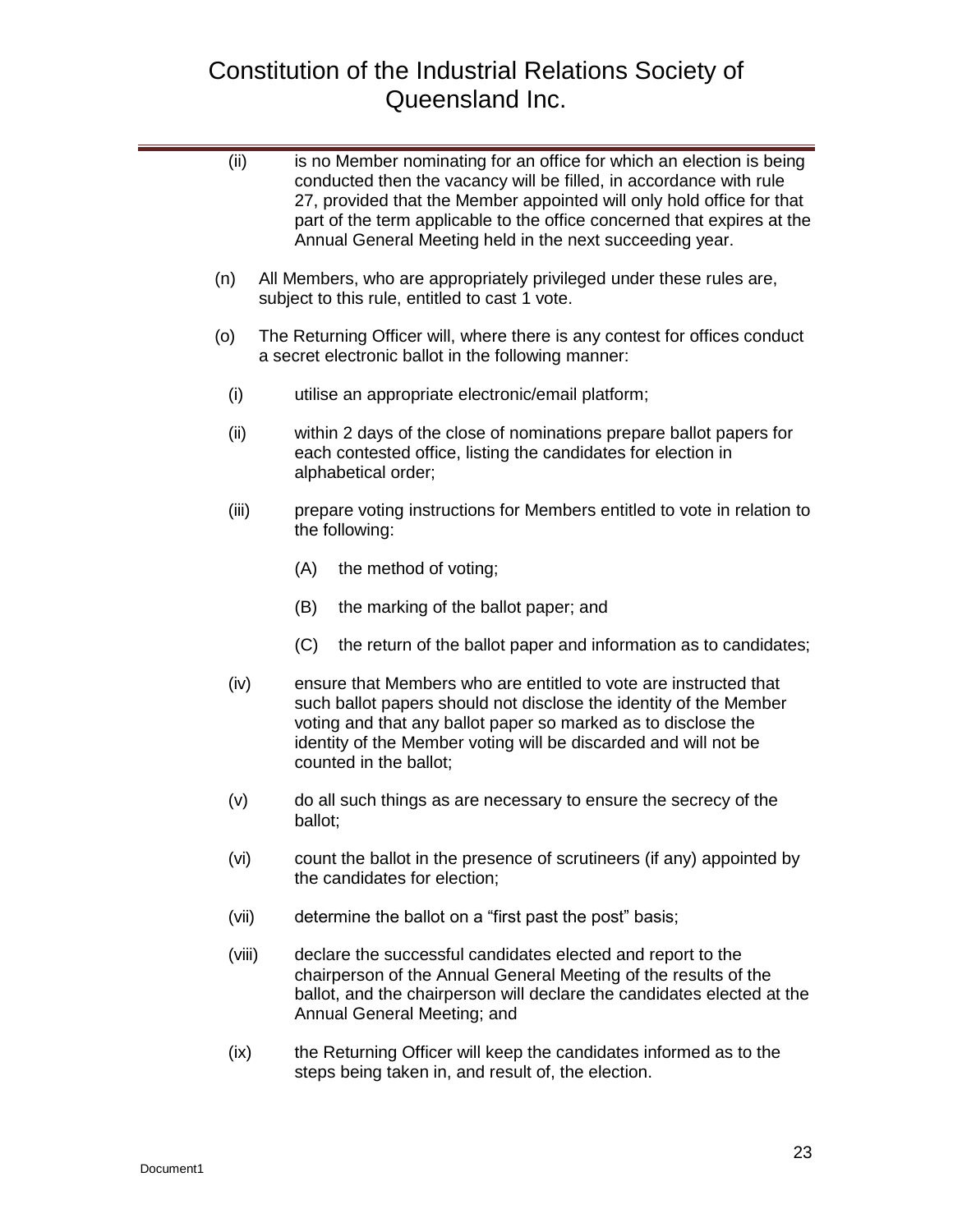(ii) is no Member nominating for an office for which an election is being conducted then the vacancy will be filled, in accordance with rule 27, provided that the Member appointed will only hold office for that part of the term applicable to the office concerned that expires at the Annual General Meeting held in the next succeeding year.

(n) All Members, who are appropriately privileged under these rules are, subject to this rule, entitled to cast 1 vote.

(o) The Returning Officer will, where there is any contest for offices conduct a secret electronic ballot in the following manner:

- (i) utilise an appropriate electronic/email platform;
- (ii) within 2 days of the close of nominations prepare ballot papers for each contested office, listing the candidates for election in alphabetical order;
- (iii) prepare voting instructions for Members entitled to vote in relation to the following:
  - (A) the method of voting;
  - (B) the marking of the ballot paper; and
  - (C) the return of the ballot paper and information as to candidates;
- (iv) ensure that Members who are entitled to vote are instructed that such ballot papers should not disclose the identity of the Member voting and that any ballot paper so marked as to disclose the identity of the Member voting will be discarded and will not be counted in the ballot;
- (v) do all such things as are necessary to ensure the secrecy of the ballot;
- (vi) count the ballot in the presence of scrutineers (if any) appointed by the candidates for election;
- (vii) determine the ballot on a “first past the post” basis;
- (viii) declare the successful candidates elected and report to the chairperson of the Annual General Meeting of the results of the ballot, and the chairperson will declare the candidates elected at the Annual General Meeting; and
- (ix) the Returning Officer will keep the candidates informed as to the steps being taken in, and result of, the election.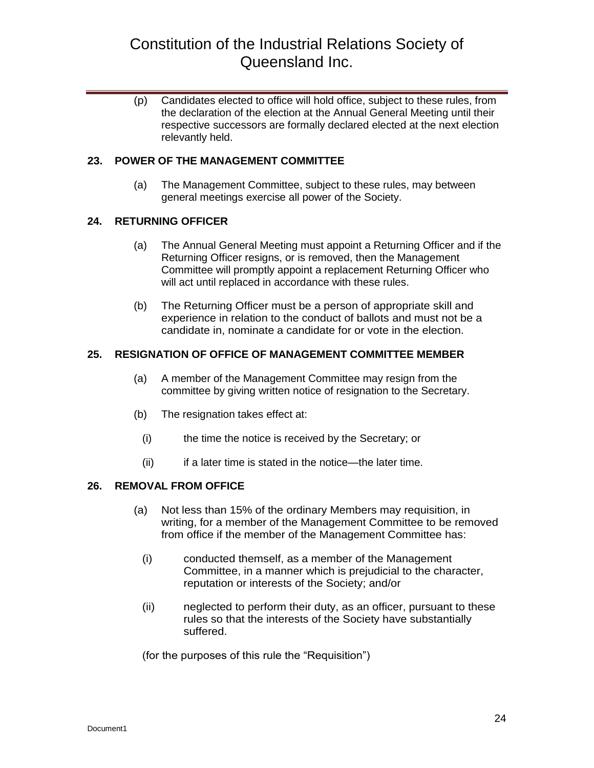(p) Candidates elected to office will hold office, subject to these rules, from the declaration of the election at the Annual General Meeting until their respective successors are formally declared elected at the next election relevantly held.

### 23. POWER OF THE MANAGEMENT COMMITTEE

(a) The Management Committee, subject to these rules, may between general meetings exercise all power of the Society.

### 24. RETURNING OFFICER

(a) The Annual General Meeting must appoint a Returning Officer and if the Returning Officer resigns, or is removed, then the Management Committee will promptly appoint a replacement Returning Officer who will act until replaced in accordance with these rules.

(b) The Returning Officer must be a person of appropriate skill and experience in relation to the conduct of ballots and must not be a candidate in, nominate a candidate for or vote in the election.

### 25. RESIGNATION OF OFFICE OF MANAGEMENT COMMITTEE MEMBER

(a) A member of the Management Committee may resign from the committee by giving written notice of resignation to the Secretary.

(b) The resignation takes effect at:

(i) the time the notice is received by the Secretary; or

(ii) if a later time is stated in the notice—the later time.

### 26. REMOVAL FROM OFFICE

(a) Not less than 15% of the ordinary Members may requisition, in writing, for a member of the Management Committee to be removed from office if the member of the Management Committee has:

(i) conducted themself, as a member of the Management Committee, in a manner which is prejudicial to the character, reputation or interests of the Society; and/or

(ii) neglected to perform their duty, as an officer, pursuant to these rules so that the interests of the Society have substantially suffered.

(for the purposes of this rule the "Requisition")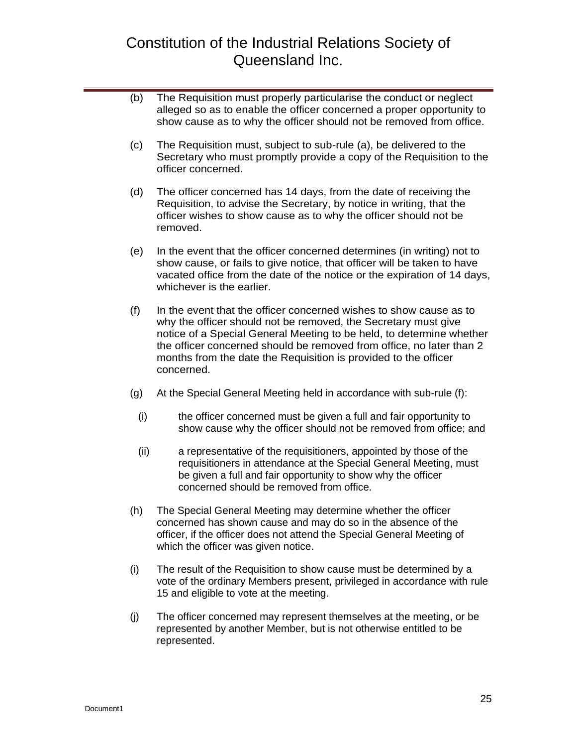(b) The Requisition must properly particularise the conduct or neglect alleged so as to enable the officer concerned a proper opportunity to show cause as to why the officer should not be removed from office.

(c) The Requisition must, subject to sub-rule (a), be delivered to the Secretary who must promptly provide a copy of the Requisition to the officer concerned.

(d) The officer concerned has 14 days, from the date of receiving the Requisition, to advise the Secretary, by notice in writing, that the officer wishes to show cause as to why the officer should not be removed.

(e) In the event that the officer concerned determines (in writing) not to show cause, or fails to give notice, that officer will be taken to have vacated office from the date of the notice or the expiration of 14 days, whichever is the earlier.

(f) In the event that the officer concerned wishes to show cause as to why the officer should not be removed, the Secretary must give notice of a Special General Meeting to be held, to determine whether the officer concerned should be removed from office, no later than 2 months from the date the Requisition is provided to the officer concerned.

(g) At the Special General Meeting held in accordance with sub-rule (f):

   (i) the officer concerned must be given a full and fair opportunity to show cause why the officer should not be removed from office; and

   (ii) a representative of the requisitioners, appointed by those of the requisitioners in attendance at the Special General Meeting, must be given a full and fair opportunity to show why the officer concerned should be removed from office.

(h) The Special General Meeting may determine whether the officer concerned has shown cause and may do so in the absence of the officer, if the officer does not attend the Special General Meeting of which the officer was given notice.

(i) The result of the Requisition to show cause must be determined by a vote of the ordinary Members present, privileged in accordance with rule 15 and eligible to vote at the meeting.

(j) The officer concerned may represent themselves at the meeting, or be represented by another Member, but is not otherwise entitled to be represented.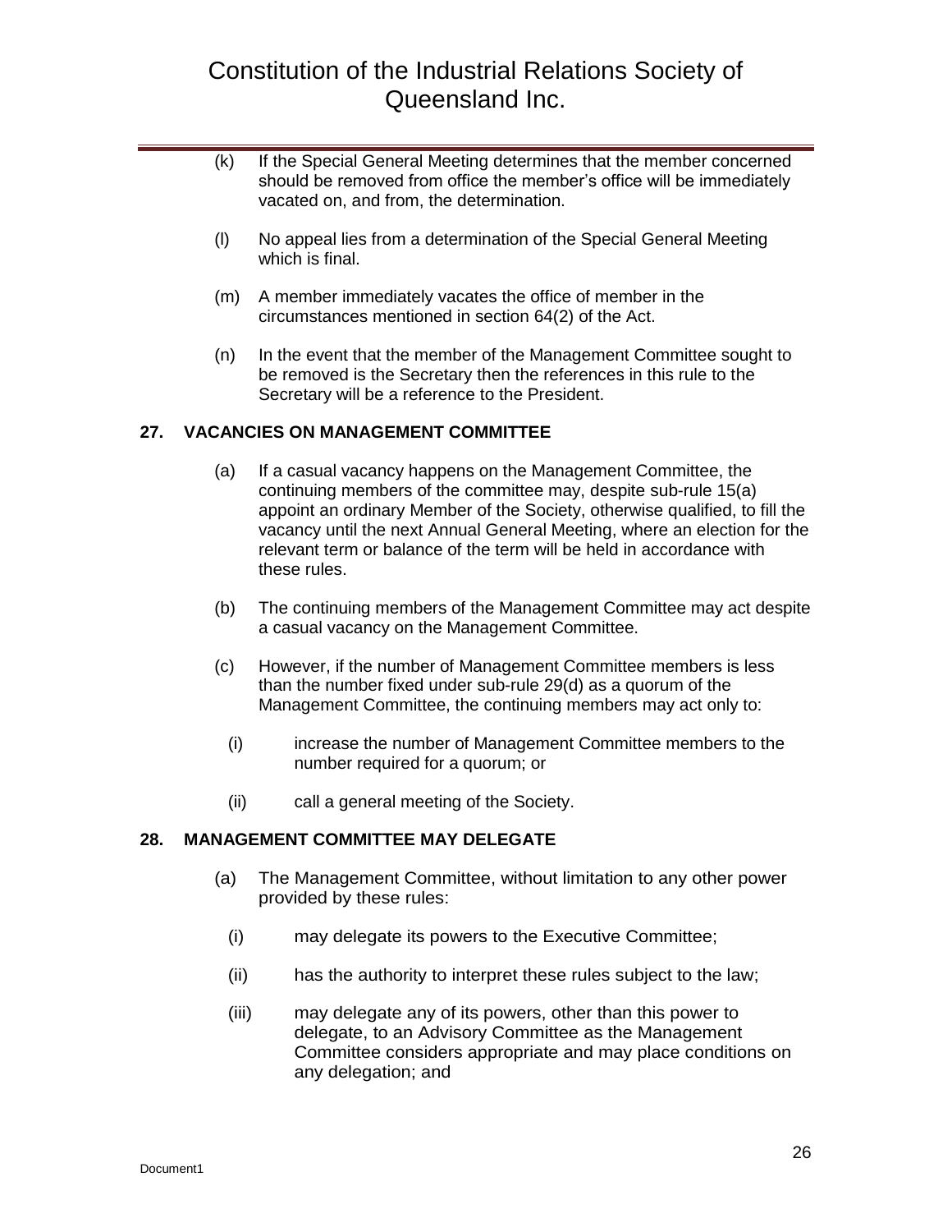(k) If the Special General Meeting determines that the member concerned should be removed from office the member's office will be immediately vacated on, and from, the determination.

(l) No appeal lies from a determination of the Special General Meeting which is final.

(m) A member immediately vacates the office of member in the circumstances mentioned in section 64(2) of the Act.

(n) In the event that the member of the Management Committee sought to be removed is the Secretary then the references in this rule to the Secretary will be a reference to the President.

## 27. VACANCIES ON MANAGEMENT COMMITTEE

(a) If a casual vacancy happens on the Management Committee, the continuing members of the committee may, despite sub-rule 15(a) appoint an ordinary Member of the Society, otherwise qualified, to fill the vacancy until the next Annual General Meeting, where an election for the relevant term or balance of the term will be held in accordance with these rules.

(b) The continuing members of the Management Committee may act despite a casual vacancy on the Management Committee.

(c) However, if the number of Management Committee members is less than the number fixed under sub-rule 29(d) as a quorum of the Management Committee, the continuing members may act only to:

(i) increase the number of Management Committee members to the number required for a quorum; or

(ii) call a general meeting of the Society.

## 28. MANAGEMENT COMMITTEE MAY DELEGATE

(a) The Management Committee, without limitation to any other power provided by these rules:

(i) may delegate its powers to the Executive Committee;

(ii) has the authority to interpret these rules subject to the law;

(iii) may delegate any of its powers, other than this power to delegate, to an Advisory Committee as the Management Committee considers appropriate and may place conditions on any delegation; and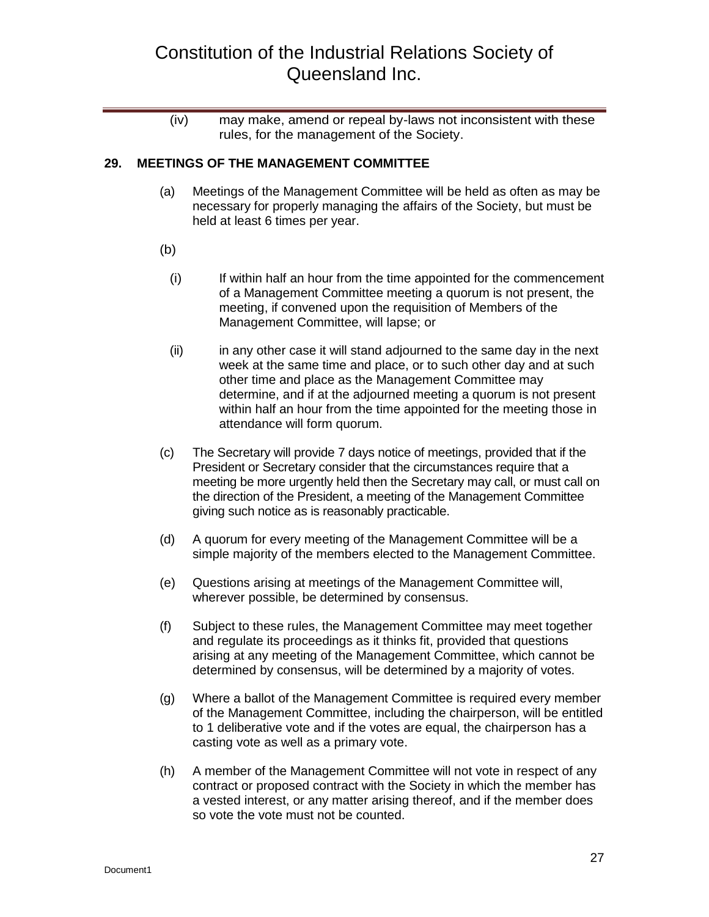(iv) may make, amend or repeal by-laws not inconsistent with these rules, for the management of the Society.

## 29. MEETINGS OF THE MANAGEMENT COMMITTEE

(a) Meetings of the Management Committee will be held as often as may be necessary for properly managing the affairs of the Society, but must be held at least 6 times per year.

(b)

(i) If within half an hour from the time appointed for the commencement of a Management Committee meeting a quorum is not present, the meeting, if convened upon the requisition of Members of the Management Committee, will lapse; or

(ii) in any other case it will stand adjourned to the same day in the next week at the same time and place, or to such other day and at such other time and place as the Management Committee may determine, and if at the adjourned meeting a quorum is not present within half an hour from the time appointed for the meeting those in attendance will form quorum.

(c) The Secretary will provide 7 days notice of meetings, provided that if the President or Secretary consider that the circumstances require that a meeting be more urgently held then the Secretary may call, or must call on the direction of the President, a meeting of the Management Committee giving such notice as is reasonably practicable.

(d) A quorum for every meeting of the Management Committee will be a simple majority of the members elected to the Management Committee.

(e) Questions arising at meetings of the Management Committee will, wherever possible, be determined by consensus.

(f) Subject to these rules, the Management Committee may meet together and regulate its proceedings as it thinks fit, provided that questions arising at any meeting of the Management Committee, which cannot be determined by consensus, will be determined by a majority of votes.

(g) Where a ballot of the Management Committee is required every member of the Management Committee, including the chairperson, will be entitled to 1 deliberative vote and if the votes are equal, the chairperson has a casting vote as well as a primary vote.

(h) A member of the Management Committee will not vote in respect of any contract or proposed contract with the Society in which the member has a vested interest, or any matter arising thereof, and if the member does so vote the vote must not be counted.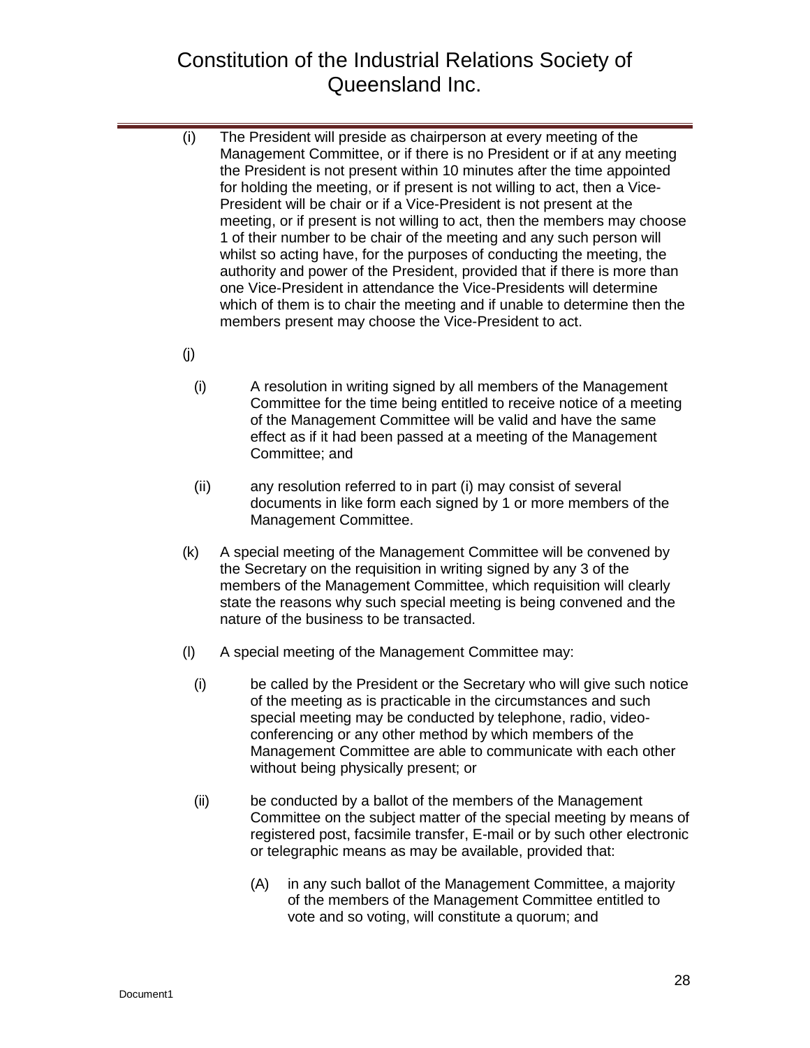(i) The President will preside as chairperson at every meeting of the Management Committee, or if there is no President or if at any meeting the President is not present within 10 minutes after the time appointed for holding the meeting, or if present is not willing to act, then a Vice-President will be chair or if a Vice-President is not present at the meeting, or if present is not willing to act, then the members may choose 1 of their number to be chair of the meeting and any such person will whilst so acting have, for the purposes of conducting the meeting, the authority and power of the President, provided that if there is more than one Vice-President in attendance the Vice-Presidents will determine which of them is to chair the meeting and if unable to determine then the members present may choose the Vice-President to act.

(j)

(i) A resolution in writing signed by all members of the Management Committee for the time being entitled to receive notice of a meeting of the Management Committee will be valid and have the same effect as if it had been passed at a meeting of the Management Committee; and

(ii) any resolution referred to in part (i) may consist of several documents in like form each signed by 1 or more members of the Management Committee.

(k) A special meeting of the Management Committee will be convened by the Secretary on the requisition in writing signed by any 3 of the members of the Management Committee, which requisition will clearly state the reasons why such special meeting is being convened and the nature of the business to be transacted.

(l) A special meeting of the Management Committee may:

(i) be called by the President or the Secretary who will give such notice of the meeting as is practicable in the circumstances and such special meeting may be conducted by telephone, radio, video-conferencing or any other method by which members of the Management Committee are able to communicate with each other without being physically present; or

(ii) be conducted by a ballot of the members of the Management Committee on the subject matter of the special meeting by means of registered post, facsimile transfer, E-mail or by such other electronic or telegraphic means as may be available, provided that:

(A) in any such ballot of the Management Committee, a majority of the members of the Management Committee entitled to vote and so voting, will constitute a quorum; and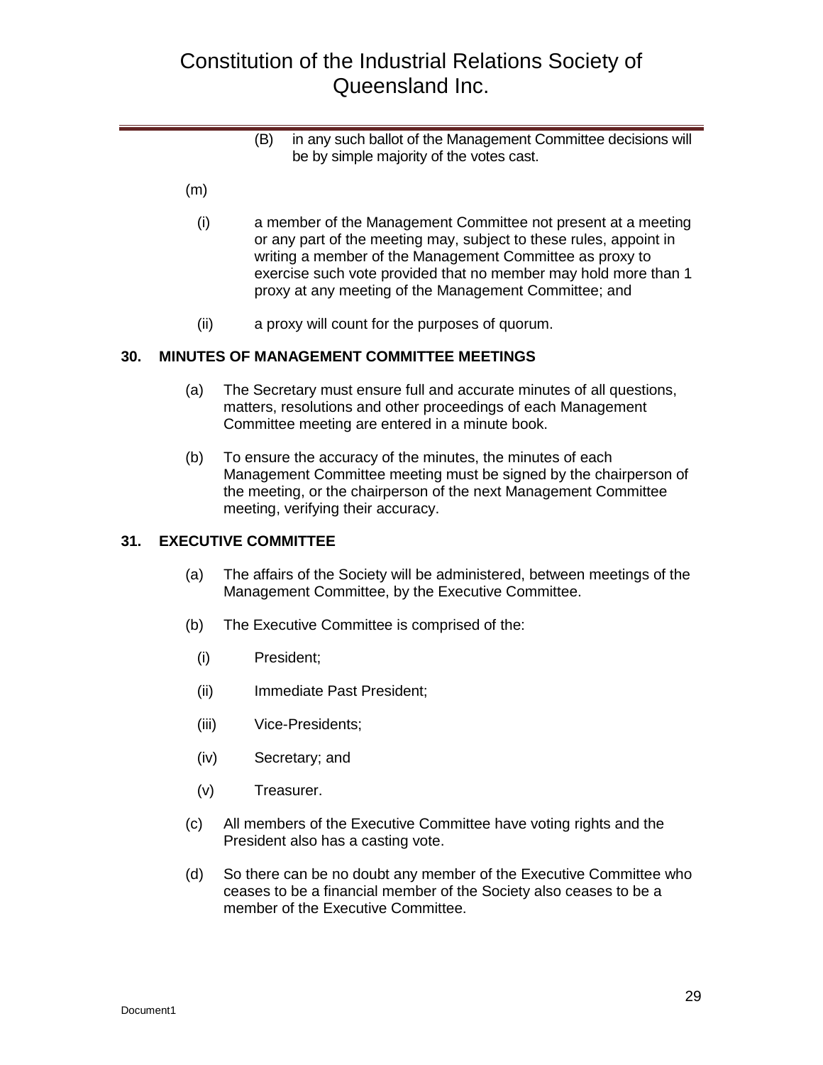(B) in any such ballot of the Management Committee decisions will be by simple majority of the votes cast.

(m)

(i) a member of the Management Committee not present at a meeting or any part of the meeting may, subject to these rules, appoint in writing a member of the Management Committee as proxy to exercise such vote provided that no member may hold more than 1 proxy at any meeting of the Management Committee; and

(ii) a proxy will count for the purposes of quorum.

## 30. MINUTES OF MANAGEMENT COMMITTEE MEETINGS

(a) The Secretary must ensure full and accurate minutes of all questions, matters, resolutions and other proceedings of each Management Committee meeting are entered in a minute book.

(b) To ensure the accuracy of the minutes, the minutes of each Management Committee meeting must be signed by the chairperson of the meeting, or the chairperson of the next Management Committee meeting, verifying their accuracy.

## 31. EXECUTIVE COMMITTEE

(a) The affairs of the Society will be administered, between meetings of the Management Committee, by the Executive Committee.

(b) The Executive Committee is comprised of the:

(i) President;

(ii) Immediate Past President;

(iii) Vice-Presidents;

(iv) Secretary; and

(v) Treasurer.

(c) All members of the Executive Committee have voting rights and the President also has a casting vote.

(d) So there can be no doubt any member of the Executive Committee who ceases to be a financial member of the Society also ceases to be a member of the Executive Committee.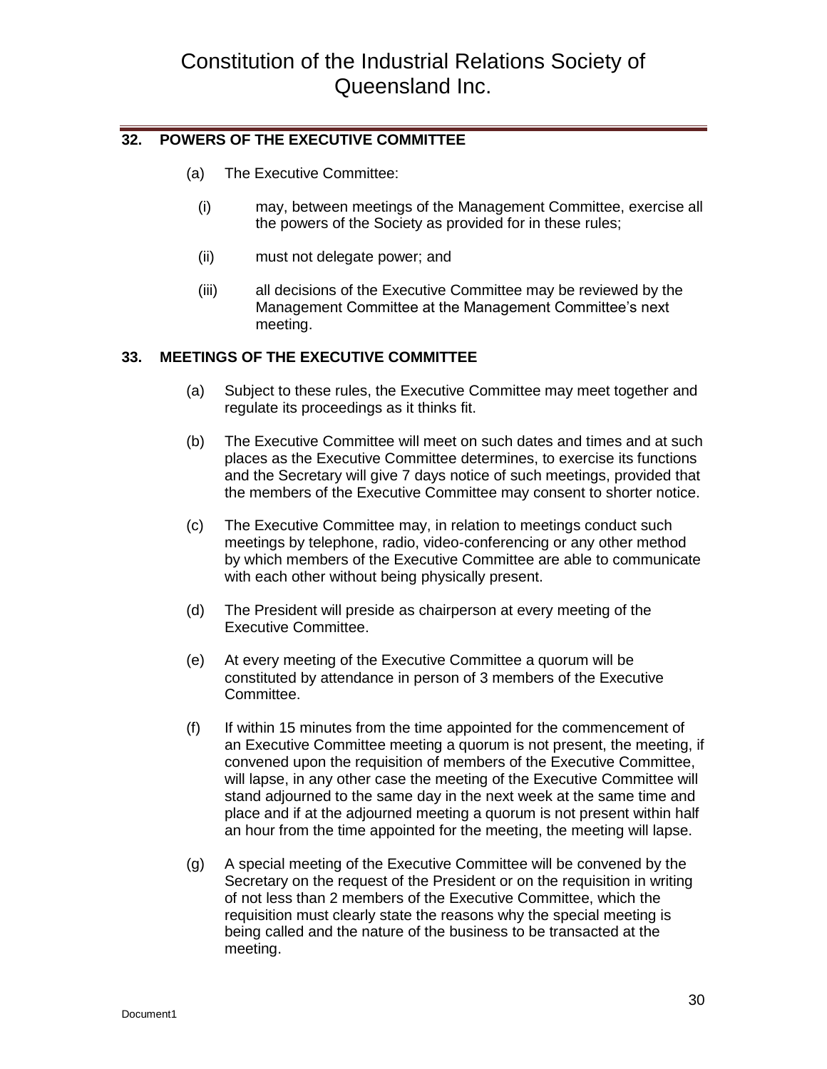## 32. POWERS OF THE EXECUTIVE COMMITTEE

(a) The Executive Committee:

(i) may, between meetings of the Management Committee, exercise all the powers of the Society as provided for in these rules;

(ii) must not delegate power; and

(iii) all decisions of the Executive Committee may be reviewed by the Management Committee at the Management Committee's next meeting.

## 33. MEETINGS OF THE EXECUTIVE COMMITTEE

(a) Subject to these rules, the Executive Committee may meet together and regulate its proceedings as it thinks fit.

(b) The Executive Committee will meet on such dates and times and at such places as the Executive Committee determines, to exercise its functions and the Secretary will give 7 days notice of such meetings, provided that the members of the Executive Committee may consent to shorter notice.

(c) The Executive Committee may, in relation to meetings conduct such meetings by telephone, radio, video-conferencing or any other method by which members of the Executive Committee are able to communicate with each other without being physically present.

(d) The President will preside as chairperson at every meeting of the Executive Committee.

(e) At every meeting of the Executive Committee a quorum will be constituted by attendance in person of 3 members of the Executive Committee.

(f) If within 15 minutes from the time appointed for the commencement of an Executive Committee meeting a quorum is not present, the meeting, if convened upon the requisition of members of the Executive Committee, will lapse, in any other case the meeting of the Executive Committee will stand adjourned to the same day in the next week at the same time and place and if at the adjourned meeting a quorum is not present within half an hour from the time appointed for the meeting, the meeting will lapse.

(g) A special meeting of the Executive Committee will be convened by the Secretary on the request of the President or on the requisition in writing of not less than 2 members of the Executive Committee, which the requisition must clearly state the reasons why the special meeting is being called and the nature of the business to be transacted at the meeting.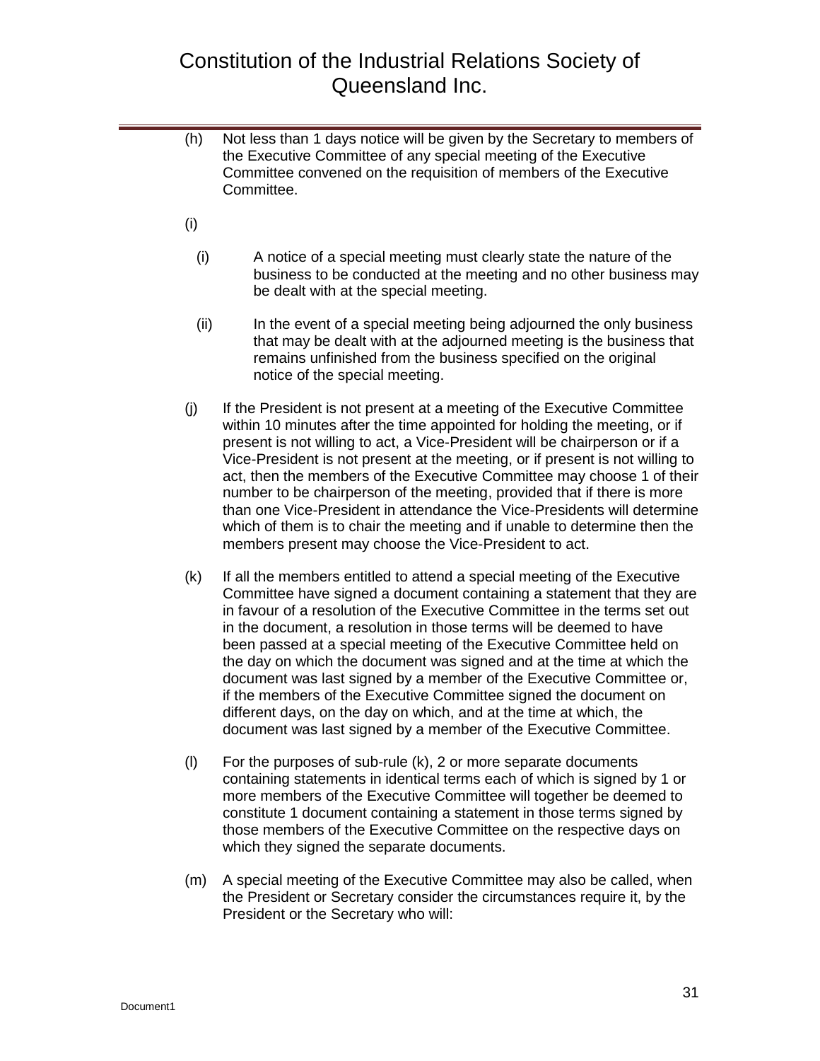(h) Not less than 1 days notice will be given by the Secretary to members of the Executive Committee of any special meeting of the Executive Committee convened on the requisition of members of the Executive Committee.

(i)

   (i) A notice of a special meeting must clearly state the nature of the business to be conducted at the meeting and no other business may be dealt with at the special meeting.

   (ii) In the event of a special meeting being adjourned the only business that may be dealt with at the adjourned meeting is the business that remains unfinished from the business specified on the original notice of the special meeting.

(j) If the President is not present at a meeting of the Executive Committee within 10 minutes after the time appointed for holding the meeting, or if present is not willing to act, a Vice-President will be chairperson or if a Vice-President is not present at the meeting, or if present is not willing to act, then the members of the Executive Committee may choose 1 of their number to be chairperson of the meeting, provided that if there is more than one Vice-President in attendance the Vice-Presidents will determine which of them is to chair the meeting and if unable to determine then the members present may choose the Vice-President to act.

(k) If all the members entitled to attend a special meeting of the Executive Committee have signed a document containing a statement that they are in favour of a resolution of the Executive Committee in the terms set out in the document, a resolution in those terms will be deemed to have been passed at a special meeting of the Executive Committee held on the day on which the document was signed and at the time at which the document was last signed by a member of the Executive Committee or, if the members of the Executive Committee signed the document on different days, on the day on which, and at the time at which, the document was last signed by a member of the Executive Committee.

(l) For the purposes of sub-rule (k), 2 or more separate documents containing statements in identical terms each of which is signed by 1 or more members of the Executive Committee will together be deemed to constitute 1 document containing a statement in those terms signed by those members of the Executive Committee on the respective days on which they signed the separate documents.

(m) A special meeting of the Executive Committee may also be called, when the President or Secretary consider the circumstances require it, by the President or the Secretary who will: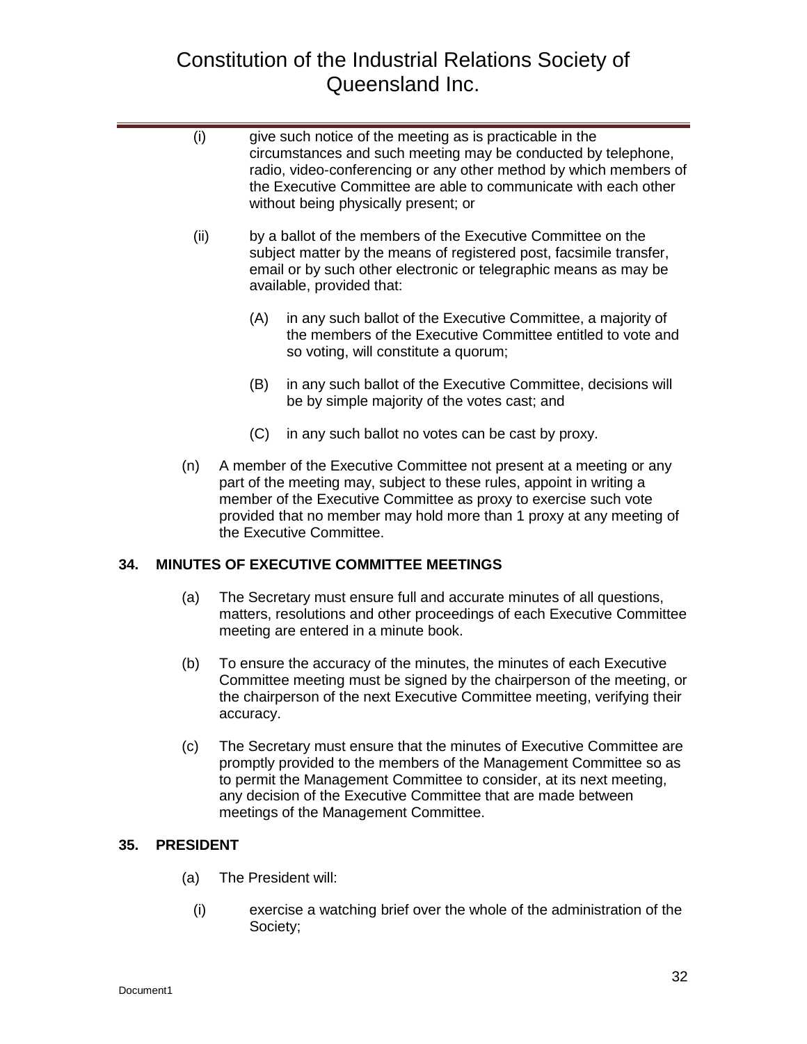(i) give such notice of the meeting as is practicable in the circumstances and such meeting may be conducted by telephone, radio, video-conferencing or any other method by which members of the Executive Committee are able to communicate with each other without being physically present; or

(ii) by a ballot of the members of the Executive Committee on the subject matter by the means of registered post, facsimile transfer, email or by such other electronic or telegraphic means as may be available, provided that:

(A) in any such ballot of the Executive Committee, a majority of the members of the Executive Committee entitled to vote and so voting, will constitute a quorum;

(B) in any such ballot of the Executive Committee, decisions will be by simple majority of the votes cast; and

(C) in any such ballot no votes can be cast by proxy.

(n) A member of the Executive Committee not present at a meeting or any part of the meeting may, subject to these rules, appoint in writing a member of the Executive Committee as proxy to exercise such vote provided that no member may hold more than 1 proxy at any meeting of the Executive Committee.

## 34. MINUTES OF EXECUTIVE COMMITTEE MEETINGS

(a) The Secretary must ensure full and accurate minutes of all questions, matters, resolutions and other proceedings of each Executive Committee meeting are entered in a minute book.

(b) To ensure the accuracy of the minutes, the minutes of each Executive Committee meeting must be signed by the chairperson of the meeting, or the chairperson of the next Executive Committee meeting, verifying their accuracy.

(c) The Secretary must ensure that the minutes of Executive Committee are promptly provided to the members of the Management Committee so as to permit the Management Committee to consider, at its next meeting, any decision of the Executive Committee that are made between meetings of the Management Committee.

## 35. PRESIDENT

(a) The President will:

(i) exercise a watching brief over the whole of the administration of the Society;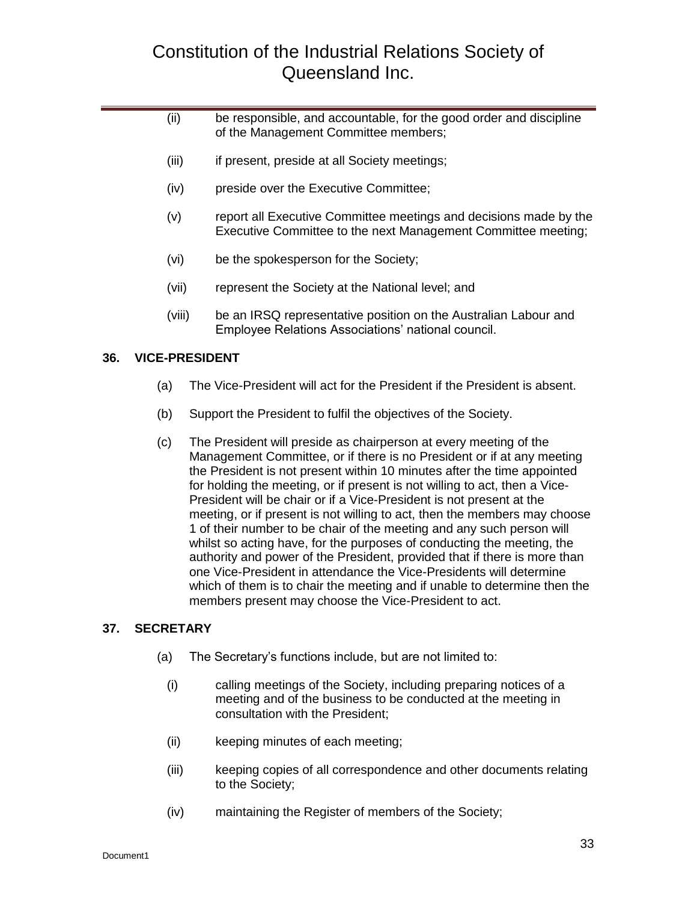(ii) be responsible, and accountable, for the good order and discipline of the Management Committee members;

(iii) if present, preside at all Society meetings;

(iv) preside over the Executive Committee;

(v) report all Executive Committee meetings and decisions made by the Executive Committee to the next Management Committee meeting;

(vi) be the spokesperson for the Society;

(vii) represent the Society at the National level; and

(viii) be an IRSQ representative position on the Australian Labour and Employee Relations Associations' national council.

## 36. VICE-PRESIDENT

(a) The Vice-President will act for the President if the President is absent.

(b) Support the President to fulfil the objectives of the Society.

(c) The President will preside as chairperson at every meeting of the Management Committee, or if there is no President or if at any meeting the President is not present within 10 minutes after the time appointed for holding the meeting, or if present is not willing to act, then a Vice-President will be chair or if a Vice-President is not present at the meeting, or if present is not willing to act, then the members may choose 1 of their number to be chair of the meeting and any such person will whilst so acting have, for the purposes of conducting the meeting, the authority and power of the President, provided that if there is more than one Vice-President in attendance the Vice-Presidents will determine which of them is to chair the meeting and if unable to determine then the members present may choose the Vice-President to act.

## 37. SECRETARY

(a) The Secretary's functions include, but are not limited to:

(i) calling meetings of the Society, including preparing notices of a meeting and of the business to be conducted at the meeting in consultation with the President;

(ii) keeping minutes of each meeting;

(iii) keeping copies of all correspondence and other documents relating to the Society;

(iv) maintaining the Register of members of the Society;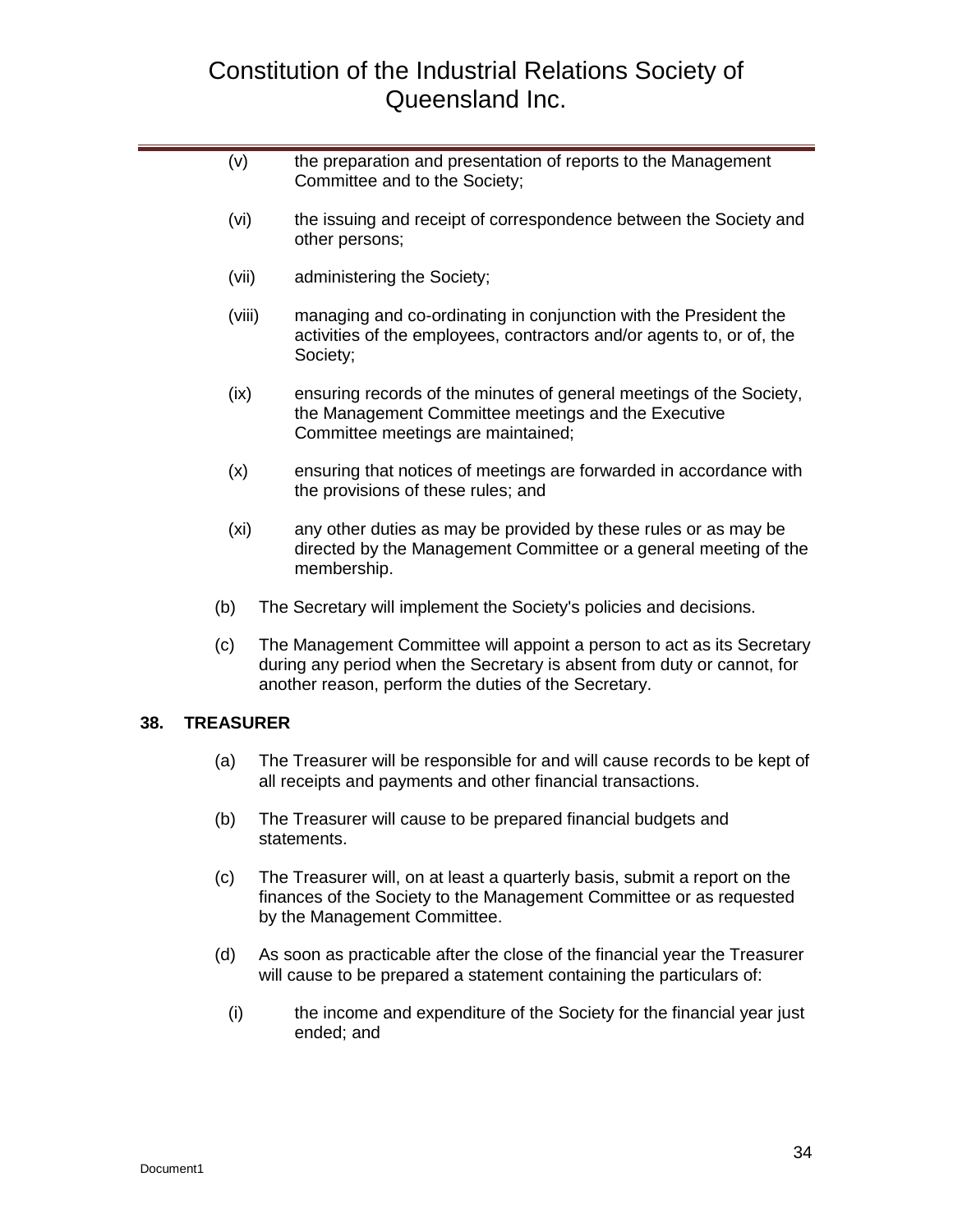(v) the preparation and presentation of reports to the Management Committee and to the Society;

(vi) the issuing and receipt of correspondence between the Society and other persons;

(vii) administering the Society;

(viii) managing and co-ordinating in conjunction with the President the activities of the employees, contractors and/or agents to, or of, the Society;

(ix) ensuring records of the minutes of general meetings of the Society, the Management Committee meetings and the Executive Committee meetings are maintained;

(x) ensuring that notices of meetings are forwarded in accordance with the provisions of these rules; and

(xi) any other duties as may be provided by these rules or as may be directed by the Management Committee or a general meeting of the membership.

(b) The Secretary will implement the Society's policies and decisions.

(c) The Management Committee will appoint a person to act as its Secretary during any period when the Secretary is absent from duty or cannot, for another reason, perform the duties of the Secretary.

**38. TREASURER**

(a) The Treasurer will be responsible for and will cause records to be kept of all receipts and payments and other financial transactions.

(b) The Treasurer will cause to be prepared financial budgets and statements.

(c) The Treasurer will, on at least a quarterly basis, submit a report on the finances of the Society to the Management Committee or as requested by the Management Committee.

(d) As soon as practicable after the close of the financial year the Treasurer will cause to be prepared a statement containing the particulars of:

(i) the income and expenditure of the Society for the financial year just ended; and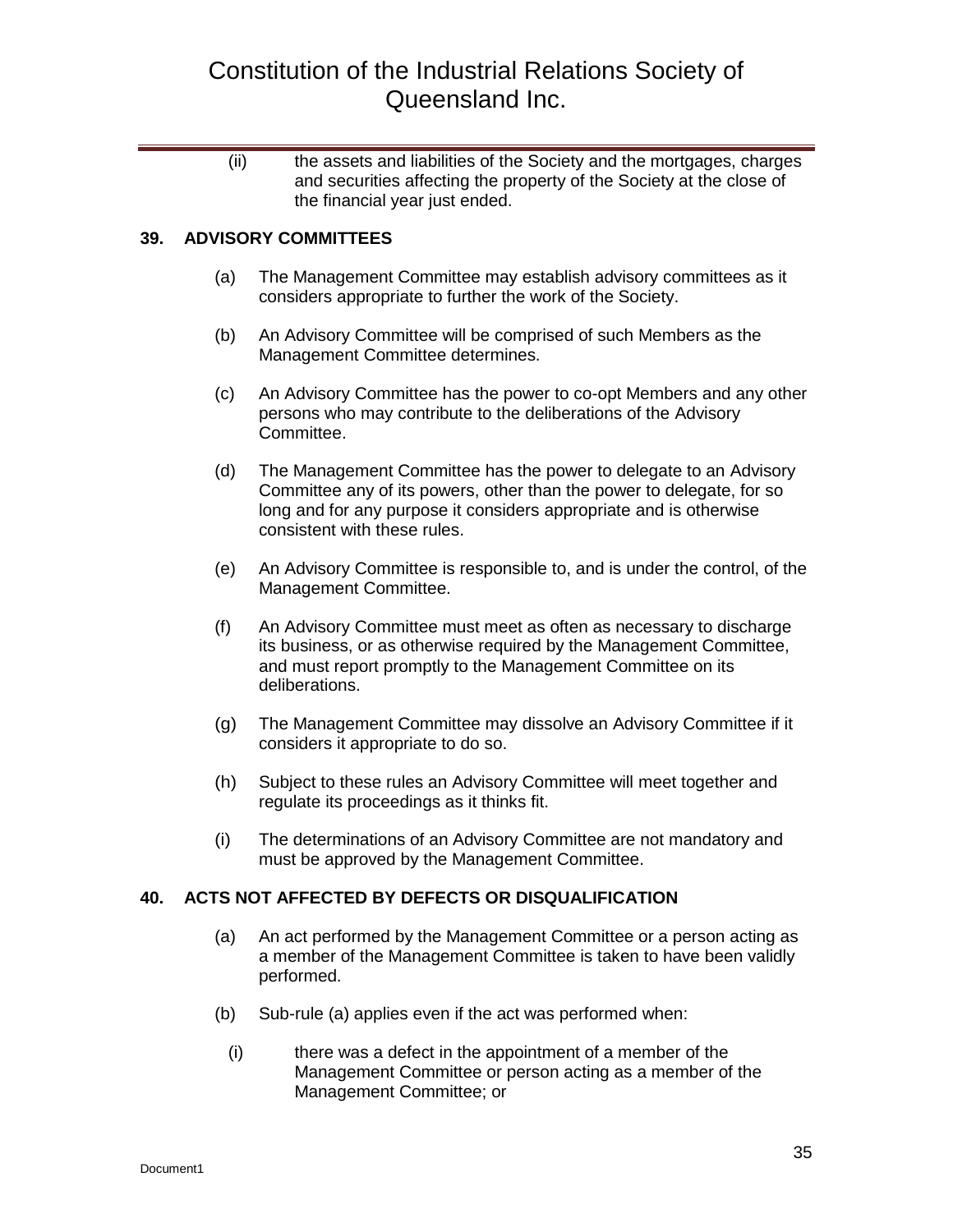(ii) the assets and liabilities of the Society and the mortgages, charges and securities affecting the property of the Society at the close of the financial year just ended.

## 39. ADVISORY COMMITTEES

(a) The Management Committee may establish advisory committees as it considers appropriate to further the work of the Society.

(b) An Advisory Committee will be comprised of such Members as the Management Committee determines.

(c) An Advisory Committee has the power to co-opt Members and any other persons who may contribute to the deliberations of the Advisory Committee.

(d) The Management Committee has the power to delegate to an Advisory Committee any of its powers, other than the power to delegate, for so long and for any purpose it considers appropriate and is otherwise consistent with these rules.

(e) An Advisory Committee is responsible to, and is under the control, of the Management Committee.

(f) An Advisory Committee must meet as often as necessary to discharge its business, or as otherwise required by the Management Committee, and must report promptly to the Management Committee on its deliberations.

(g) The Management Committee may dissolve an Advisory Committee if it considers it appropriate to do so.

(h) Subject to these rules an Advisory Committee will meet together and regulate its proceedings as it thinks fit.

(i) The determinations of an Advisory Committee are not mandatory and must be approved by the Management Committee.

## 40. ACTS NOT AFFECTED BY DEFECTS OR DISQUALIFICATION

(a) An act performed by the Management Committee or a person acting as a member of the Management Committee is taken to have been validly performed.

(b) Sub-rule (a) applies even if the act was performed when:

(i) there was a defect in the appointment of a member of the Management Committee or person acting as a member of the Management Committee; or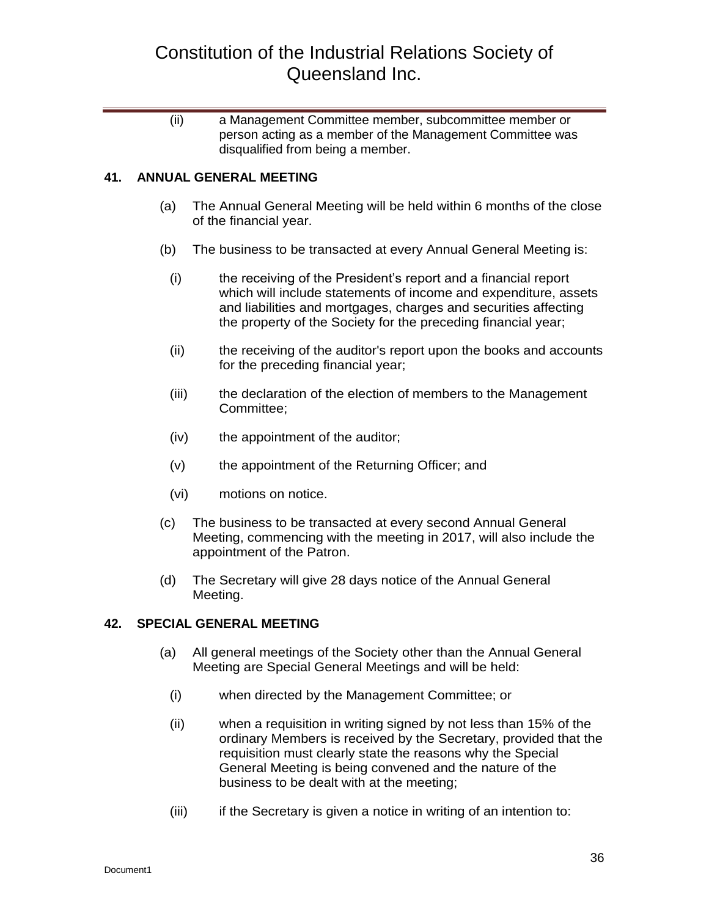(ii) a Management Committee member, subcommittee member or person acting as a member of the Management Committee was disqualified from being a member.

## 41. ANNUAL GENERAL MEETING

(a) The Annual General Meeting will be held within 6 months of the close of the financial year.

(b) The business to be transacted at every Annual General Meeting is:

(i) the receiving of the President's report and a financial report which will include statements of income and expenditure, assets and liabilities and mortgages, charges and securities affecting the property of the Society for the preceding financial year;

(ii) the receiving of the auditor's report upon the books and accounts for the preceding financial year;

(iii) the declaration of the election of members to the Management Committee;

(iv) the appointment of the auditor;

(v) the appointment of the Returning Officer; and

(vi) motions on notice.

(c) The business to be transacted at every second Annual General Meeting, commencing with the meeting in 2017, will also include the appointment of the Patron.

(d) The Secretary will give 28 days notice of the Annual General Meeting.

## 42. SPECIAL GENERAL MEETING

(a) All general meetings of the Society other than the Annual General Meeting are Special General Meetings and will be held:

(i) when directed by the Management Committee; or

(ii) when a requisition in writing signed by not less than 15% of the ordinary Members is received by the Secretary, provided that the requisition must clearly state the reasons why the Special General Meeting is being convened and the nature of the business to be dealt with at the meeting;

(iii) if the Secretary is given a notice in writing of an intention to: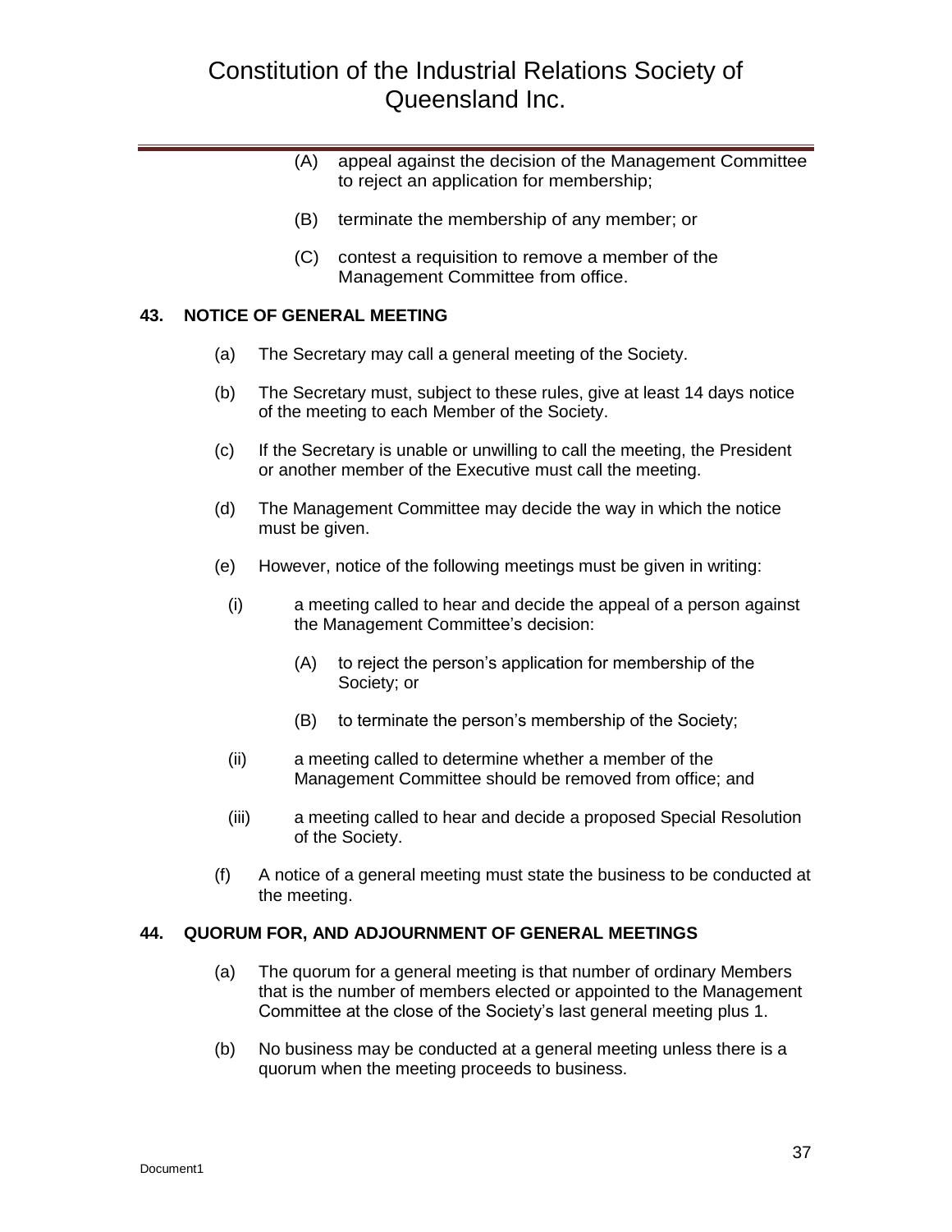(A) appeal against the decision of the Management Committee to reject an application for membership;

(B) terminate the membership of any member; or

(C) contest a requisition to remove a member of the Management Committee from office.

**43. NOTICE OF GENERAL MEETING**

(a) The Secretary may call a general meeting of the Society.

(b) The Secretary must, subject to these rules, give at least 14 days notice of the meeting to each Member of the Society.

(c) If the Secretary is unable or unwilling to call the meeting, the President or another member of the Executive must call the meeting.

(d) The Management Committee may decide the way in which the notice must be given.

(e) However, notice of the following meetings must be given in writing:

(i) a meeting called to hear and decide the appeal of a person against the Management Committee's decision:

(A) to reject the person's application for membership of the Society; or

(B) to terminate the person's membership of the Society;

(ii) a meeting called to determine whether a member of the Management Committee should be removed from office; and

(iii) a meeting called to hear and decide a proposed Special Resolution of the Society.

(f) A notice of a general meeting must state the business to be conducted at the meeting.

**44. QUORUM FOR, AND ADJOURNMENT OF GENERAL MEETINGS**

(a) The quorum for a general meeting is that number of ordinary Members that is the number of members elected or appointed to the Management Committee at the close of the Society's last general meeting plus 1.

(b) No business may be conducted at a general meeting unless there is a quorum when the meeting proceeds to business.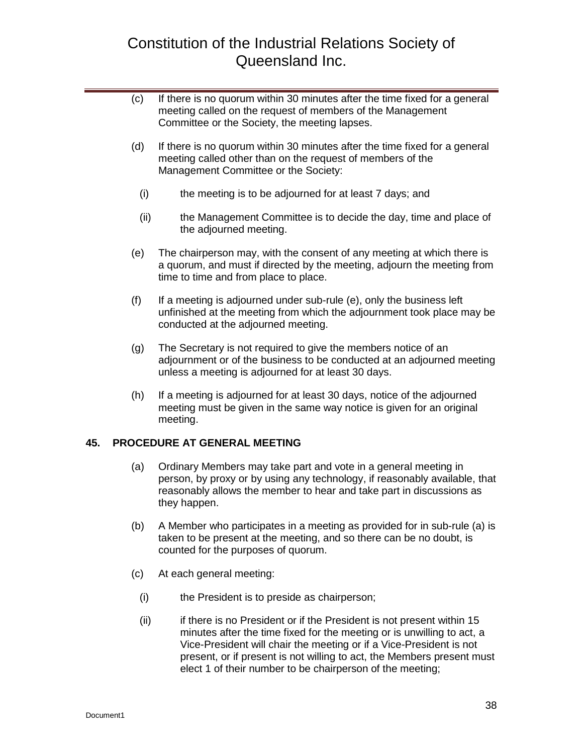(c) If there is no quorum within 30 minutes after the time fixed for a general meeting called on the request of members of the Management Committee or the Society, the meeting lapses.

(d) If there is no quorum within 30 minutes after the time fixed for a general meeting called other than on the request of members of the Management Committee or the Society:

(i) the meeting is to be adjourned for at least 7 days; and

(ii) the Management Committee is to decide the day, time and place of the adjourned meeting.

(e) The chairperson may, with the consent of any meeting at which there is a quorum, and must if directed by the meeting, adjourn the meeting from time to time and from place to place.

(f) If a meeting is adjourned under sub-rule (e), only the business left unfinished at the meeting from which the adjournment took place may be conducted at the adjourned meeting.

(g) The Secretary is not required to give the members notice of an adjournment or of the business to be conducted at an adjourned meeting unless a meeting is adjourned for at least 30 days.

(h) If a meeting is adjourned for at least 30 days, notice of the adjourned meeting must be given in the same way notice is given for an original meeting.

## 45. PROCEDURE AT GENERAL MEETING

(a) Ordinary Members may take part and vote in a general meeting in person, by proxy or by using any technology, if reasonably available, that reasonably allows the member to hear and take part in discussions as they happen.

(b) A Member who participates in a meeting as provided for in sub-rule (a) is taken to be present at the meeting, and so there can be no doubt, is counted for the purposes of quorum.

(c) At each general meeting:

(i) the President is to preside as chairperson;

(ii) if there is no President or if the President is not present within 15 minutes after the time fixed for the meeting or is unwilling to act, a Vice-President will chair the meeting or if a Vice-President is not present, or if present is not willing to act, the Members present must elect 1 of their number to be chairperson of the meeting;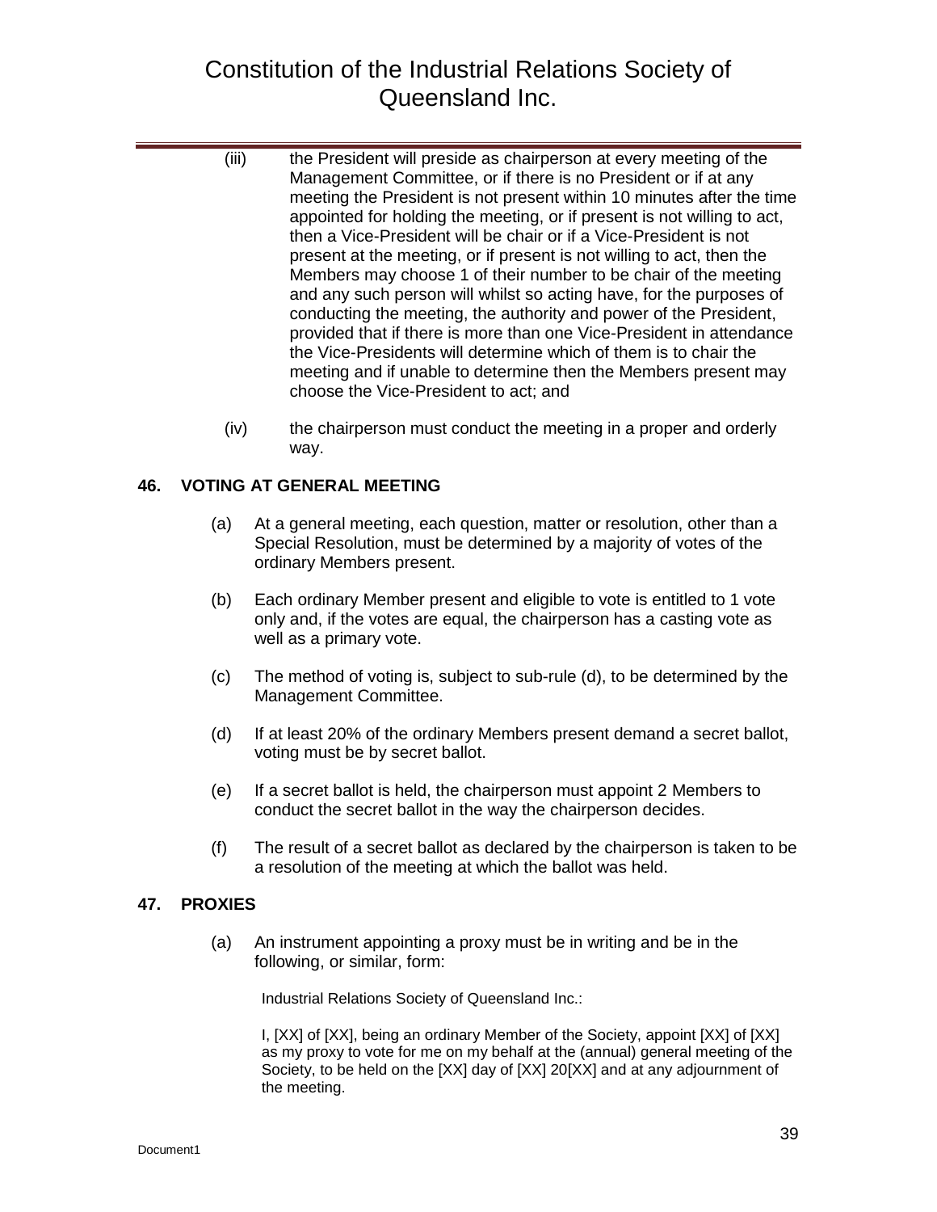(iii) the President will preside as chairperson at every meeting of the Management Committee, or if there is no President or if at any meeting the President is not present within 10 minutes after the time appointed for holding the meeting, or if present is not willing to act, then a Vice-President will be chair or if a Vice-President is not present at the meeting, or if present is not willing to act, then the Members may choose 1 of their number to be chair of the meeting and any such person will whilst so acting have, for the purposes of conducting the meeting, the authority and power of the President, provided that if there is more than one Vice-President in attendance the Vice-Presidents will determine which of them is to chair the meeting and if unable to determine then the Members present may choose the Vice-President to act; and

(iv) the chairperson must conduct the meeting in a proper and orderly way.

## 46. VOTING AT GENERAL MEETING

(a) At a general meeting, each question, matter or resolution, other than a Special Resolution, must be determined by a majority of votes of the ordinary Members present.

(b) Each ordinary Member present and eligible to vote is entitled to 1 vote only and, if the votes are equal, the chairperson has a casting vote as well as a primary vote.

(c) The method of voting is, subject to sub-rule (d), to be determined by the Management Committee.

(d) If at least 20% of the ordinary Members present demand a secret ballot, voting must be by secret ballot.

(e) If a secret ballot is held, the chairperson must appoint 2 Members to conduct the secret ballot in the way the chairperson decides.

(f) The result of a secret ballot as declared by the chairperson is taken to be a resolution of the meeting at which the ballot was held.

## 47. PROXIES

(a) An instrument appointing a proxy must be in writing and be in the following, or similar, form:

> Industrial Relations Society of Queensland Inc.:
>
> I, [XX] of [XX], being an ordinary Member of the Society, appoint [XX] of [XX] as my proxy to vote for me on my behalf at the (annual) general meeting of the Society, to be held on the [XX] day of [XX] 20[XX] and at any adjournment of the meeting.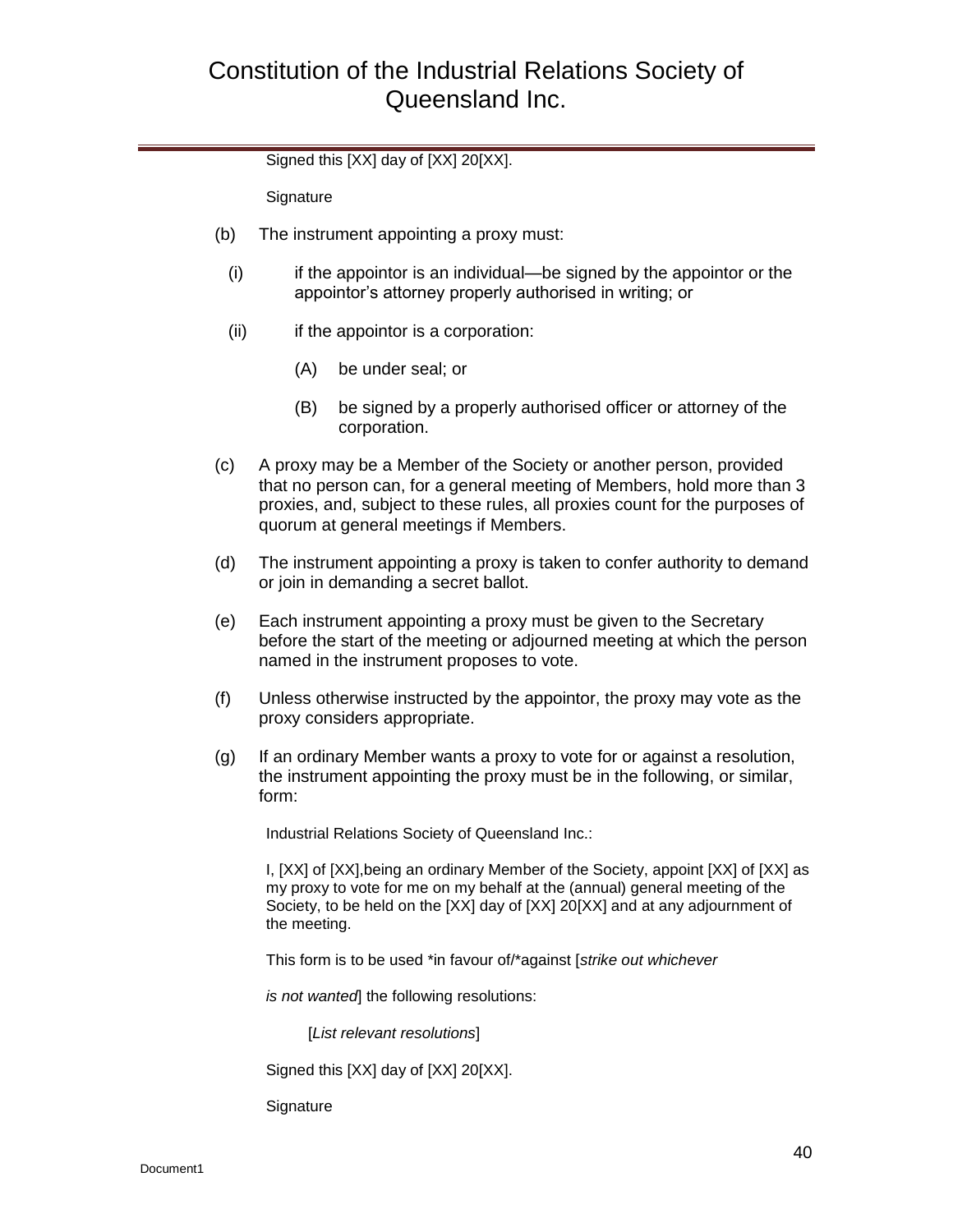Signed this [XX] day of [XX] 20[XX].

Signature

(b) The instrument appointing a proxy must:

(i) if the appointor is an individual—be signed by the appointor or the appointor's attorney properly authorised in writing; or

(ii) if the appointor is a corporation:

(A) be under seal; or

(B) be signed by a properly authorised officer or attorney of the corporation.

(c) A proxy may be a Member of the Society or another person, provided that no person can, for a general meeting of Members, hold more than 3 proxies, and, subject to these rules, all proxies count for the purposes of quorum at general meetings if Members.

(d) The instrument appointing a proxy is taken to confer authority to demand or join in demanding a secret ballot.

(e) Each instrument appointing a proxy must be given to the Secretary before the start of the meeting or adjourned meeting at which the person named in the instrument proposes to vote.

(f) Unless otherwise instructed by the appointor, the proxy may vote as the proxy considers appropriate.

(g) If an ordinary Member wants a proxy to vote for or against a resolution, the instrument appointing the proxy must be in the following, or similar, form:

Industrial Relations Society of Queensland Inc.:

I, [XX] of [XX],being an ordinary Member of the Society, appoint [XX] of [XX] as my proxy to vote for me on my behalf at the (annual) general meeting of the Society, to be held on the [XX] day of [XX] 20[XX] and at any adjournment of the meeting.

This form is to be used *in favour of/*against [*strike out whichever is not wanted*] the following resolutions:

[*List relevant resolutions*]

Signed this [XX] day of [XX] 20[XX].

Signature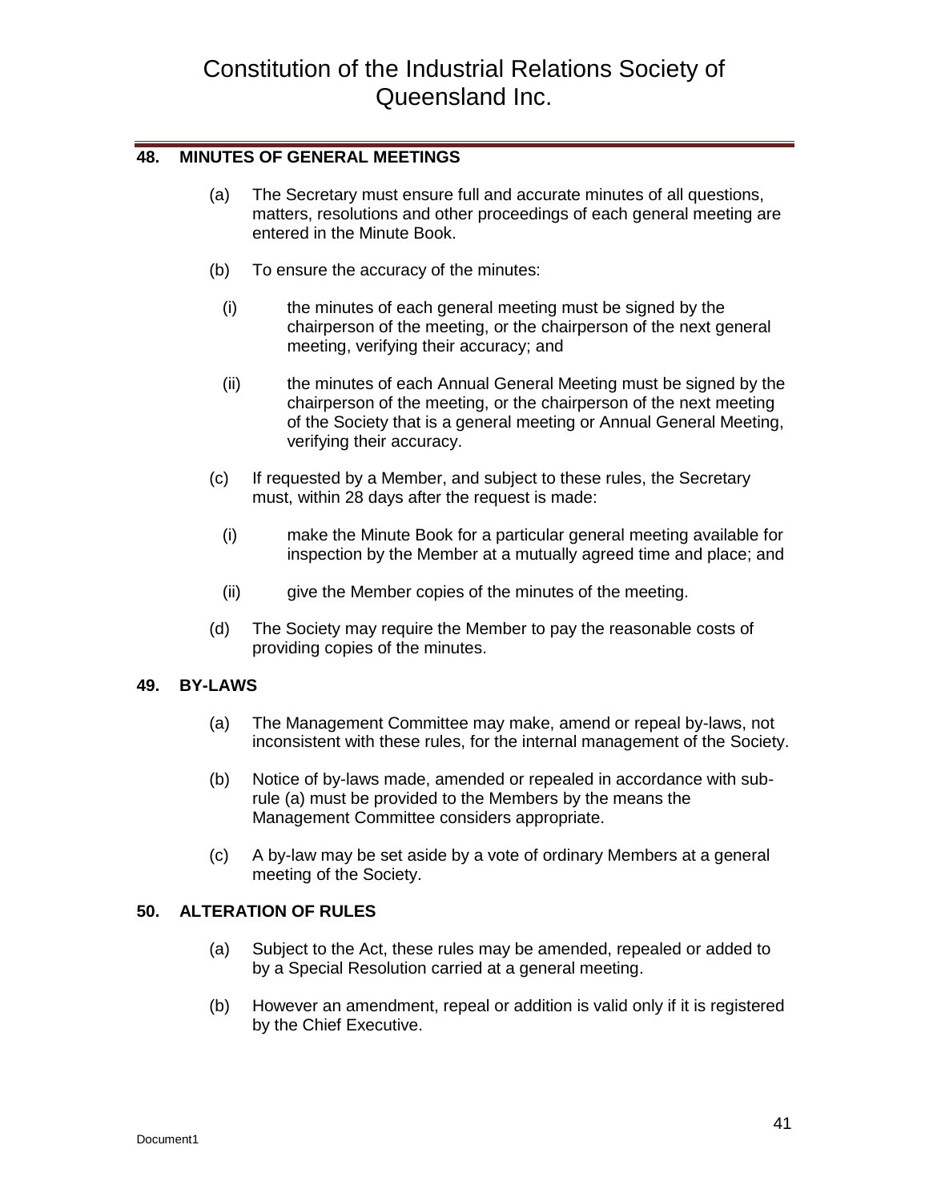## 48. MINUTES OF GENERAL MEETINGS

(a) The Secretary must ensure full and accurate minutes of all questions, matters, resolutions and other proceedings of each general meeting are entered in the Minute Book.

(b) To ensure the accuracy of the minutes:

  (i) the minutes of each general meeting must be signed by the chairperson of the meeting, or the chairperson of the next general meeting, verifying their accuracy; and

  (ii) the minutes of each Annual General Meeting must be signed by the chairperson of the meeting, or the chairperson of the next meeting of the Society that is a general meeting or Annual General Meeting, verifying their accuracy.

(c) If requested by a Member, and subject to these rules, the Secretary must, within 28 days after the request is made:

  (i) make the Minute Book for a particular general meeting available for inspection by the Member at a mutually agreed time and place; and

  (ii) give the Member copies of the minutes of the meeting.

(d) The Society may require the Member to pay the reasonable costs of providing copies of the minutes.

## 49. BY-LAWS

(a) The Management Committee may make, amend or repeal by-laws, not inconsistent with these rules, for the internal management of the Society.

(b) Notice of by-laws made, amended or repealed in accordance with sub-rule (a) must be provided to the Members by the means the Management Committee considers appropriate.

(c) A by-law may be set aside by a vote of ordinary Members at a general meeting of the Society.

## 50. ALTERATION OF RULES

(a) Subject to the Act, these rules may be amended, repealed or added to by a Special Resolution carried at a general meeting.

(b) However an amendment, repeal or addition is valid only if it is registered by the Chief Executive.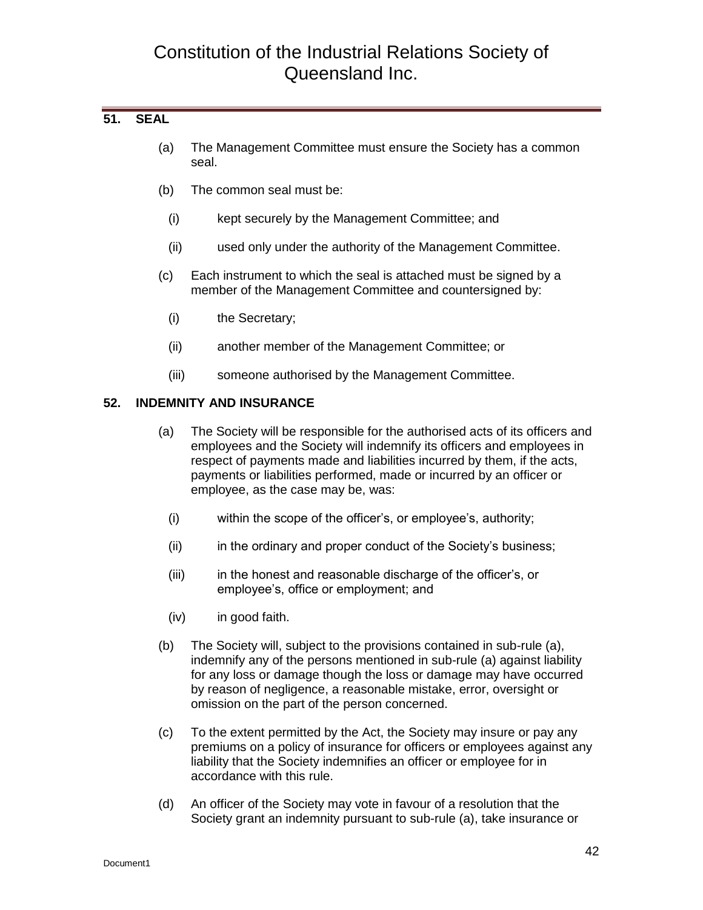## 51. SEAL

(a) The Management Committee must ensure the Society has a common seal.

(b) The common seal must be:

   (i) kept securely by the Management Committee; and

   (ii) used only under the authority of the Management Committee.

(c) Each instrument to which the seal is attached must be signed by a member of the Management Committee and countersigned by:

   (i) the Secretary;

   (ii) another member of the Management Committee; or

   (iii) someone authorised by the Management Committee.

## 52. INDEMNITY AND INSURANCE

(a) The Society will be responsible for the authorised acts of its officers and employees and the Society will indemnify its officers and employees in respect of payments made and liabilities incurred by them, if the acts, payments or liabilities performed, made or incurred by an officer or employee, as the case may be, was:

   (i) within the scope of the officer's, or employee's, authority;

   (ii) in the ordinary and proper conduct of the Society's business;

   (iii) in the honest and reasonable discharge of the officer's, or employee's, office or employment; and

   (iv) in good faith.

(b) The Society will, subject to the provisions contained in sub-rule (a), indemnify any of the persons mentioned in sub-rule (a) against liability for any loss or damage though the loss or damage may have occurred by reason of negligence, a reasonable mistake, error, oversight or omission on the part of the person concerned.

(c) To the extent permitted by the Act, the Society may insure or pay any premiums on a policy of insurance for officers or employees against any liability that the Society indemnifies an officer or employee for in accordance with this rule.

(d) An officer of the Society may vote in favour of a resolution that the Society grant an indemnity pursuant to sub-rule (a), take insurance or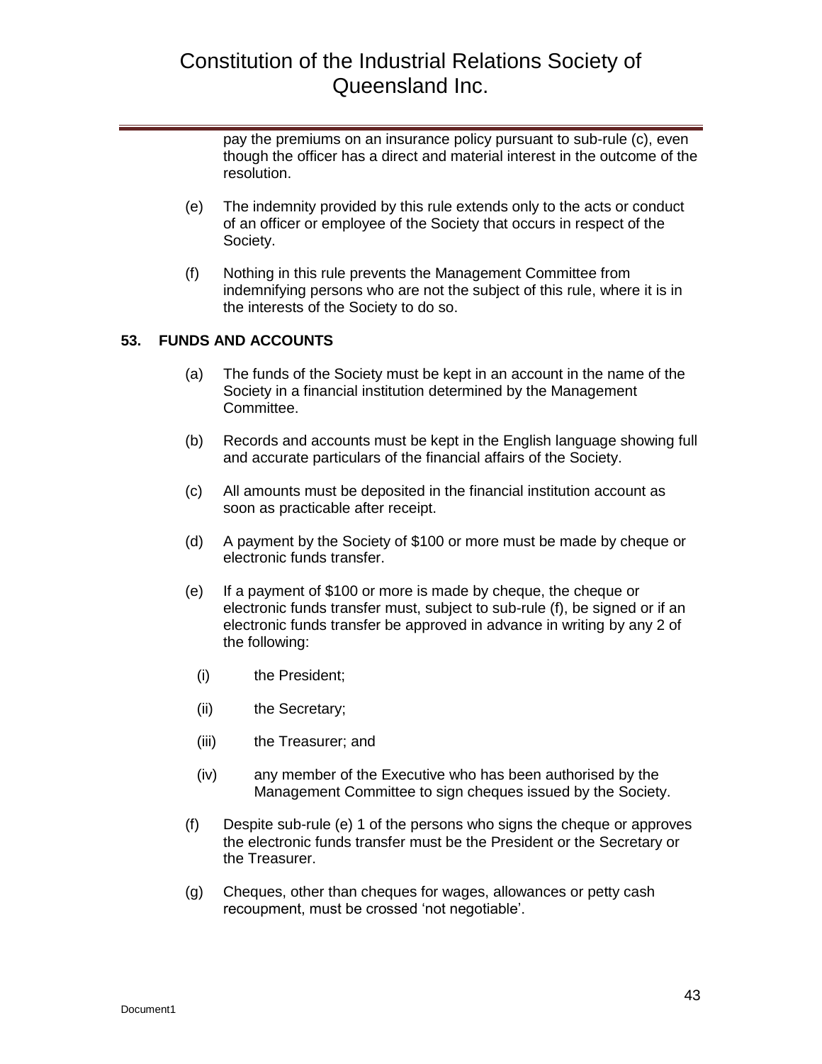pay the premiums on an insurance policy pursuant to sub-rule (c), even though the officer has a direct and material interest in the outcome of the resolution.

(e) The indemnity provided by this rule extends only to the acts or conduct of an officer or employee of the Society that occurs in respect of the Society.

(f) Nothing in this rule prevents the Management Committee from indemnifying persons who are not the subject of this rule, where it is in the interests of the Society to do so.

## 53. FUNDS AND ACCOUNTS

(a) The funds of the Society must be kept in an account in the name of the Society in a financial institution determined by the Management Committee.

(b) Records and accounts must be kept in the English language showing full and accurate particulars of the financial affairs of the Society.

(c) All amounts must be deposited in the financial institution account as soon as practicable after receipt.

(d) A payment by the Society of $100 or more must be made by cheque or electronic funds transfer.

(e) If a payment of $100 or more is made by cheque, the cheque or electronic funds transfer must, subject to sub-rule (f), be signed or if an electronic funds transfer be approved in advance in writing by any 2 of the following:

  (i) the President;

  (ii) the Secretary;

  (iii) the Treasurer; and

  (iv) any member of the Executive who has been authorised by the Management Committee to sign cheques issued by the Society.

(f) Despite sub-rule (e) 1 of the persons who signs the cheque or approves the electronic funds transfer must be the President or the Secretary or the Treasurer.

(g) Cheques, other than cheques for wages, allowances or petty cash recoupment, must be crossed 'not negotiable'.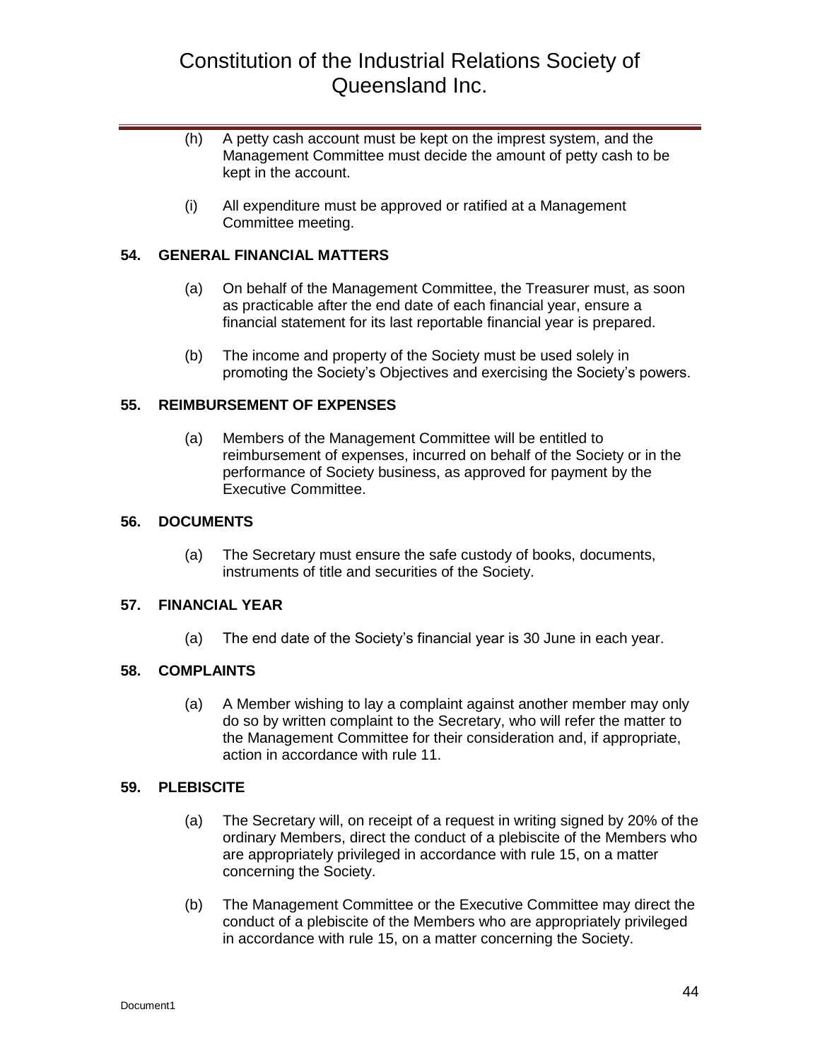(h) A petty cash account must be kept on the imprest system, and the Management Committee must decide the amount of petty cash to be kept in the account.

(i) All expenditure must be approved or ratified at a Management Committee meeting.

### 54. GENERAL FINANCIAL MATTERS

(a) On behalf of the Management Committee, the Treasurer must, as soon as practicable after the end date of each financial year, ensure a financial statement for its last reportable financial year is prepared.

(b) The income and property of the Society must be used solely in promoting the Society's Objectives and exercising the Society's powers.

### 55. REIMBURSEMENT OF EXPENSES

(a) Members of the Management Committee will be entitled to reimbursement of expenses, incurred on behalf of the Society or in the performance of Society business, as approved for payment by the Executive Committee.

### 56. DOCUMENTS

(a) The Secretary must ensure the safe custody of books, documents, instruments of title and securities of the Society.

### 57. FINANCIAL YEAR

(a) The end date of the Society's financial year is 30 June in each year.

### 58. COMPLAINTS

(a) A Member wishing to lay a complaint against another member may only do so by written complaint to the Secretary, who will refer the matter to the Management Committee for their consideration and, if appropriate, action in accordance with rule 11.

### 59. PLEBISCITE

(a) The Secretary will, on receipt of a request in writing signed by 20% of the ordinary Members, direct the conduct of a plebiscite of the Members who are appropriately privileged in accordance with rule 15, on a matter concerning the Society.

(b) The Management Committee or the Executive Committee may direct the conduct of a plebiscite of the Members who are appropriately privileged in accordance with rule 15, on a matter concerning the Society.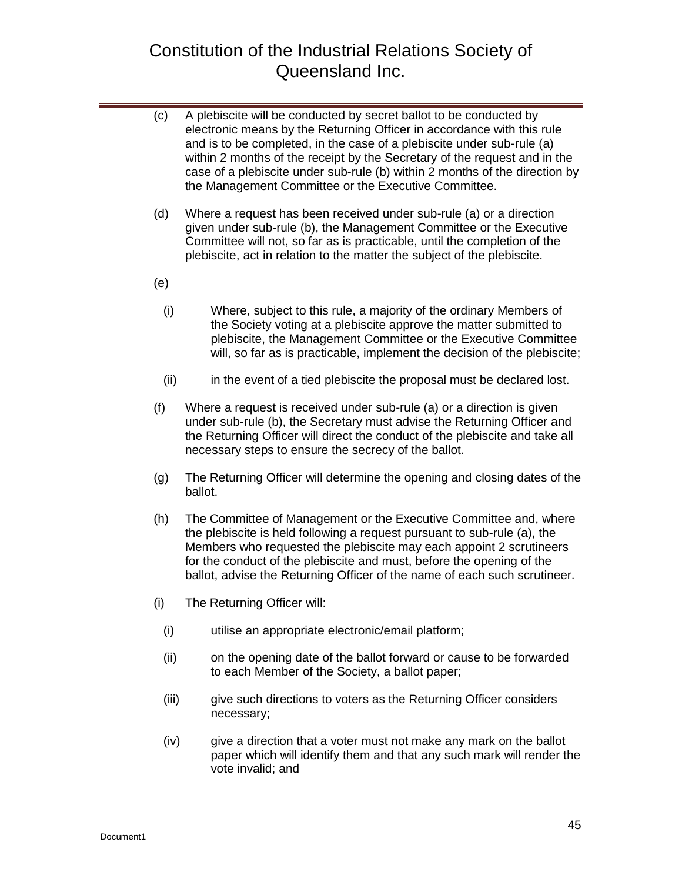(c) A plebiscite will be conducted by secret ballot to be conducted by electronic means by the Returning Officer in accordance with this rule and is to be completed, in the case of a plebiscite under sub-rule (a) within 2 months of the receipt by the Secretary of the request and in the case of a plebiscite under sub-rule (b) within 2 months of the direction by the Management Committee or the Executive Committee.

(d) Where a request has been received under sub-rule (a) or a direction given under sub-rule (b), the Management Committee or the Executive Committee will not, so far as is practicable, until the completion of the plebiscite, act in relation to the matter the subject of the plebiscite.

(e)

(i) Where, subject to this rule, a majority of the ordinary Members of the Society voting at a plebiscite approve the matter submitted to plebiscite, the Management Committee or the Executive Committee will, so far as is practicable, implement the decision of the plebiscite;

(ii) in the event of a tied plebiscite the proposal must be declared lost.

(f) Where a request is received under sub-rule (a) or a direction is given under sub-rule (b), the Secretary must advise the Returning Officer and the Returning Officer will direct the conduct of the plebiscite and take all necessary steps to ensure the secrecy of the ballot.

(g) The Returning Officer will determine the opening and closing dates of the ballot.

(h) The Committee of Management or the Executive Committee and, where the plebiscite is held following a request pursuant to sub-rule (a), the Members who requested the plebiscite may each appoint 2 scrutineers for the conduct of the plebiscite and must, before the opening of the ballot, advise the Returning Officer of the name of each such scrutineer.

(i) The Returning Officer will:

(i) utilise an appropriate electronic/email platform;

(ii) on the opening date of the ballot forward or cause to be forwarded to each Member of the Society, a ballot paper;

(iii) give such directions to voters as the Returning Officer considers necessary;

(iv) give a direction that a voter must not make any mark on the ballot paper which will identify them and that any such mark will render the vote invalid; and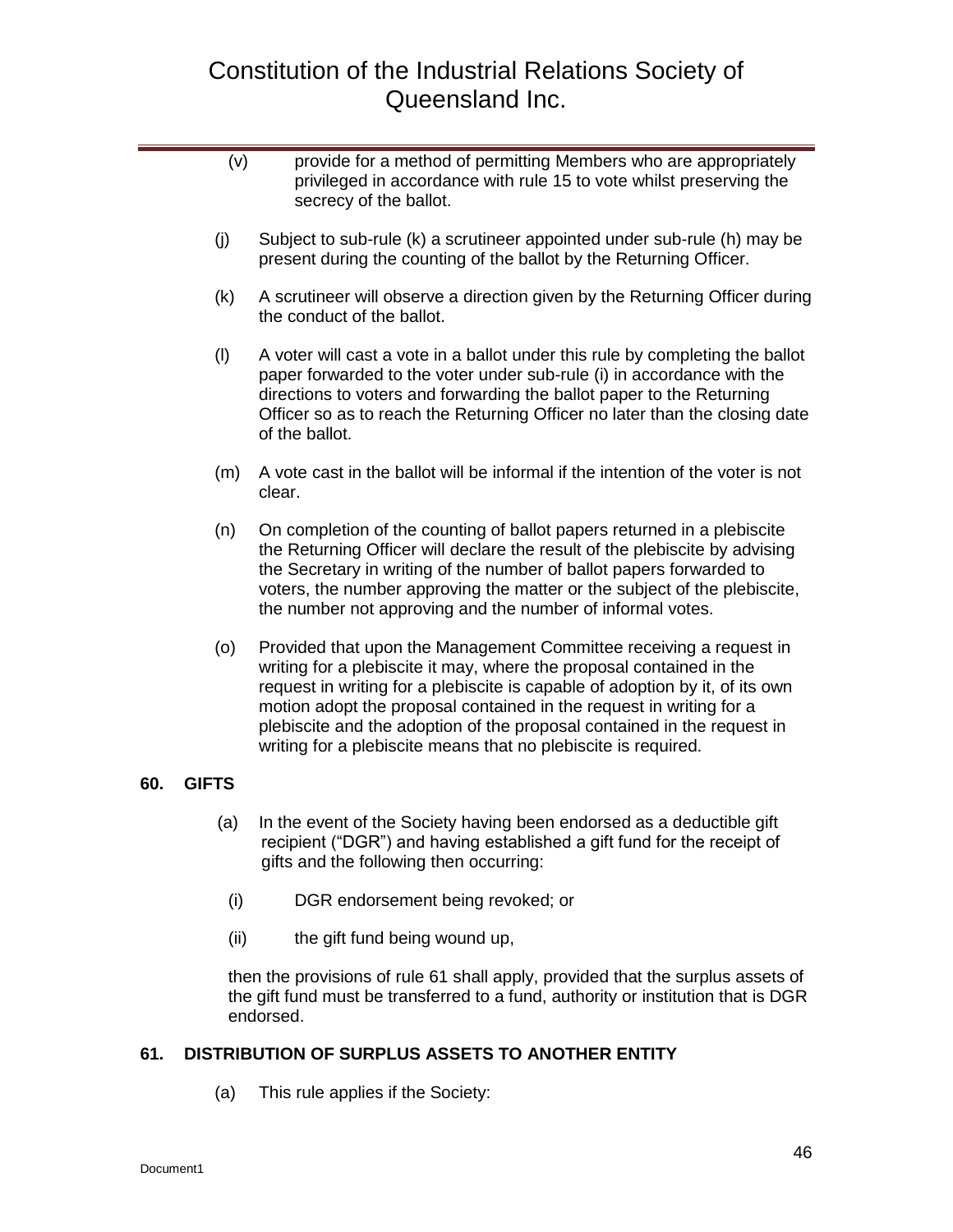(v) provide for a method of permitting Members who are appropriately privileged in accordance with rule 15 to vote whilst preserving the secrecy of the ballot.

(j) Subject to sub-rule (k) a scrutineer appointed under sub-rule (h) may be present during the counting of the ballot by the Returning Officer.

(k) A scrutineer will observe a direction given by the Returning Officer during the conduct of the ballot.

(l) A voter will cast a vote in a ballot under this rule by completing the ballot paper forwarded to the voter under sub-rule (i) in accordance with the directions to voters and forwarding the ballot paper to the Returning Officer so as to reach the Returning Officer no later than the closing date of the ballot.

(m) A vote cast in the ballot will be informal if the intention of the voter is not clear.

(n) On completion of the counting of ballot papers returned in a plebiscite the Returning Officer will declare the result of the plebiscite by advising the Secretary in writing of the number of ballot papers forwarded to voters, the number approving the matter or the subject of the plebiscite, the number not approving and the number of informal votes.

(o) Provided that upon the Management Committee receiving a request in writing for a plebiscite it may, where the proposal contained in the request in writing for a plebiscite is capable of adoption by it, of its own motion adopt the proposal contained in the request in writing for a plebiscite and the adoption of the proposal contained in the request in writing for a plebiscite means that no plebiscite is required.

**60. GIFTS**

(a) In the event of the Society having been endorsed as a deductible gift recipient ("DGR") and having established a gift fund for the receipt of gifts and the following then occurring:

(i) DGR endorsement being revoked; or

(ii) the gift fund being wound up,

then the provisions of rule 61 shall apply, provided that the surplus assets of the gift fund must be transferred to a fund, authority or institution that is DGR endorsed.

**61. DISTRIBUTION OF SURPLUS ASSETS TO ANOTHER ENTITY**

(a) This rule applies if the Society: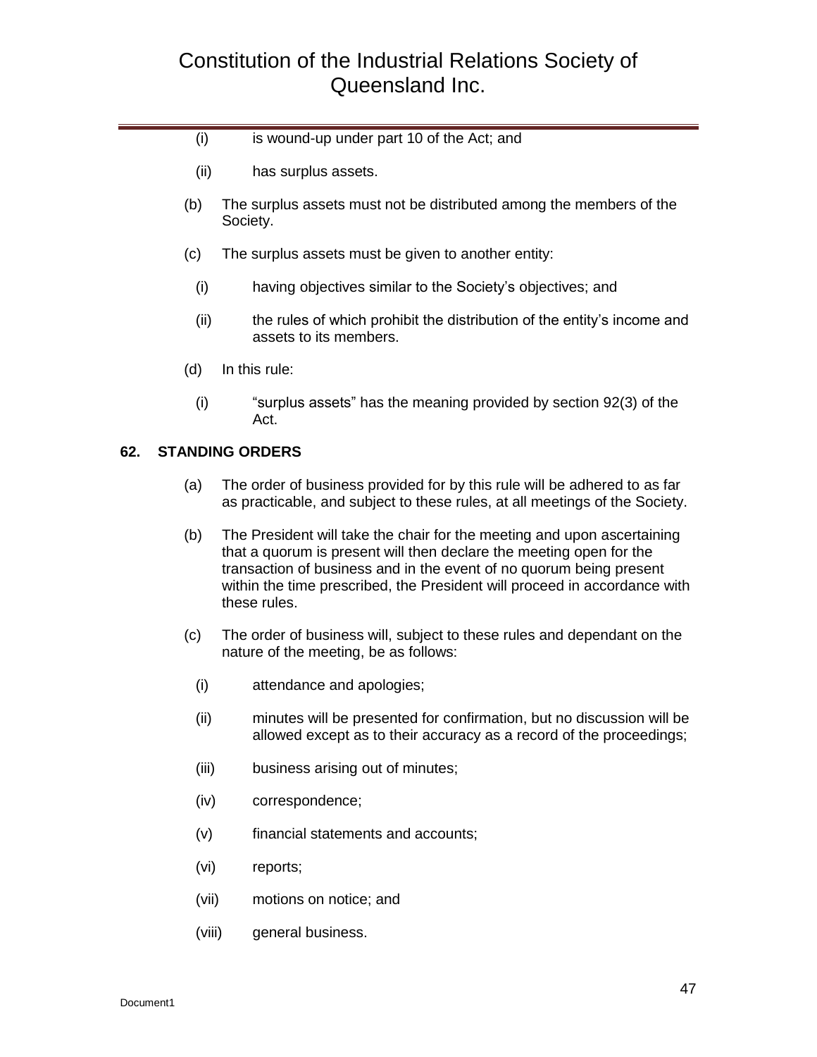(i) is wound-up under part 10 of the Act; and

(ii) has surplus assets.

(b) The surplus assets must not be distributed among the members of the Society.

(c) The surplus assets must be given to another entity:

(i) having objectives similar to the Society's objectives; and

(ii) the rules of which prohibit the distribution of the entity's income and assets to its members.

(d) In this rule:

(i) "surplus assets" has the meaning provided by section 92(3) of the Act.

**62. STANDING ORDERS**

(a) The order of business provided for by this rule will be adhered to as far as practicable, and subject to these rules, at all meetings of the Society.

(b) The President will take the chair for the meeting and upon ascertaining that a quorum is present will then declare the meeting open for the transaction of business and in the event of no quorum being present within the time prescribed, the President will proceed in accordance with these rules.

(c) The order of business will, subject to these rules and dependant on the nature of the meeting, be as follows:

(i) attendance and apologies;

(ii) minutes will be presented for confirmation, but no discussion will be allowed except as to their accuracy as a record of the proceedings;

(iii) business arising out of minutes;

(iv) correspondence;

(v) financial statements and accounts;

(vi) reports;

(vii) motions on notice; and

(viii) general business.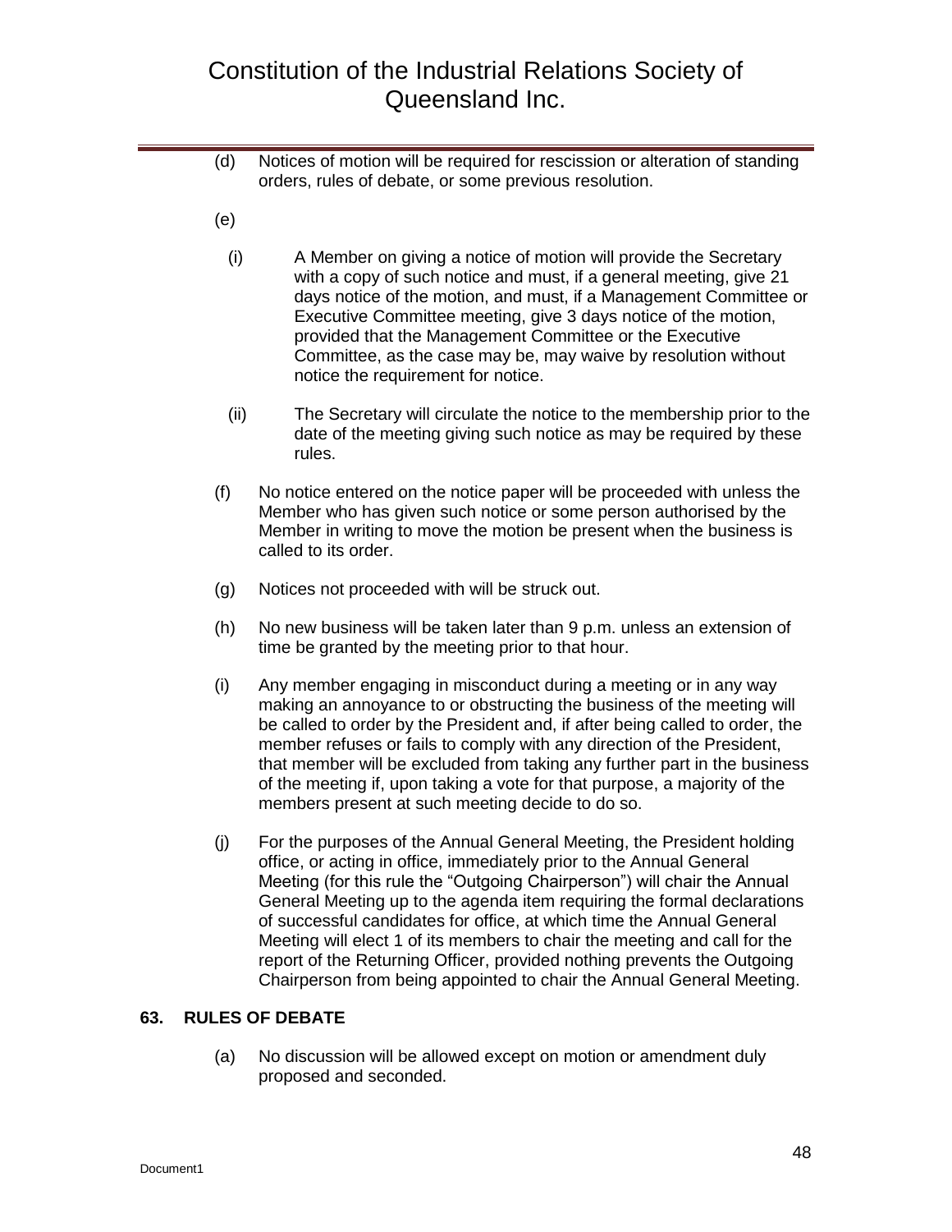(d) Notices of motion will be required for rescission or alteration of standing orders, rules of debate, or some previous resolution.

(e)

(i) A Member on giving a notice of motion will provide the Secretary with a copy of such notice and must, if a general meeting, give 21 days notice of the motion, and must, if a Management Committee or Executive Committee meeting, give 3 days notice of the motion, provided that the Management Committee or the Executive Committee, as the case may be, may waive by resolution without notice the requirement for notice.

(ii) The Secretary will circulate the notice to the membership prior to the date of the meeting giving such notice as may be required by these rules.

(f) No notice entered on the notice paper will be proceeded with unless the Member who has given such notice or some person authorised by the Member in writing to move the motion be present when the business is called to its order.

(g) Notices not proceeded with will be struck out.

(h) No new business will be taken later than 9 p.m. unless an extension of time be granted by the meeting prior to that hour.

(i) Any member engaging in misconduct during a meeting or in any way making an annoyance to or obstructing the business of the meeting will be called to order by the President and, if after being called to order, the member refuses or fails to comply with any direction of the President, that member will be excluded from taking any further part in the business of the meeting if, upon taking a vote for that purpose, a majority of the members present at such meeting decide to do so.

(j) For the purposes of the Annual General Meeting, the President holding office, or acting in office, immediately prior to the Annual General Meeting (for this rule the "Outgoing Chairperson") will chair the Annual General Meeting up to the agenda item requiring the formal declarations of successful candidates for office, at which time the Annual General Meeting will elect 1 of its members to chair the meeting and call for the report of the Returning Officer, provided nothing prevents the Outgoing Chairperson from being appointed to chair the Annual General Meeting.

## 63. RULES OF DEBATE

(a) No discussion will be allowed except on motion or amendment duly proposed and seconded.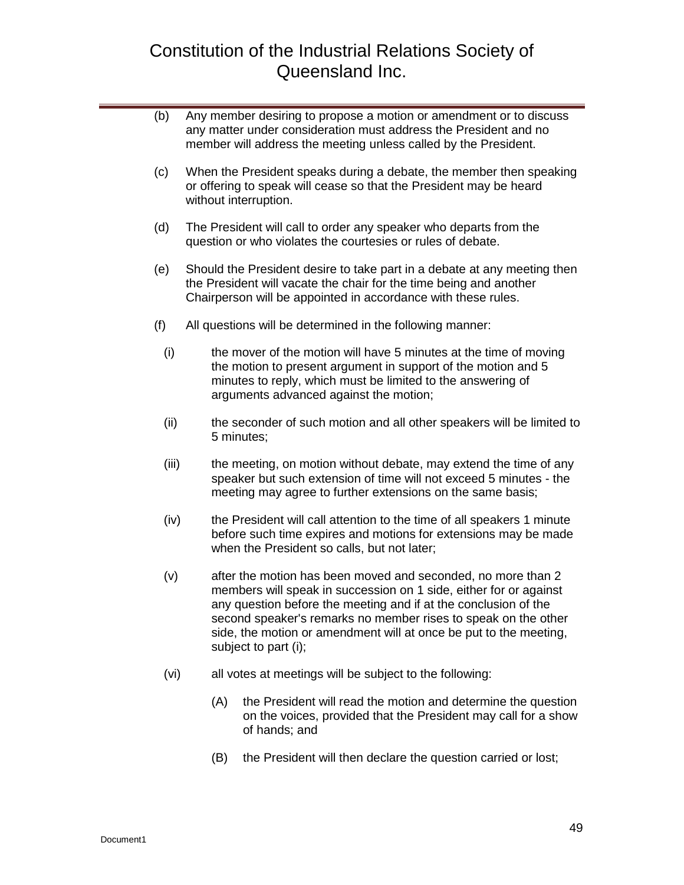(b) Any member desiring to propose a motion or amendment or to discuss any matter under consideration must address the President and no member will address the meeting unless called by the President.

(c) When the President speaks during a debate, the member then speaking or offering to speak will cease so that the President may be heard without interruption.

(d) The President will call to order any speaker who departs from the question or who violates the courtesies or rules of debate.

(e) Should the President desire to take part in a debate at any meeting then the President will vacate the chair for the time being and another Chairperson will be appointed in accordance with these rules.

(f) All questions will be determined in the following manner:

   (i) the mover of the motion will have 5 minutes at the time of moving the motion to present argument in support of the motion and 5 minutes to reply, which must be limited to the answering of arguments advanced against the motion;

   (ii) the seconder of such motion and all other speakers will be limited to 5 minutes;

   (iii) the meeting, on motion without debate, may extend the time of any speaker but such extension of time will not exceed 5 minutes - the meeting may agree to further extensions on the same basis;

   (iv) the President will call attention to the time of all speakers 1 minute before such time expires and motions for extensions may be made when the President so calls, but not later;

   (v) after the motion has been moved and seconded, no more than 2 members will speak in succession on 1 side, either for or against any question before the meeting and if at the conclusion of the second speaker's remarks no member rises to speak on the other side, the motion or amendment will at once be put to the meeting, subject to part (i);

   (vi) all votes at meetings will be subject to the following:

      (A) the President will read the motion and determine the question on the voices, provided that the President may call for a show of hands; and

      (B) the President will then declare the question carried or lost;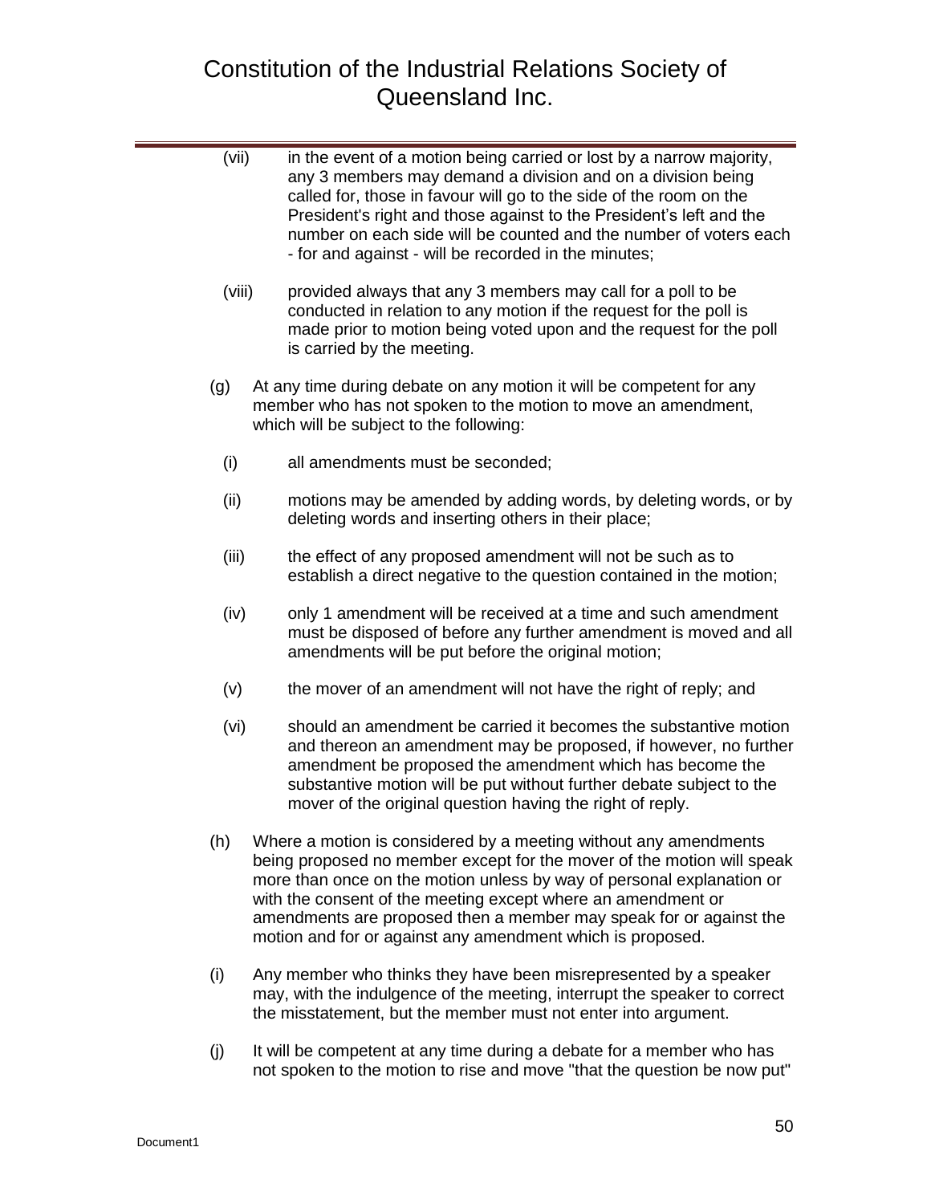(vii) in the event of a motion being carried or lost by a narrow majority, any 3 members may demand a division and on a division being called for, those in favour will go to the side of the room on the President's right and those against to the President's left and the number on each side will be counted and the number of voters each - for and against - will be recorded in the minutes;

(viii) provided always that any 3 members may call for a poll to be conducted in relation to any motion if the request for the poll is made prior to motion being voted upon and the request for the poll is carried by the meeting.

(g) At any time during debate on any motion it will be competent for any member who has not spoken to the motion to move an amendment, which will be subject to the following:

(i) all amendments must be seconded;

(ii) motions may be amended by adding words, by deleting words, or by deleting words and inserting others in their place;

(iii) the effect of any proposed amendment will not be such as to establish a direct negative to the question contained in the motion;

(iv) only 1 amendment will be received at a time and such amendment must be disposed of before any further amendment is moved and all amendments will be put before the original motion;

(v) the mover of an amendment will not have the right of reply; and

(vi) should an amendment be carried it becomes the substantive motion and thereon an amendment may be proposed, if however, no further amendment be proposed the amendment which has become the substantive motion will be put without further debate subject to the mover of the original question having the right of reply.

(h) Where a motion is considered by a meeting without any amendments being proposed no member except for the mover of the motion will speak more than once on the motion unless by way of personal explanation or with the consent of the meeting except where an amendment or amendments are proposed then a member may speak for or against the motion and for or against any amendment which is proposed.

(i) Any member who thinks they have been misrepresented by a speaker may, with the indulgence of the meeting, interrupt the speaker to correct the misstatement, but the member must not enter into argument.

(j) It will be competent at any time during a debate for a member who has not spoken to the motion to rise and move "that the question be now put"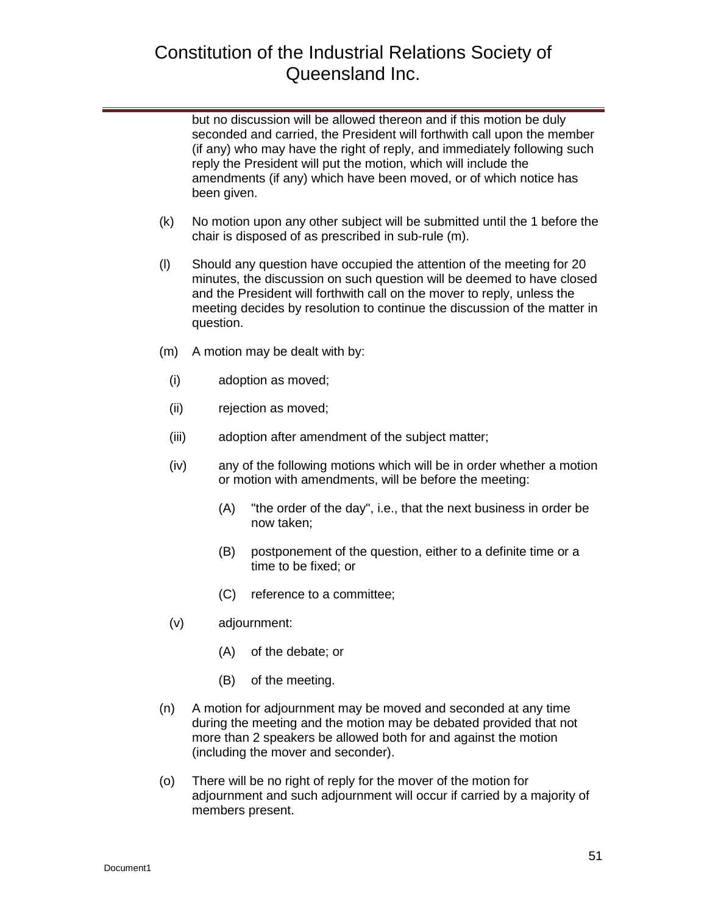but no discussion will be allowed thereon and if this motion be duly seconded and carried, the President will forthwith call upon the member (if any) who may have the right of reply, and immediately following such reply the President will put the motion, which will include the amendments (if any) which have been moved, or of which notice has been given.

(k) No motion upon any other subject will be submitted until the 1 before the chair is disposed of as prescribed in sub-rule (m).

(l) Should any question have occupied the attention of the meeting for 20 minutes, the discussion on such question will be deemed to have closed and the President will forthwith call on the mover to reply, unless the meeting decides by resolution to continue the discussion of the matter in question.

(m) A motion may be dealt with by:

  (i) adoption as moved;

  (ii) rejection as moved;

  (iii) adoption after amendment of the subject matter;

  (iv) any of the following motions which will be in order whether a motion or motion with amendments, will be before the meeting:

    (A) "the order of the day", i.e., that the next business in order be now taken;

    (B) postponement of the question, either to a definite time or a time to be fixed; or

    (C) reference to a committee;

  (v) adjournment:

    (A) of the debate; or

    (B) of the meeting.

(n) A motion for adjournment may be moved and seconded at any time during the meeting and the motion may be debated provided that not more than 2 speakers be allowed both for and against the motion (including the mover and seconder).

(o) There will be no right of reply for the mover of the motion for adjournment and such adjournment will occur if carried by a majority of members present.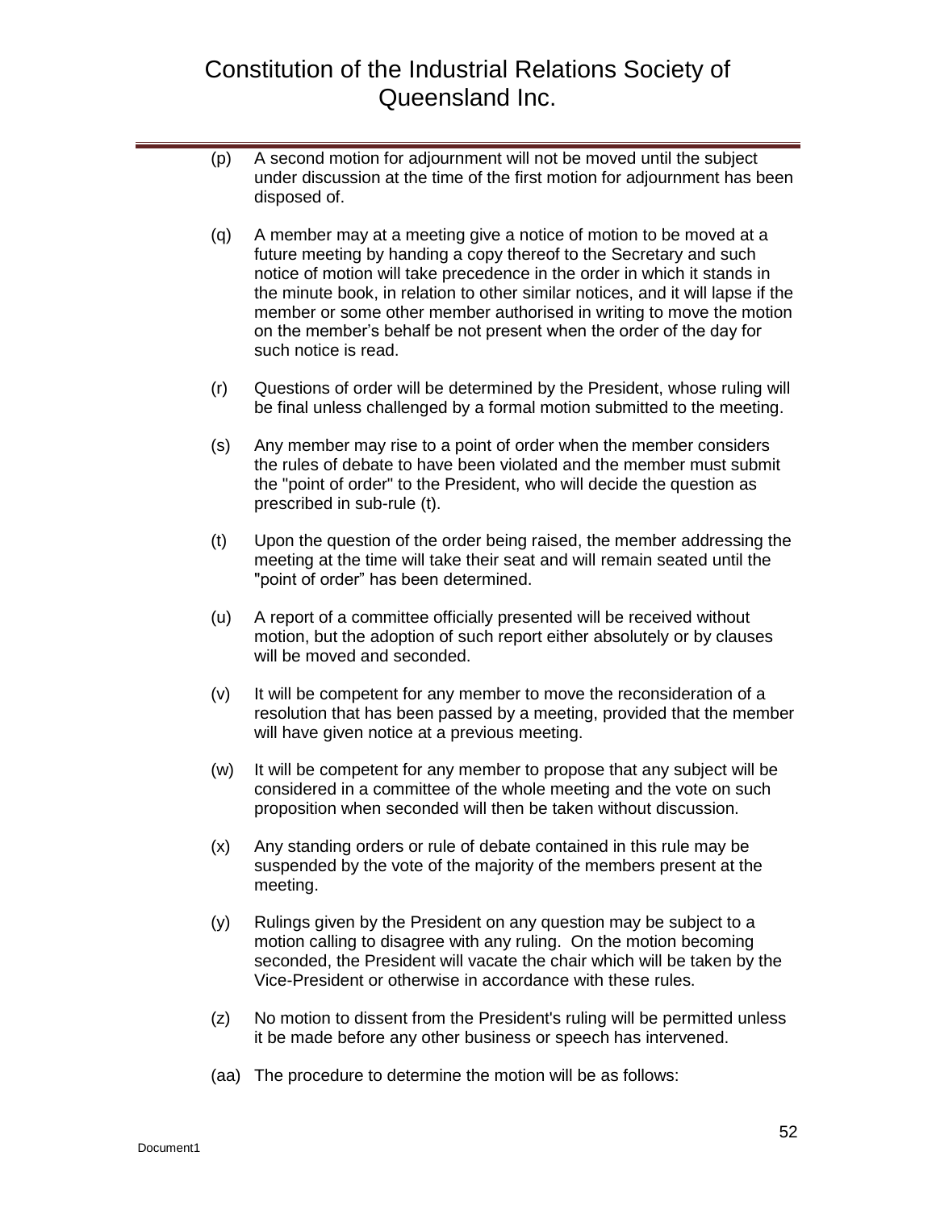(p) A second motion for adjournment will not be moved until the subject under discussion at the time of the first motion for adjournment has been disposed of.

(q) A member may at a meeting give a notice of motion to be moved at a future meeting by handing a copy thereof to the Secretary and such notice of motion will take precedence in the order in which it stands in the minute book, in relation to other similar notices, and it will lapse if the member or some other member authorised in writing to move the motion on the member's behalf be not present when the order of the day for such notice is read.

(r) Questions of order will be determined by the President, whose ruling will be final unless challenged by a formal motion submitted to the meeting.

(s) Any member may rise to a point of order when the member considers the rules of debate to have been violated and the member must submit the "point of order" to the President, who will decide the question as prescribed in sub-rule (t).

(t) Upon the question of the order being raised, the member addressing the meeting at the time will take their seat and will remain seated until the "point of order" has been determined.

(u) A report of a committee officially presented will be received without motion, but the adoption of such report either absolutely or by clauses will be moved and seconded.

(v) It will be competent for any member to move the reconsideration of a resolution that has been passed by a meeting, provided that the member will have given notice at a previous meeting.

(w) It will be competent for any member to propose that any subject will be considered in a committee of the whole meeting and the vote on such proposition when seconded will then be taken without discussion.

(x) Any standing orders or rule of debate contained in this rule may be suspended by the vote of the majority of the members present at the meeting.

(y) Rulings given by the President on any question may be subject to a motion calling to disagree with any ruling. On the motion becoming seconded, the President will vacate the chair which will be taken by the Vice-President or otherwise in accordance with these rules.

(z) No motion to dissent from the President's ruling will be permitted unless it be made before any other business or speech has intervened.

(aa) The procedure to determine the motion will be as follows: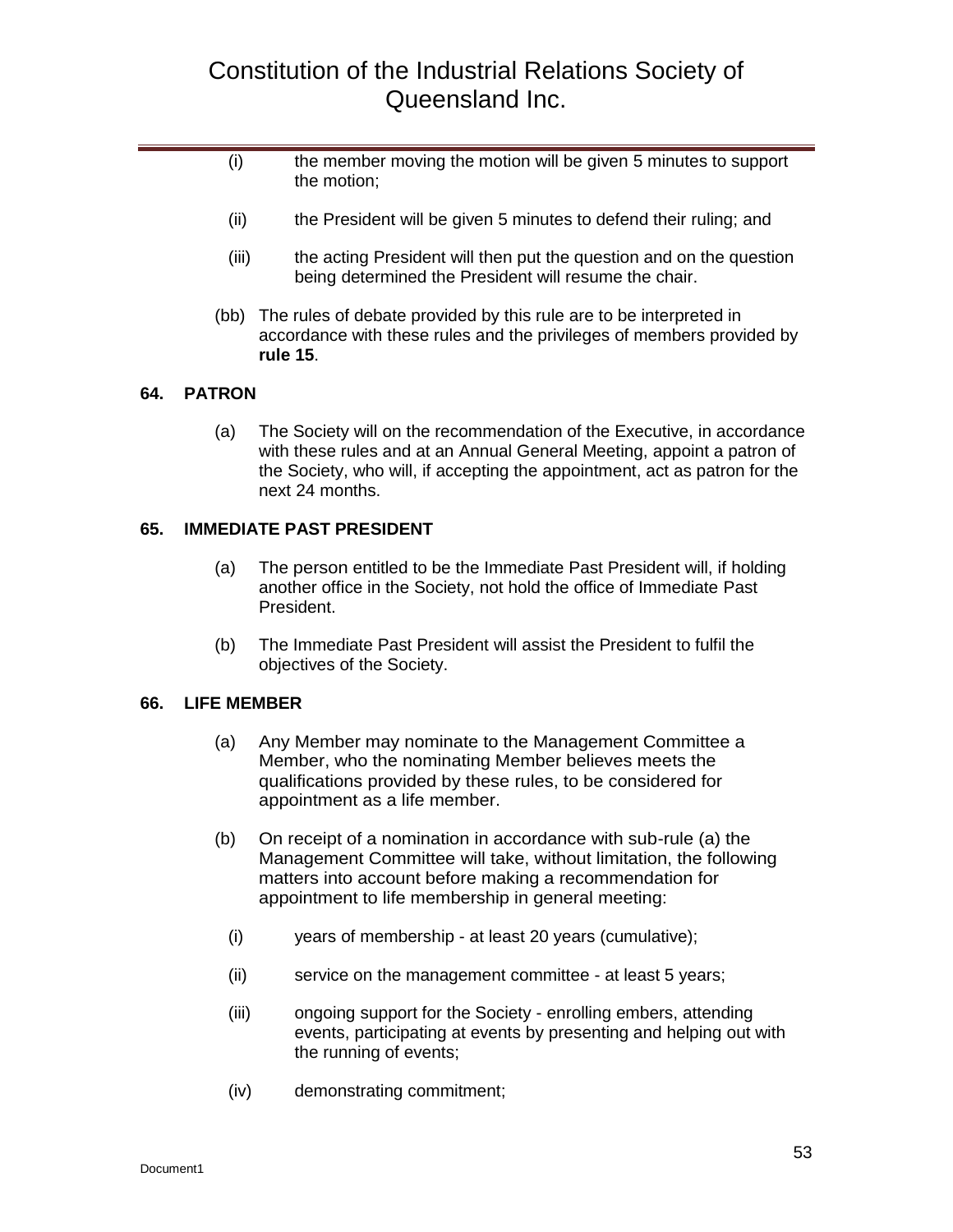(i) the member moving the motion will be given 5 minutes to support the motion;

(ii) the President will be given 5 minutes to defend their ruling; and

(iii) the acting President will then put the question and on the question being determined the President will resume the chair.

(bb) The rules of debate provided by this rule are to be interpreted in accordance with these rules and the privileges of members provided by **rule 15**.

### 64. PATRON

(a) The Society will on the recommendation of the Executive, in accordance with these rules and at an Annual General Meeting, appoint a patron of the Society, who will, if accepting the appointment, act as patron for the next 24 months.

### 65. IMMEDIATE PAST PRESIDENT

(a) The person entitled to be the Immediate Past President will, if holding another office in the Society, not hold the office of Immediate Past President.

(b) The Immediate Past President will assist the President to fulfil the objectives of the Society.

### 66. LIFE MEMBER

(a) Any Member may nominate to the Management Committee a Member, who the nominating Member believes meets the qualifications provided by these rules, to be considered for appointment as a life member.

(b) On receipt of a nomination in accordance with sub-rule (a) the Management Committee will take, without limitation, the following matters into account before making a recommendation for appointment to life membership in general meeting:

(i) years of membership - at least 20 years (cumulative);

(ii) service on the management committee - at least 5 years;

(iii) ongoing support for the Society - enrolling embers, attending events, participating at events by presenting and helping out with the running of events;

(iv) demonstrating commitment;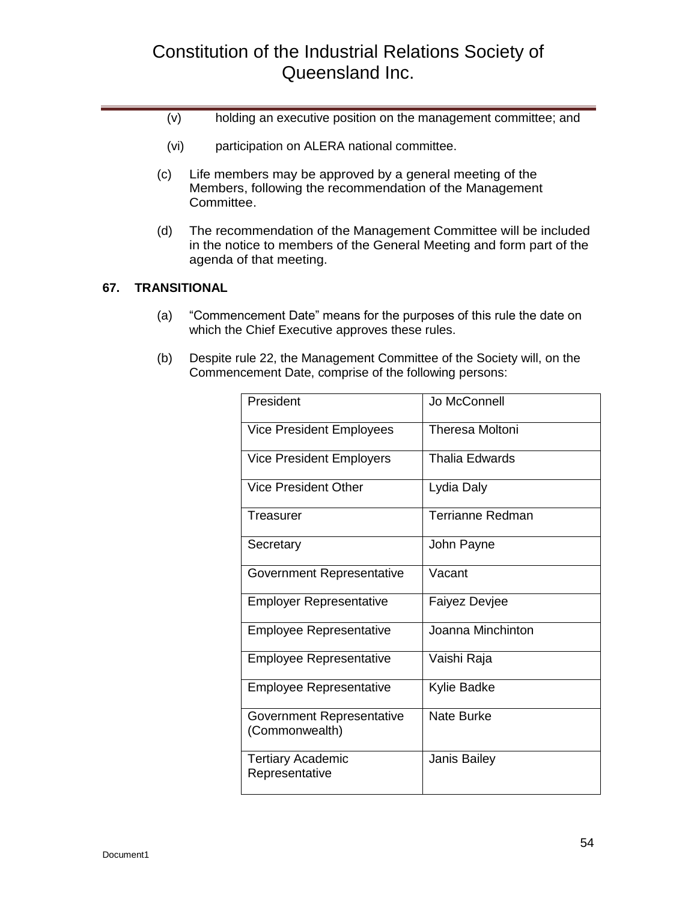(v) holding an executive position on the management committee; and

(vi) participation on ALERA national committee.

(c) Life members may be approved by a general meeting of the Members, following the recommendation of the Management Committee.

(d) The recommendation of the Management Committee will be included in the notice to members of the General Meeting and form part of the agenda of that meeting.

## 67. TRANSITIONAL

(a) "Commencement Date" means for the purposes of this rule the date on which the Chief Executive approves these rules.

(b) Despite rule 22, the Management Committee of the Society will, on the Commencement Date, comprise of the following persons:

| | |
|---|---|
| President | Jo McConnell |
| Vice President Employees | Theresa Moltoni |
| Vice President Employers | Thalia Edwards |
| Vice President Other | Lydia Daly |
| Treasurer | Terrianne Redman |
| Secretary | John Payne |
| Government Representative | Vacant |
| Employer Representative | Faiyez Devjee |
| Employee Representative | Joanna Minchinton |
| Employee Representative | Vaishi Raja |
| Employee Representative | Kylie Badke |
| Government Representative (Commonwealth) | Nate Burke |
| Tertiary Academic Representative | Janis Bailey |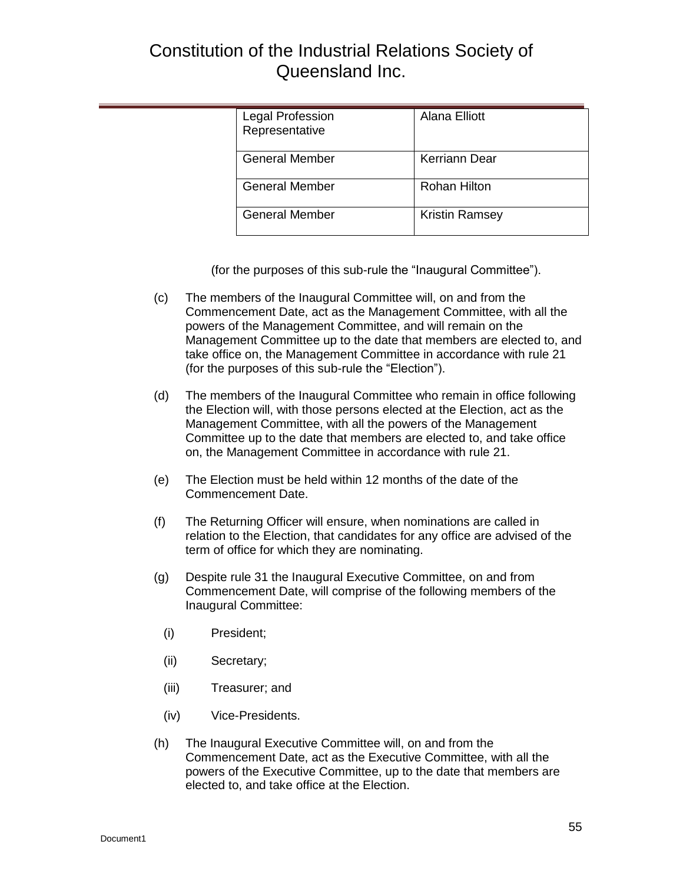| Legal Profession Representative | Alana Elliott |
| --- | --- |
| General Member | Kerriann Dear |
| General Member | Rohan Hilton |
| General Member | Kristin Ramsey |

(for the purposes of this sub-rule the "Inaugural Committee").

(c) The members of the Inaugural Committee will, on and from the Commencement Date, act as the Management Committee, with all the powers of the Management Committee, and will remain on the Management Committee up to the date that members are elected to, and take office on, the Management Committee in accordance with rule 21 (for the purposes of this sub-rule the "Election").

(d) The members of the Inaugural Committee who remain in office following the Election will, with those persons elected at the Election, act as the Management Committee, with all the powers of the Management Committee up to the date that members are elected to, and take office on, the Management Committee in accordance with rule 21.

(e) The Election must be held within 12 months of the date of the Commencement Date.

(f) The Returning Officer will ensure, when nominations are called in relation to the Election, that candidates for any office are advised of the term of office for which they are nominating.

(g) Despite rule 31 the Inaugural Executive Committee, on and from Commencement Date, will comprise of the following members of the Inaugural Committee:

  (i) President;

  (ii) Secretary;

  (iii) Treasurer; and

  (iv) Vice-Presidents.

(h) The Inaugural Executive Committee will, on and from the Commencement Date, act as the Executive Committee, with all the powers of the Executive Committee, up to the date that members are elected to, and take office at the Election.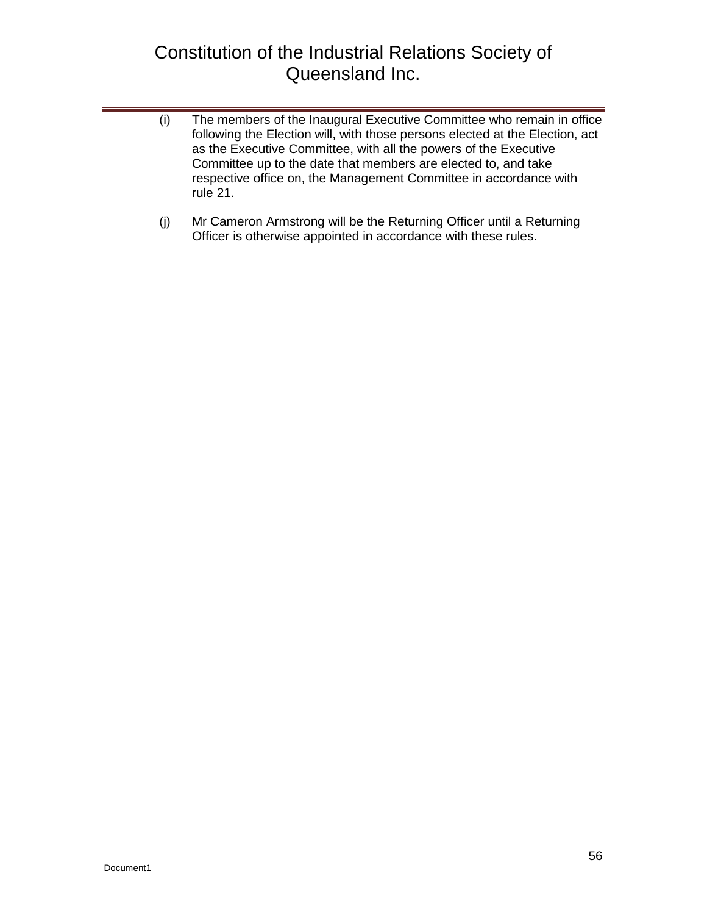(i) The members of the Inaugural Executive Committee who remain in office following the Election will, with those persons elected at the Election, act as the Executive Committee, with all the powers of the Executive Committee up to the date that members are elected to, and take respective office on, the Management Committee in accordance with rule 21.

(j) Mr Cameron Armstrong will be the Returning Officer until a Returning Officer is otherwise appointed in accordance with these rules.